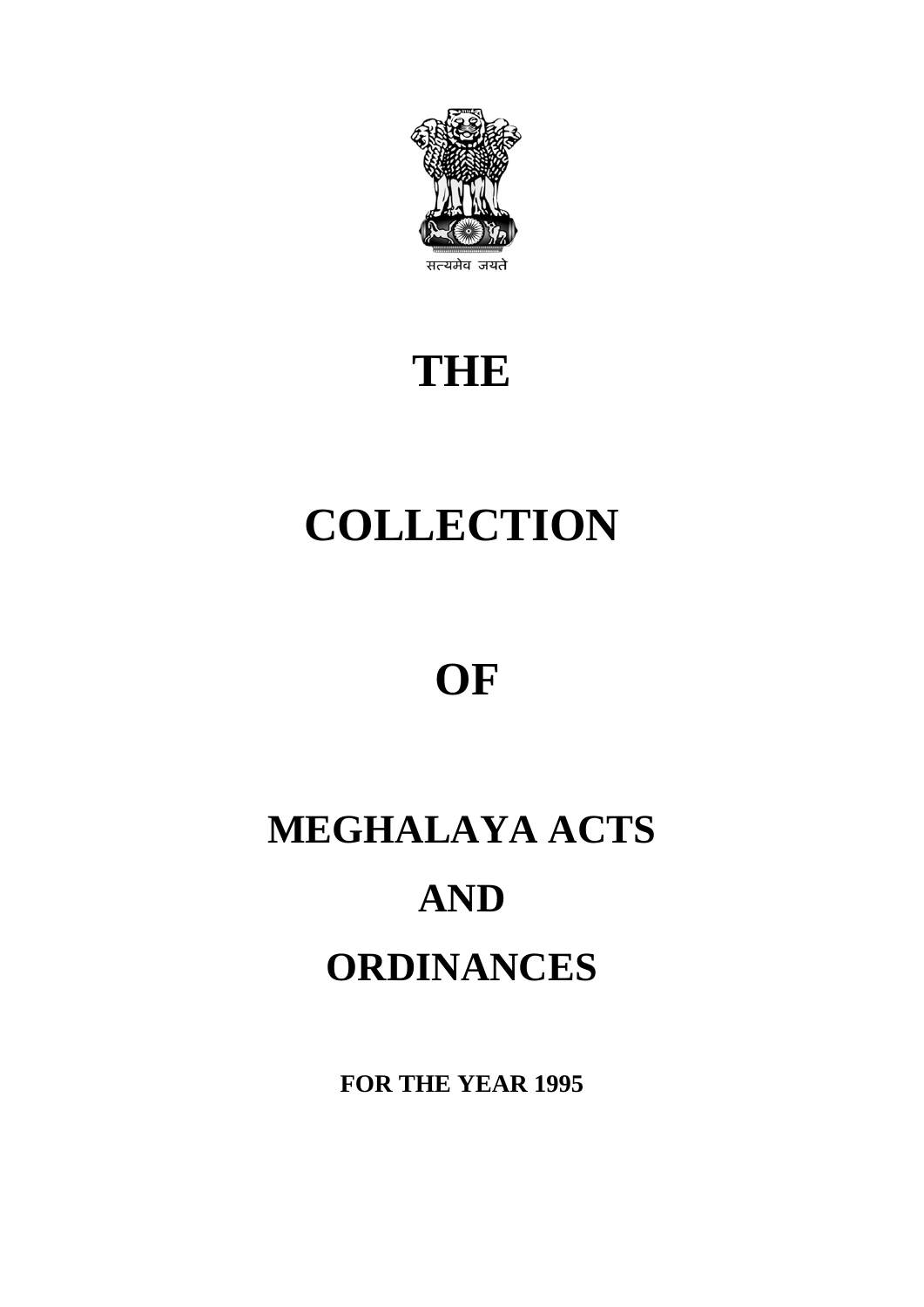सत्यमेव जयते

# THE

# COLLECTION

# OF

# MEGHALAYA ACTS

# AND

# ORDINANCES

**FOR THE YEAR 1995**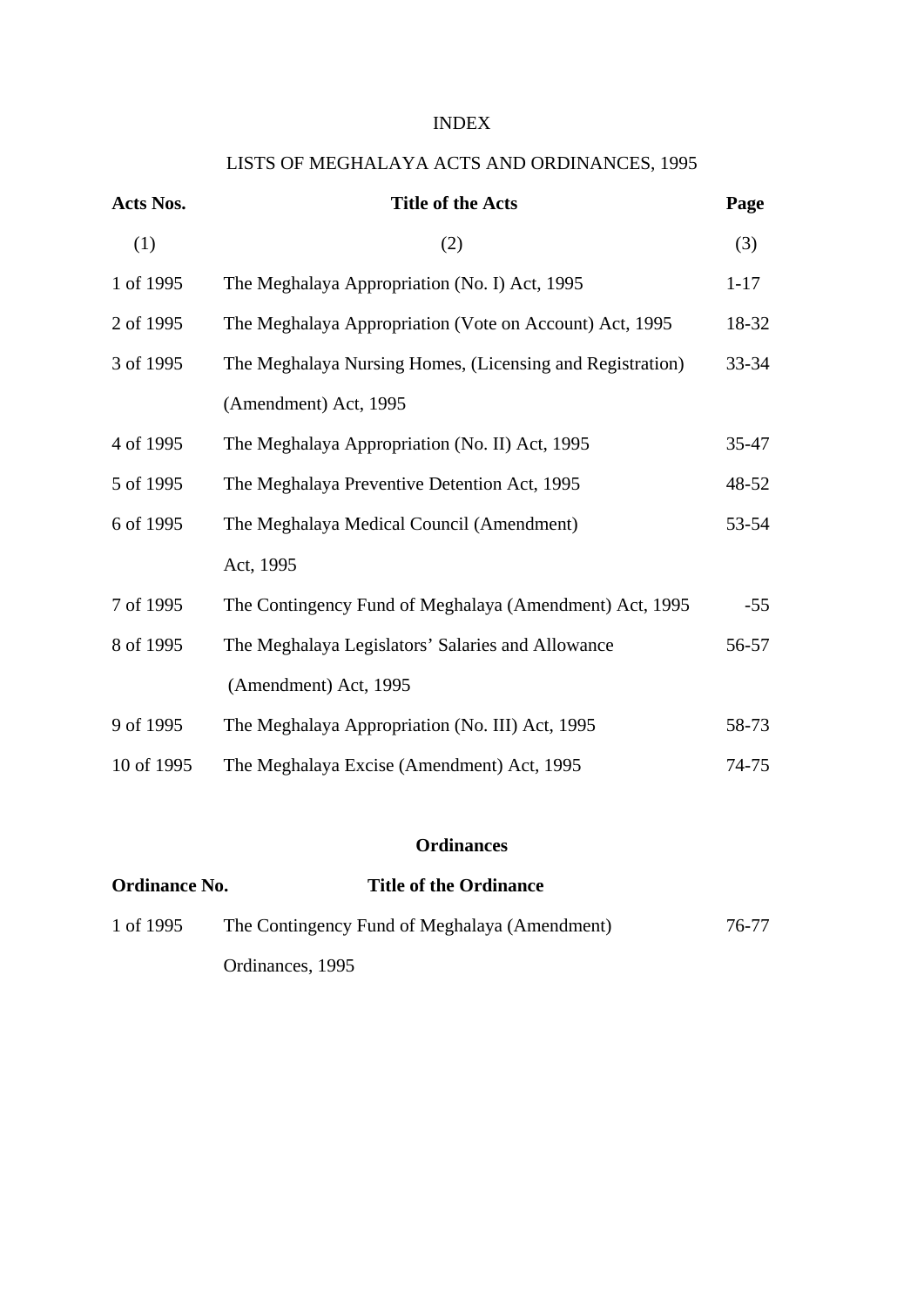# INDEX

## LISTS OF MEGHALAYA ACTS AND ORDINANCES, 1995

| Acts Nos. | Title of the Acts | Page |
|---|---|---|
| (1) | (2) | (3) |
| 1 of 1995 | The Meghalaya Appropriation (No. I) Act, 1995 | 1-17 |
| 2 of 1995 | The Meghalaya Appropriation (Vote on Account) Act, 1995 | 18-32 |
| 3 of 1995 | The Meghalaya Nursing Homes, (Licensing and Registration) (Amendment) Act, 1995 | 33-34 |
| 4 of 1995 | The Meghalaya Appropriation (No. II) Act, 1995 | 35-47 |
| 5 of 1995 | The Meghalaya Preventive Detention Act, 1995 | 48-52 |
| 6 of 1995 | The Meghalaya Medical Council (Amendment) Act, 1995 | 53-54 |
| 7 of 1995 | The Contingency Fund of Meghalaya (Amendment) Act, 1995 | -55 |
| 8 of 1995 | The Meghalaya Legislators' Salaries and Allowance (Amendment) Act, 1995 | 56-57 |
| 9 of 1995 | The Meghalaya Appropriation (No. III) Act, 1995 | 58-73 |
| 10 of 1995 | The Meghalaya Excise (Amendment) Act, 1995 | 74-75 |

### Ordinances

| Ordinance No. | Title of the Ordinance | |
|---|---|---|
| 1 of 1995 | The Contingency Fund of Meghalaya (Amendment) Ordinances, 1995 | 76-77 |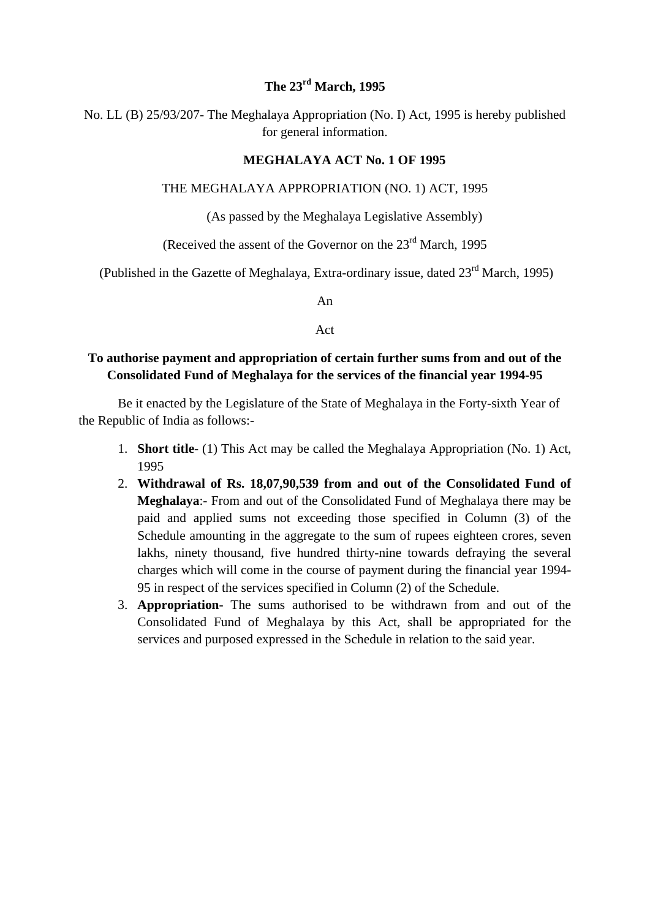**The 23rd March, 1995**

No. LL (B) 25/93/207- The Meghalaya Appropriation (No. I) Act, 1995 is hereby published for general information.

**MEGHALAYA ACT No. 1 OF 1995**

THE MEGHALAYA APPROPRIATION (NO. 1) ACT, 1995

(As passed by the Meghalaya Legislative Assembly)

(Received the assent of the Governor on the 23rd March, 1995

(Published in the Gazette of Meghalaya, Extra-ordinary issue, dated 23rd March, 1995)

An

Act

**To authorise payment and appropriation of certain further sums from and out of the Consolidated Fund of Meghalaya for the services of the financial year 1994-95**

Be it enacted by the Legislature of the State of Meghalaya in the Forty-sixth Year of the Republic of India as follows:-

1. **Short title**- (1) This Act may be called the Meghalaya Appropriation (No. 1) Act, 1995
2. **Withdrawal of Rs. 18,07,90,539 from and out of the Consolidated Fund of Meghalaya**:- From and out of the Consolidated Fund of Meghalaya there may be paid and applied sums not exceeding those specified in Column (3) of the Schedule amounting in the aggregate to the sum of rupees eighteen crores, seven lakhs, ninety thousand, five hundred thirty-nine towards defraying the several charges which will come in the course of payment during the financial year 1994-95 in respect of the services specified in Column (2) of the Schedule.
3. **Appropriation**- The sums authorised to be withdrawn from and out of the Consolidated Fund of Meghalaya by this Act, shall be appropriated for the services and purposed expressed in the Schedule in relation to the said year.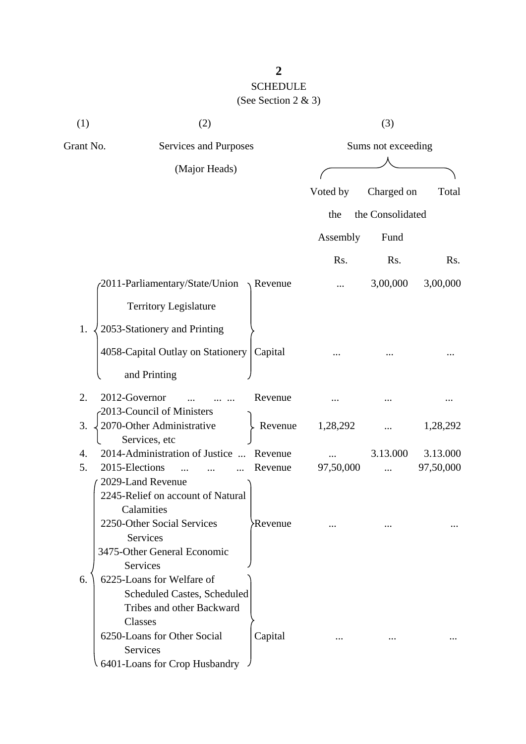## SCHEDULE

(See Section 2 & 3)

| (1) | (2) | | (3) | | |
|---|---|---|---|---|---|
| Grant No. | Services and Purposes (Major Heads) | | Sums not exceeding | | |
| | | | Voted by the Assembly | Charged on the Consolidated Fund | Total |
| | | | Rs. | Rs. | Rs. |
| 1. | 2011-Parliamentary/State/Union Territory Legislature<br>2053-Stationery and Printing | Revenue | ... | 3,00,000 | 3,00,000 |
| | 4058-Capital Outlay on Stationery and Printing | Capital | ... | ... | ... |
| 2. | 2012-Governor ... ... ... | Revenue | ... | ... | ... |
| 3. | 2013-Council of Ministers<br>2070-Other Administrative Services, etc | Revenue | 1,28,292 | ... | 1,28,292 |
| 4. | 2014-Administration of Justice ... | Revenue | ... | 3.13.000 | 3.13.000 |
| 5. | 2015-Elections ... ... ... | Revenue | 97,50,000 | ... | 97,50,000 |
| 6. | 2029-Land Revenue<br>2245-Relief on account of Natural Calamities<br>2250-Other Social Services Services<br>3475-Other General Economic Services | Revenue | ... | ... | ... |
| | 6225-Loans for Welfare of Scheduled Castes, Scheduled Tribes and other Backward Classes<br>6250-Loans for Other Social Services<br>6401-Loans for Crop Husbandry | Capital | ... | ... | ... |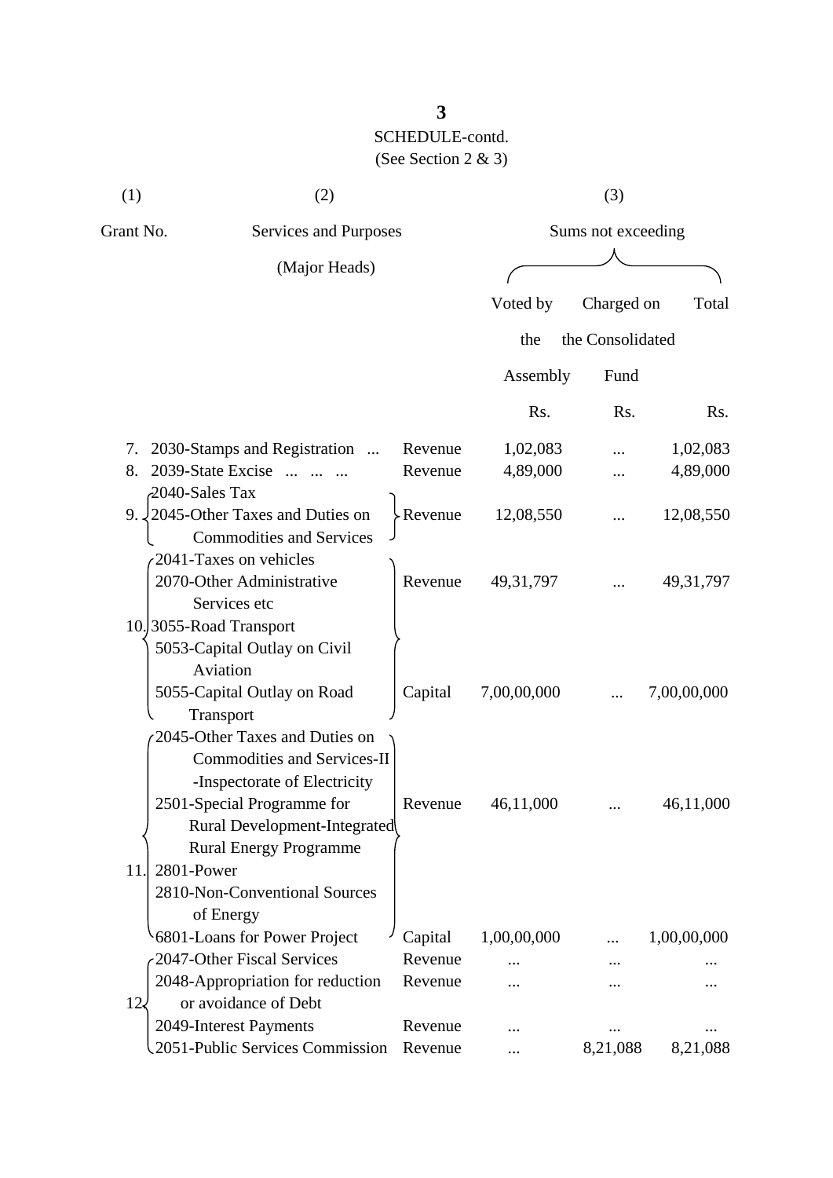SCHEDULE-contd.
(See Section 2 & 3)

| (1) | (2) | | (3) | | |
|---|---|---|---|---|---|
| Grant No. | Services and Purposes (Major Heads) | | Sums not exceeding | | |
| | | | Voted by the Assembly | Charged on the Consolidated Fund | Total |
| | | | Rs. | Rs. | Rs. |
| 7. | 2030-Stamps and Registration ... | Revenue | 1,02,083 | ... | 1,02,083 |
| 8. | 2039-State Excise ... ... ... | Revenue | 4,89,000 | ... | 4,89,000 |
| 9. | 2040-Sales Tax<br>2045-Other Taxes and Duties on Commodities and Services | Revenue | 12,08,550 | ... | 12,08,550 |
| 10. | 2041-Taxes on vehicles<br>2070-Other Administrative Services etc<br>3055-Road Transport | Revenue | 49,31,797 | ... | 49,31,797 |
| | 5053-Capital Outlay on Civil Aviation<br>5055-Capital Outlay on Road Transport | Capital | 7,00,00,000 | ... | 7,00,00,000 |
| 11. | 2045-Other Taxes and Duties on Commodities and Services-II -Inspectorate of Electricity<br>2501-Special Programme for Rural Development-Integrated Rural Energy Programme<br>2801-Power<br>2810-Non-Conventional Sources of Energy | Revenue | 46,11,000 | ... | 46,11,000 |
| | 6801-Loans for Power Project | Capital | 1,00,00,000 | ... | 1,00,00,000 |
| 12. | 2047-Other Fiscal Services | Revenue | ... | ... | ... |
| | 2048-Appropriation for reduction or avoidance of Debt | Revenue | ... | ... | ... |
| | 2049-Interest Payments | Revenue | ... | ... | ... |
| | 2051-Public Services Commission | Revenue | ... | 8,21,088 | 8,21,088 |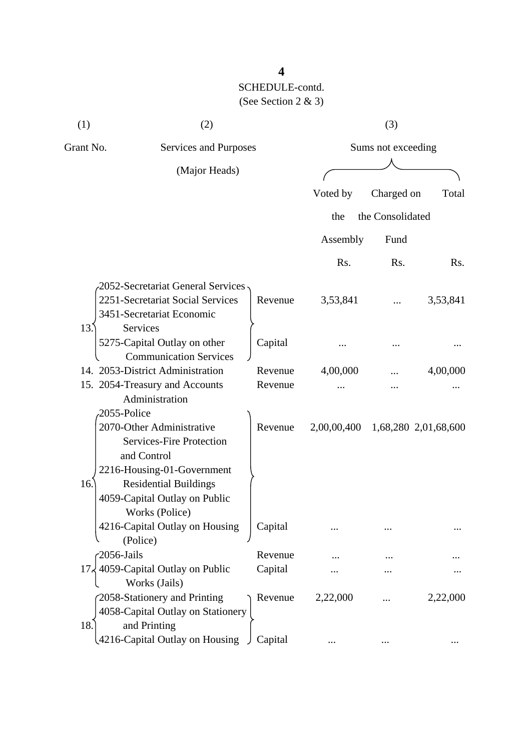SCHEDULE-contd.

(See Section 2 & 3)

| (1) | (2) | | (3) | | |
|---|---|---|---|---|---|
| Grant No. | Services and Purposes (Major Heads) | | Sums not exceeding | | |
| | | | Voted by the Assembly | Charged on the Consolidated Fund | Total |
| | | | Rs. | Rs. | Rs. |
| 13. | 2052-Secretariat General Services<br>2251-Secretariat Social Services<br>3451-Secretariat Economic Services | Revenue | 3,53,841 | ... | 3,53,841 |
| | 5275-Capital Outlay on other Communication Services | Capital | ... | ... | ... |
| 14. | 2053-District Administration | Revenue | 4,00,000 | ... | 4,00,000 |
| 15. | 2054-Treasury and Accounts Administration | Revenue | ... | ... | ... |
| 16. | 2055-Police<br>2070-Other Administrative Services-Fire Protection and Control<br>2216-Housing-01-Government Residential Buildings | Revenue | 2,00,00,400 | 1,68,280 | 2,01,68,600 |
| | 4059-Capital Outlay on Public Works (Police)<br>4216-Capital Outlay on Housing (Police) | Capital | ... | ... | ... |
| 17. | 2056-Jails | Revenue | ... | ... | ... |
| | 4059-Capital Outlay on Public Works (Jails) | Capital | ... | ... | ... |
| 18. | 2058-Stationery and Printing | Revenue | 2,22,000 | ... | 2,22,000 |
| | 4058-Capital Outlay on Stationery and Printing<br>4216-Capital Outlay on Housing | Capital | ... | ... | ... |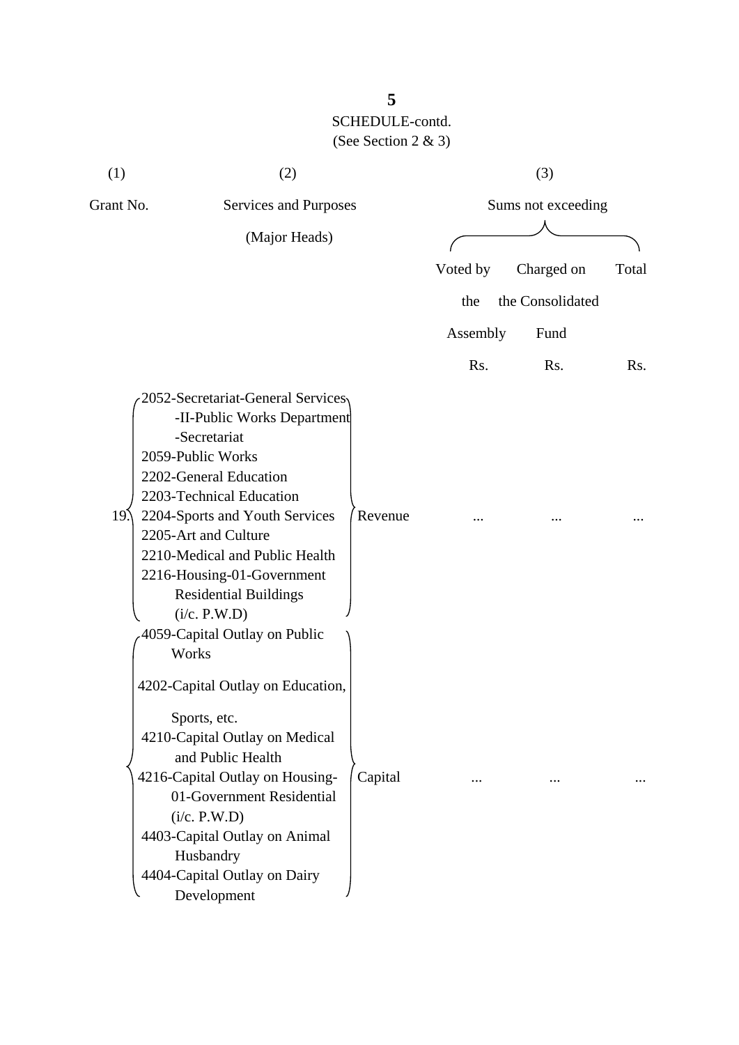SCHEDULE-contd.

(See Section 2 & 3)

| (1) | (2) | | (3) | | |
|---|---|---|---|---|---|
| Grant No. | Services and Purposes (Major Heads) | | Sums not exceeding | | |
| | | | Voted by the Assembly | Charged on the Consolidated Fund | Total |
| | | | Rs. | Rs. | Rs. |
| 19. | 2052-Secretariat-General Services -II-Public Works Department -Secretariat<br>2059-Public Works<br>2202-General Education<br>2203-Technical Education<br>2204-Sports and Youth Services<br>2205-Art and Culture<br>2210-Medical and Public Health<br>2216-Housing-01-Government Residential Buildings (i/c. P.W.D) | Revenue | ... | ... | ... |
| | 4059-Capital Outlay on Public Works<br>4202-Capital Outlay on Education, Sports, etc.<br>4210-Capital Outlay on Medical and Public Health<br>4216-Capital Outlay on Housing-01-Government Residential (i/c. P.W.D)<br>4403-Capital Outlay on Animal Husbandry<br>4404-Capital Outlay on Dairy Development | Capital | ... | ... | ... |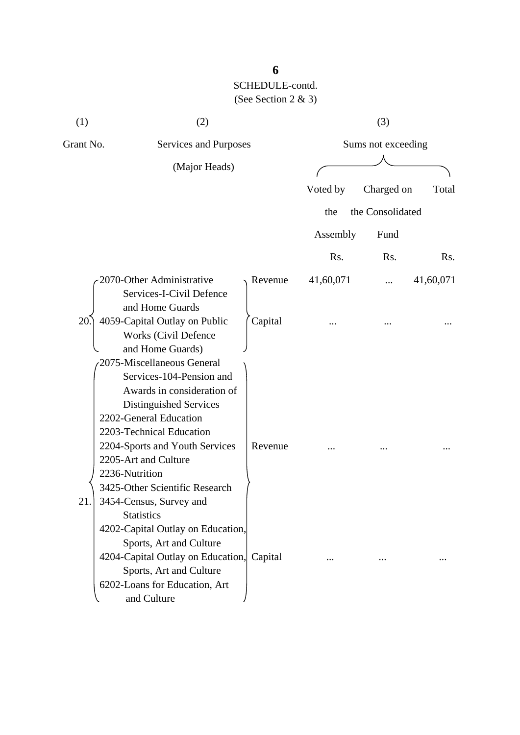SCHEDULE-contd.

(See Section 2 & 3)

| (1) | (2) | | (3) | | |
|---|---|---|---|---|---|
| Grant No. | Services and Purposes (Major Heads) | | Sums not exceeding | | |
| | | | Voted by the Assembly | Charged on the Consolidated Fund | Total |
| | | | Rs. | Rs. | Rs. |
| 20. | 2070-Other Administrative Services-I-Civil Defence and Home Guards | Revenue | 41,60,071 | ... | 41,60,071 |
| | 4059-Capital Outlay on Public Works (Civil Defence and Home Guards) | Capital | ... | ... | ... |
| 21. | 2075-Miscellaneous General Services-104-Pension and Awards in consideration of Distinguished Services<br>2202-General Education<br>2203-Technical Education<br>2204-Sports and Youth Services<br>2205-Art and Culture<br>2236-Nutrition<br>3425-Other Scientific Research<br>3454-Census, Survey and Statistics | Revenue | ... | ... | ... |
| | 4202-Capital Outlay on Education, Sports, Art and Culture<br>4204-Capital Outlay on Education, Sports, Art and Culture<br>6202-Loans for Education, Art and Culture | Capital | ... | ... | ... |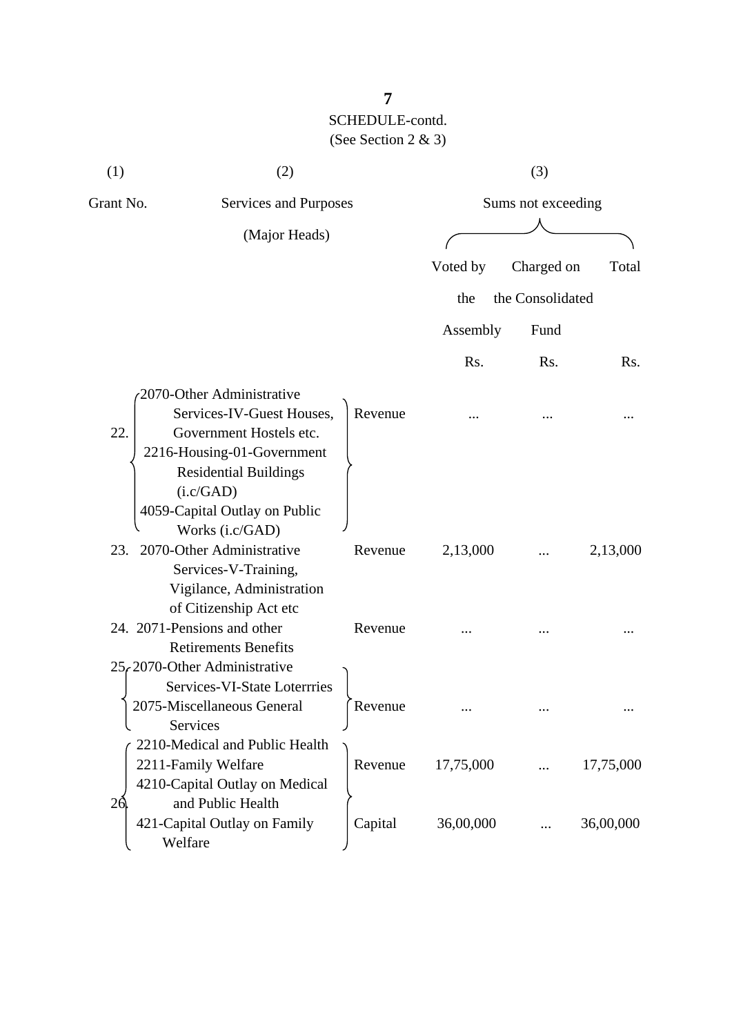SCHEDULE-contd.

(See Section 2 & 3)

| (1) | (2) | | (3) | | |
|---|---|---|---|---|---|
| Grant No. | Services and Purposes (Major Heads) | | Sums not exceeding | | |
| | | | Voted by the Assembly | Charged on the Consolidated Fund | Total |
| | | | Rs. | Rs. | Rs. |
| 22. | 2070-Other Administrative Services-IV-Guest Houses, Government Hostels etc. 2216-Housing-01-Government Residential Buildings (i.c/GAD) 4059-Capital Outlay on Public Works (i.c/GAD) | Revenue | ... | ... | ... |
| 23. | 2070-Other Administrative Services-V-Training, Vigilance, Administration of Citizenship Act etc | Revenue | 2,13,000 | ... | 2,13,000 |
| 24. | 2071-Pensions and other Retirements Benefits | Revenue | ... | ... | ... |
| 25. | 2070-Other Administrative Services-VI-State Loterrries 2075-Miscellaneous General Services | Revenue | ... | ... | ... |
| 26. | 2210-Medical and Public Health 2211-Family Welfare 4210-Capital Outlay on Medical and Public Health 421-Capital Outlay on Family Welfare | Revenue | 17,75,000 | ... | 17,75,000 |
| | | Capital | 36,00,000 | ... | 36,00,000 |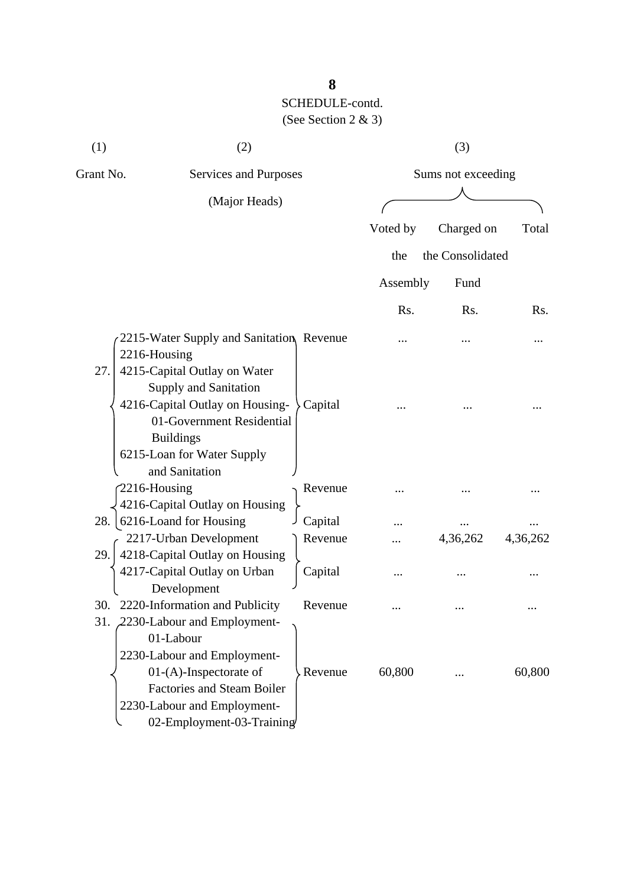SCHEDULE-contd.
(See Section 2 & 3)

| (1) | (2) | | (3) | | |
|---|---|---|---|---|---|
| Grant No. | Services and Purposes (Major Heads) | | Sums not exceeding | | |
| | | | Voted by the Assembly | Charged on the Consolidated Fund | Total |
| | | | Rs. | Rs. | Rs. |
| 27. | 2215-Water Supply and Sanitation<br>2216-Housing | Revenue | ... | ... | ... |
| | 4215-Capital Outlay on Water Supply and Sanitation<br>4216-Capital Outlay on Housing-01-Government Residential Buildings<br>6215-Loan for Water Supply and Sanitation | Capital | ... | ... | ... |
| 28. | 2216-Housing | Revenue | ... | ... | ... |
| | 4216-Capital Outlay on Housing<br>6216-Loand for Housing | Capital | ... | ... | ... |
| 29. | 2217-Urban Development | Revenue | ... | 4,36,262 | 4,36,262 |
| | 4218-Capital Outlay on Housing<br>4217-Capital Outlay on Urban Development | Capital | ... | ... | ... |
| 30. | 2220-Information and Publicity | Revenue | ... | ... | ... |
| 31. | 2230-Labour and Employment-01-Labour<br>2230-Labour and Employment-01-(A)-Inspectorate of Factories and Steam Boiler<br>2230-Labour and Employment-02-Employment-03-Training | Revenue | 60,800 | ... | 60,800 |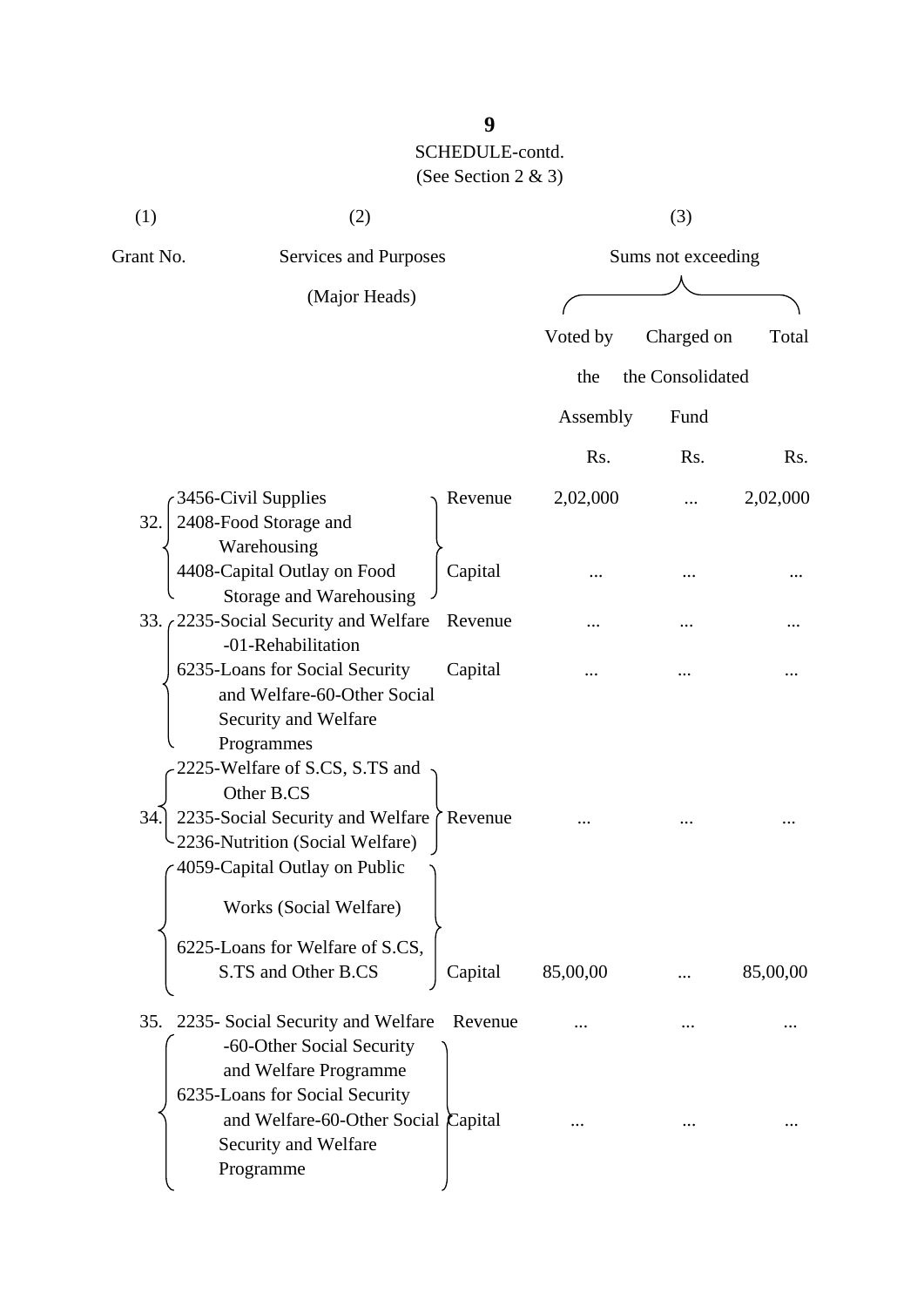SCHEDULE-contd.
(See Section 2 & 3)

| (1) | (2) | | (3) | | |
|---|---|---|---|---|---|
| Grant No. | Services and Purposes (Major Heads) | | Sums not exceeding | | |
| | | | Voted by the Assembly | Charged on the Consolidated Fund | Total |
| | | | Rs. | Rs. | Rs. |
| 32. | 3456-Civil Supplies<br>2408-Food Storage and Warehousing | Revenue | 2,02,000 | ... | 2,02,000 |
| | 4408-Capital Outlay on Food Storage and Warehousing | Capital | ... | ... | ... |
| 33. | 2235-Social Security and Welfare -01-Rehabilitation | Revenue | ... | ... | ... |
| | 6235-Loans for Social Security and Welfare-60-Other Social Security and Welfare Programmes | Capital | ... | ... | ... |
| 34. | 2225-Welfare of S.CS, S.TS and Other B.CS<br>2235-Social Security and Welfare<br>2236-Nutrition (Social Welfare) | Revenue | ... | ... | ... |
| | 4059-Capital Outlay on Public Works (Social Welfare)<br>6225-Loans for Welfare of S.CS, S.TS and Other B.CS | Capital | 85,00,00 | ... | 85,00,00 |
| 35. | 2235- Social Security and Welfare -60-Other Social Security and Welfare Programme | Revenue | ... | ... | ... |
| | 6235-Loans for Social Security and Welfare-60-Other Social Security and Welfare Programme | Capital | ... | ... | ... |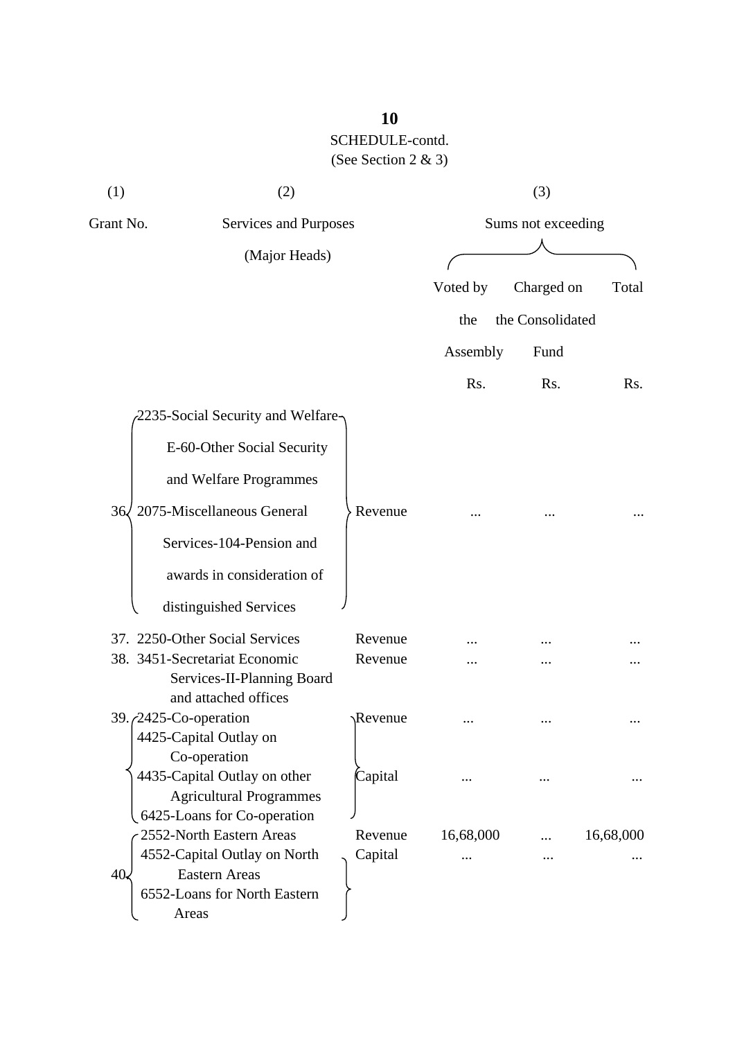SCHEDULE-contd.

(See Section 2 & 3)

| (1) | (2) | | (3) | | |
|---|---|---|---|---|---|
| Grant No. | Services and Purposes (Major Heads) | | Sums not exceeding | | |
| | | | Voted by the Assembly | Charged on the Consolidated Fund | Total |
| | | | Rs. | Rs. | Rs. |
| 36. | 2235-Social Security and Welfare-E-60-Other Social Security and Welfare Programmes<br>2075-Miscellaneous General Services-104-Pension and awards in consideration of distinguished Services | Revenue | ... | ... | ... |
| 37. | 2250-Other Social Services | Revenue | ... | ... | ... |
| 38. | 3451-Secretariat Economic Services-II-Planning Board and attached offices | Revenue | ... | ... | ... |
| 39. | 2425-Co-operation | Revenue | ... | ... | ... |
| | 4425-Capital Outlay on Co-operation<br>4435-Capital Outlay on other Agricultural Programmes<br>6425-Loans for Co-operation | Capital | ... | ... | ... |
| 40. | 2552-North Eastern Areas | Revenue | 16,68,000 | ... | 16,68,000 |
| | 4552-Capital Outlay on North Eastern Areas<br>6552-Loans for North Eastern Areas | Capital | ... | ... | ... |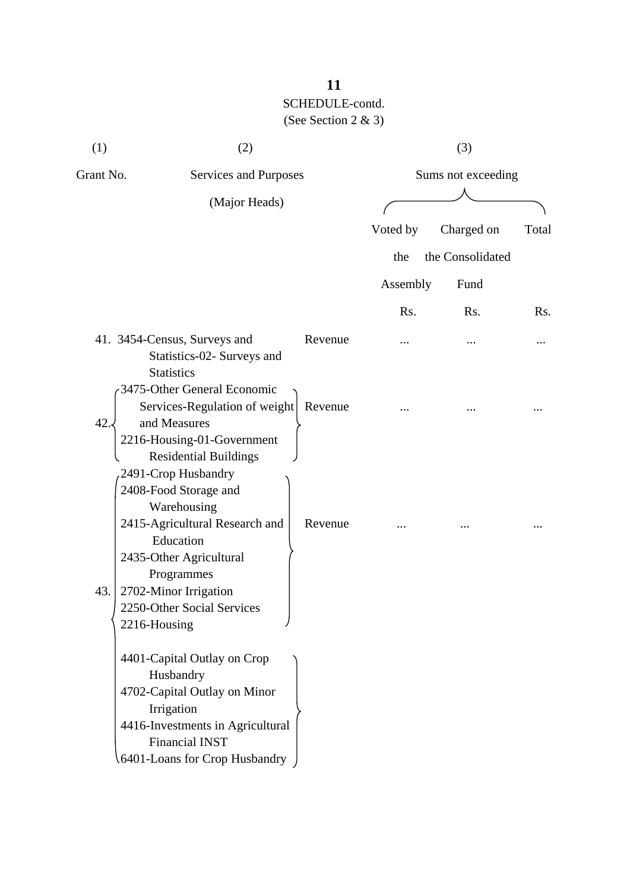SCHEDULE-contd.

(See Section 2 & 3)

| (1) | (2) | | (3) | | |
|---|---|---|---|---|---|
| Grant No. | Services and Purposes (Major Heads) | | Sums not exceeding | | |
| | | | Voted by the Assembly | Charged on the Consolidated Fund | Total |
| | | | Rs. | Rs. | Rs. |
| 41. | 3454-Census, Surveys and Statistics-02- Surveys and Statistics | Revenue | ... | ... | ... |
| 42. | 3475-Other General Economic Services-Regulation of weight and Measures<br>2216-Housing-01-Government Residential Buildings | Revenue | ... | ... | ... |
| 43. | 2491-Crop Husbandry<br>2408-Food Storage and Warehousing<br>2415-Agricultural Research and Education<br>2435-Other Agricultural Programmes<br>2702-Minor Irrigation<br>2250-Other Social Services<br>2216-Housing | Revenue | ... | ... | ... |
| | 4401-Capital Outlay on Crop Husbandry<br>4702-Capital Outlay on Minor Irrigation<br>4416-Investments in Agricultural Financial INST<br>6401-Loans for Crop Husbandry | | | | |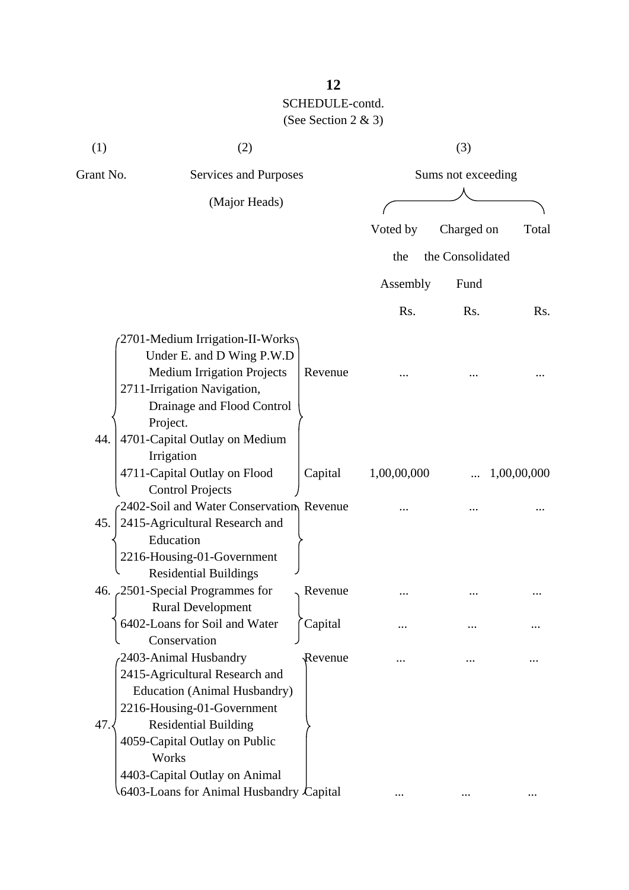SCHEDULE-contd.

(See Section 2 & 3)

| (1) | (2) | | (3) | | |
|---|---|---|---|---|---|
| Grant No. | Services and Purposes (Major Heads) | | Sums not exceeding | | |
| | | | Voted by the Assembly | Charged on the Consolidated Fund | Total |
| | | | Rs. | Rs. | Rs. |
| 44. | 2701-Medium Irrigation-II-Works Under E. and D Wing P.W.D Medium Irrigation Projects<br>2711-Irrigation Navigation, Drainage and Flood Control Project. | Revenue | ... | ... | ... |
| | 4701-Capital Outlay on Medium Irrigation<br>4711-Capital Outlay on Flood Control Projects | Capital | 1,00,00,000 | ... | 1,00,00,000 |
| 45. | 2402-Soil and Water Conservation<br>2415-Agricultural Research and Education<br>2216-Housing-01-Government Residential Buildings | Revenue | ... | ... | ... |
| 46. | 2501-Special Programmes for Rural Development | Revenue | ... | ... | ... |
| | 6402-Loans for Soil and Water Conservation | Capital | ... | ... | ... |
| 47. | 2403-Animal Husbandry<br>2415-Agricultural Research and Education (Animal Husbandry)<br>2216-Housing-01-Government Residential Building | Revenue | ... | ... | ... |
| | 4059-Capital Outlay on Public Works<br>4403-Capital Outlay on Animal<br>6403-Loans for Animal Husbandry | Capital | ... | ... | ... |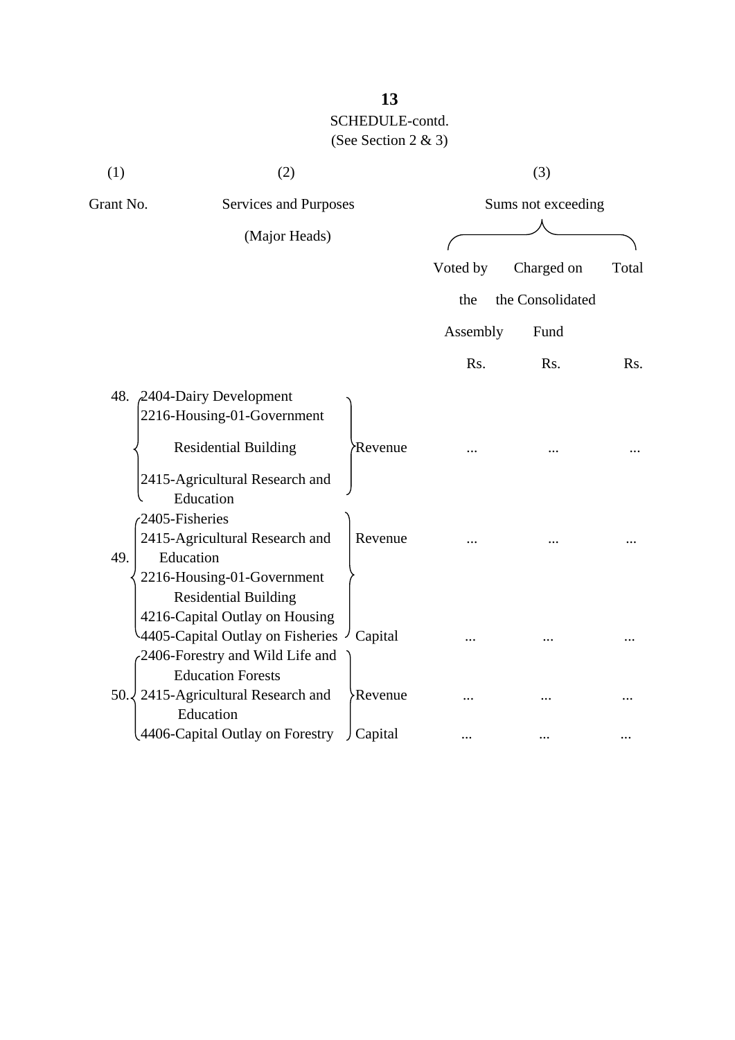**13**

SCHEDULE-contd.

(See Section 2 & 3)

| (1) | (2) | | (3) | | |
|---|---|---|---|---|---|
| Grant No. | Services and Purposes (Major Heads) | | Sums not exceeding | | |
| | | | Voted by the Assembly | Charged on the Consolidated Fund | Total |
| | | | Rs. | Rs. | Rs. |
| 48. | 2404-Dairy Development<br>2216-Housing-01-Government Residential Building<br>2415-Agricultural Research and Education | Revenue | ... | ... | ... |
| 49. | 2405-Fisheries<br>2415-Agricultural Research and Education<br>2216-Housing-01-Government Residential Building | Revenue | ... | ... | ... |
| | 4216-Capital Outlay on Housing<br>4405-Capital Outlay on Fisheries | Capital | ... | ... | ... |
| 50. | 2406-Forestry and Wild Life and Education Forests<br>2415-Agricultural Research and Education | Revenue | ... | ... | ... |
| | 4406-Capital Outlay on Forestry | Capital | ... | ... | ... |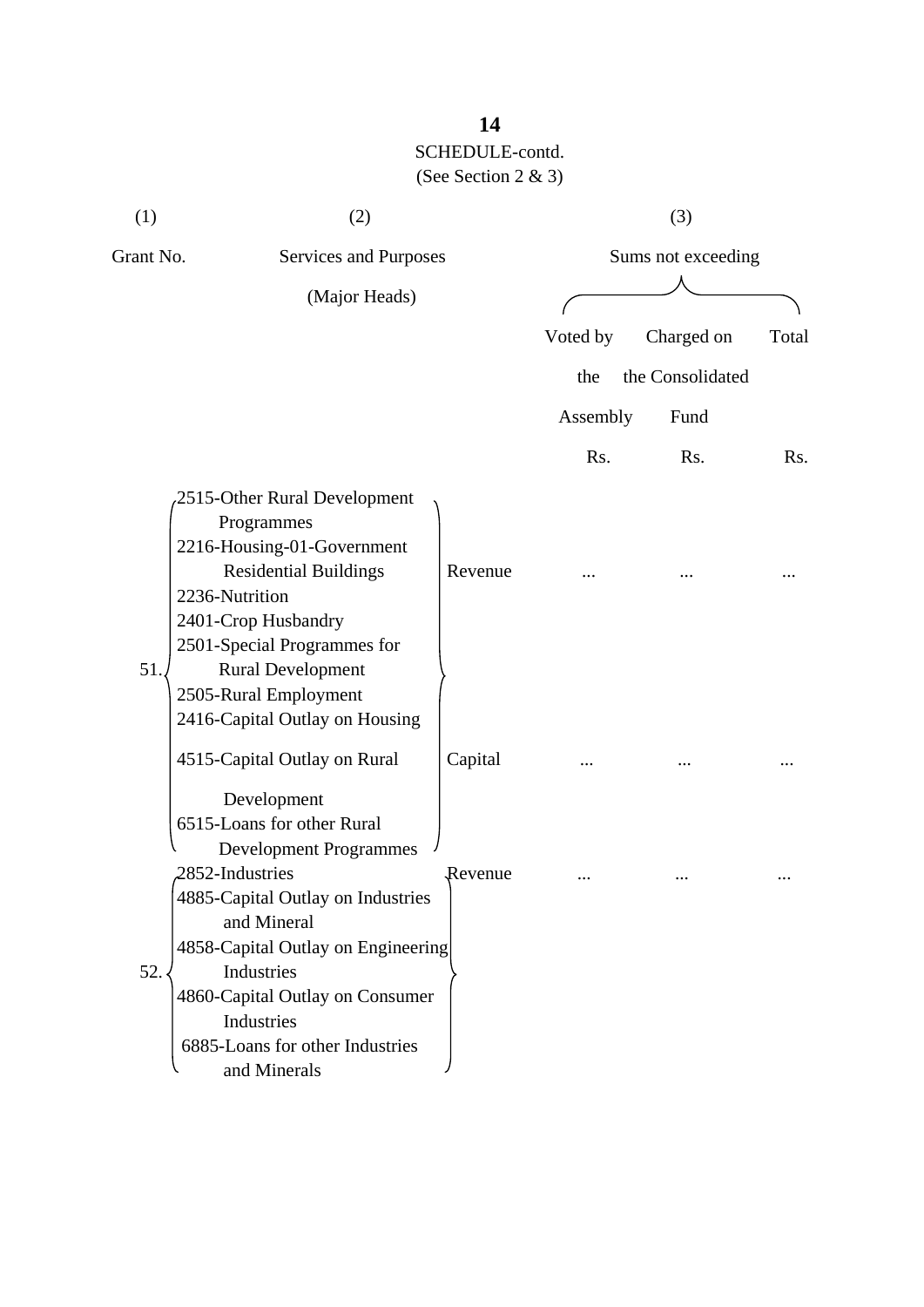SCHEDULE-contd.

(See Section 2 & 3)

| (1) | (2) | | (3) | | |
|---|---|---|---|---|---|
| Grant No. | Services and Purposes (Major Heads) | | Sums not exceeding | | |
| | | | Voted by the Assembly | Charged on the Consolidated Fund | Total |
| | | | Rs. | Rs. | Rs. |
| 51. | 2515-Other Rural Development Programmes<br>2216-Housing-01-Government Residential Buildings<br>2236-Nutrition<br>2401-Crop Husbandry<br>2501-Special Programmes for Rural Development<br>2505-Rural Employment | Revenue | ... | ... | ... |
| | 2416-Capital Outlay on Housing<br>4515-Capital Outlay on Rural Development<br>6515-Loans for other Rural Development Programmes | Capital | ... | ... | ... |
| 52. | 2852-Industries | Revenue | ... | ... | ... |
| | 4885-Capital Outlay on Industries and Mineral<br>4858-Capital Outlay on Engineering Industries<br>4860-Capital Outlay on Consumer Industries<br>6885-Loans for other Industries and Minerals | | | | |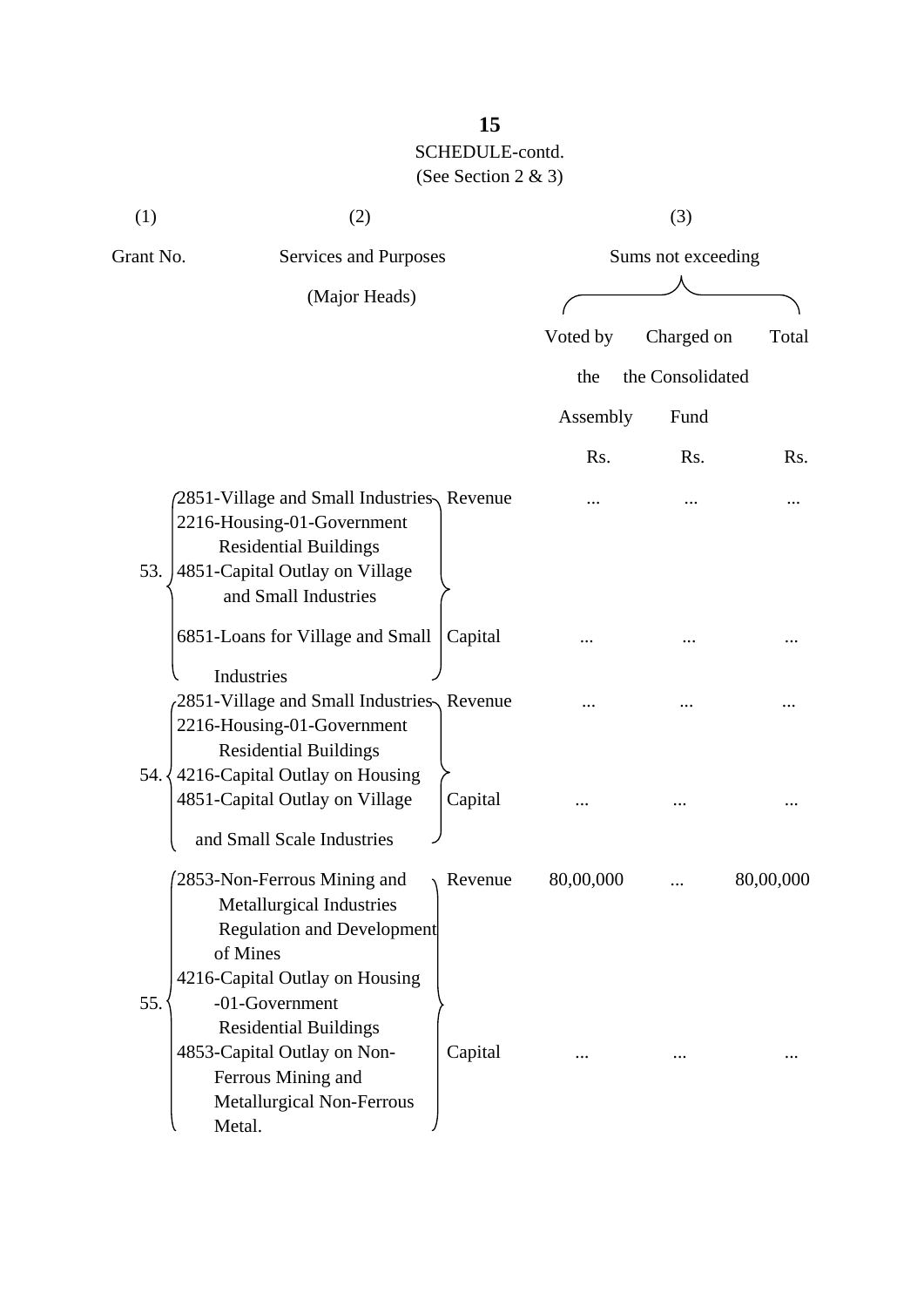SCHEDULE-contd.
(See Section 2 & 3)

| (1) | (2) | | (3) | | |
|---|---|---|---|---|---|
| Grant No. | Services and Purposes (Major Heads) | | Sums not exceeding | | |
| | | | Voted by the Assembly | Charged on the Consolidated Fund | Total |
| | | | Rs. | Rs. | Rs. |
| 53. | 2851-Village and Small Industries<br>2216-Housing-01-Government Residential Buildings<br>4851-Capital Outlay on Village and Small Industries<br>6851-Loans for Village and Small Industries | Revenue | ... | ... | ... |
| | | Capital | ... | ... | ... |
| 54. | 2851-Village and Small Industries<br>2216-Housing-01-Government Residential Buildings<br>4216-Capital Outlay on Housing<br>4851-Capital Outlay on Village and Small Scale Industries | Revenue | ... | ... | ... |
| | | Capital | ... | ... | ... |
| 55. | 2853-Non-Ferrous Mining and Metallurgical Industries Regulation and Development of Mines<br>4216-Capital Outlay on Housing -01-Government Residential Buildings<br>4853-Capital Outlay on Non-Ferrous Mining and Metallurgical Non-Ferrous Metal. | Revenue | 80,00,000 | ... | 80,00,000 |
| | | Capital | ... | ... | ... |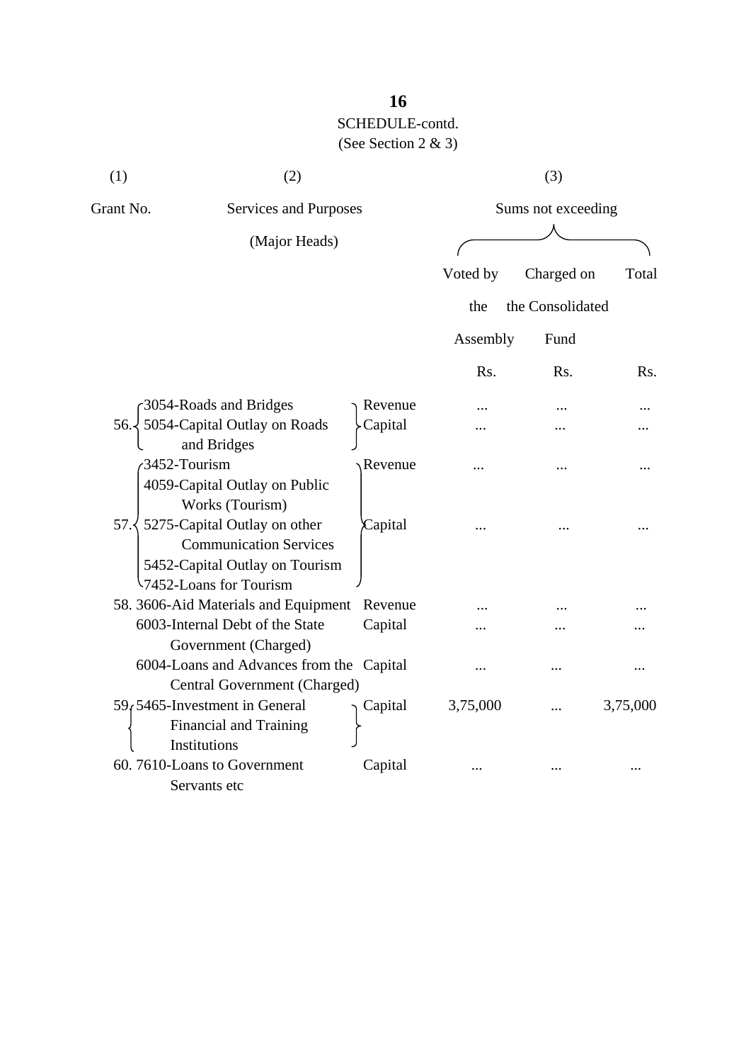SCHEDULE-contd.

(See Section 2 & 3)

| (1) | (2) | | (3) | | |
|---|---|---|---|---|---|
| Grant No. | Services and Purposes (Major Heads) | | Sums not exceeding | | |
| | | | Voted by the Assembly | Charged on the Consolidated Fund | Total |
| | | | Rs. | Rs. | Rs. |
| 56. | 3054-Roads and Bridges | Revenue | ... | ... | ... |
| | 5054-Capital Outlay on Roads and Bridges | Capital | ... | ... | ... |
| 57. | 3452-Tourism | Revenue | ... | ... | ... |
| | 4059-Capital Outlay on Public Works (Tourism) 5275-Capital Outlay on other Communication Services 5452-Capital Outlay on Tourism 7452-Loans for Tourism | Capital | ... | ... | ... |
| 58. | 3606-Aid Materials and Equipment | Revenue | ... | ... | ... |
| | 6003-Internal Debt of the State Government (Charged) | Capital | ... | ... | ... |
| | 6004-Loans and Advances from the Central Government (Charged) | Capital | ... | ... | ... |
| 59. | 5465-Investment in General Financial and Training Institutions | Capital | 3,75,000 | ... | 3,75,000 |
| 60. | 7610-Loans to Government Servants etc | Capital | ... | ... | ... |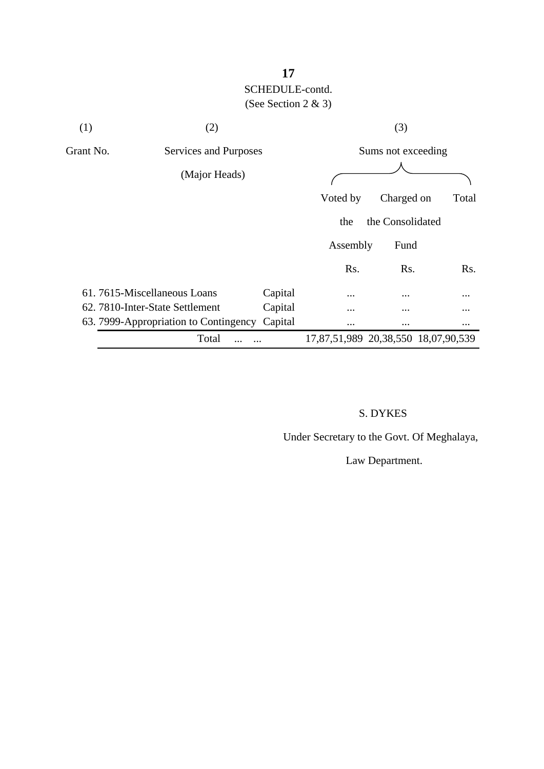SCHEDULE-contd.

(See Section 2 & 3)

| (1) | (2) | | (3) | | |
|---|---|---|---|---|---|
| Grant No. | Services and Purposes (Major Heads) | | Sums not exceeding | | |
| | | | Voted by the Assembly | Charged on the Consolidated Fund | Total |
| | | | Rs. | Rs. | Rs. |
| 61. | 7615-Miscellaneous Loans | Capital | ... | ... | ... |
| 62. | 7810-Inter-State Settlement | Capital | ... | ... | ... |
| 63. | 7999-Appropriation to Contingency | Capital | ... | ... | ... |
| | Total ... ... | | 17,87,51,989 | 20,38,550 | 18,07,90,539 |

S. DYKES

Under Secretary to the Govt. Of Meghalaya,

Law Department.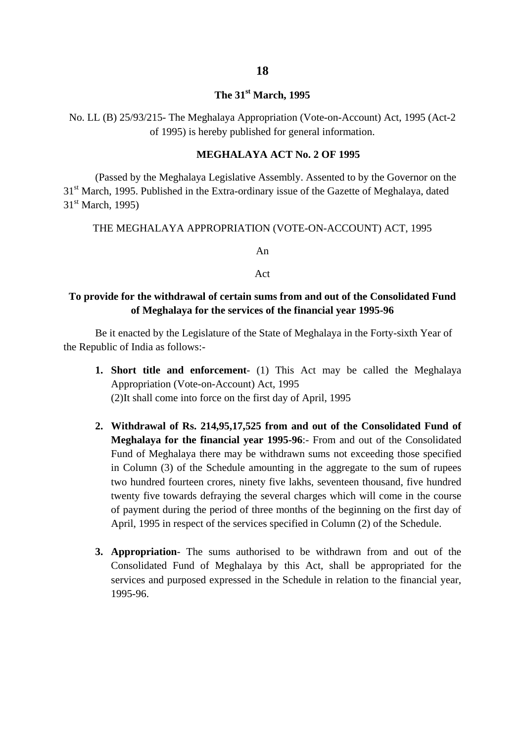**The 31st March, 1995**

No. LL (B) 25/93/215- The Meghalaya Appropriation (Vote-on-Account) Act, 1995 (Act-2 of 1995) is hereby published for general information.

**MEGHALAYA ACT No. 2 OF 1995**

(Passed by the Meghalaya Legislative Assembly. Assented to by the Governor on the 31st March, 1995. Published in the Extra-ordinary issue of the Gazette of Meghalaya, dated 31st March, 1995)

THE MEGHALAYA APPROPRIATION (VOTE-ON-ACCOUNT) ACT, 1995

An

Act

**To provide for the withdrawal of certain sums from and out of the Consolidated Fund of Meghalaya for the services of the financial year 1995-96**

Be it enacted by the Legislature of the State of Meghalaya in the Forty-sixth Year of the Republic of India as follows:-

1. **Short title and enforcement**- (1) This Act may be called the Meghalaya Appropriation (Vote-on-Account) Act, 1995
   (2)It shall come into force on the first day of April, 1995

2. **Withdrawal of Rs. 214,95,17,525 from and out of the Consolidated Fund of Meghalaya for the financial year 1995-96**:- From and out of the Consolidated Fund of Meghalaya there may be withdrawn sums not exceeding those specified in Column (3) of the Schedule amounting in the aggregate to the sum of rupees two hundred fourteen crores, ninety five lakhs, seventeen thousand, five hundred twenty five towards defraying the several charges which will come in the course of payment during the period of three months of the beginning on the first day of April, 1995 in respect of the services specified in Column (2) of the Schedule.

3. **Appropriation**- The sums authorised to be withdrawn from and out of the Consolidated Fund of Meghalaya by this Act, shall be appropriated for the services and purposed expressed in the Schedule in relation to the financial year, 1995-96.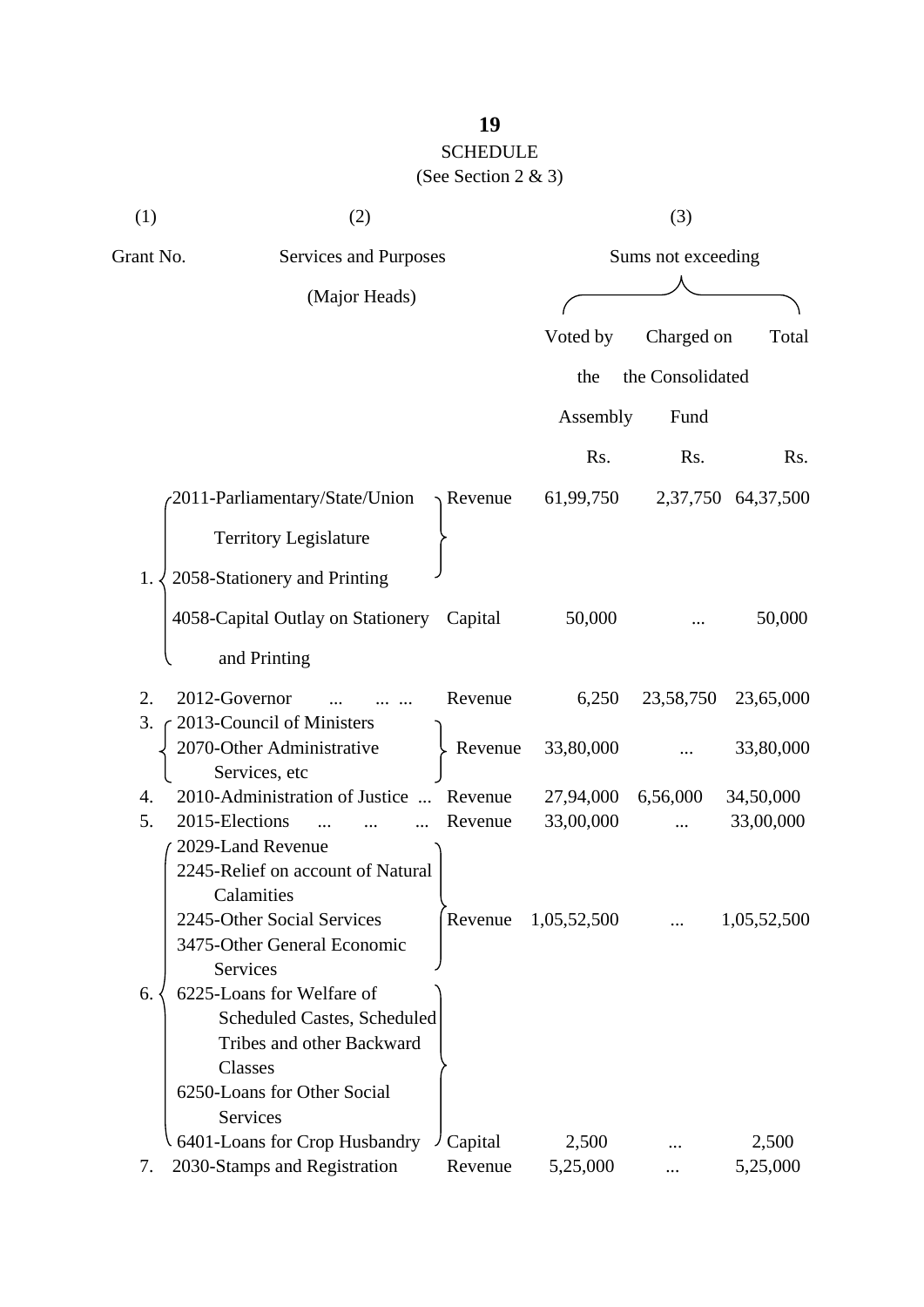**19**

SCHEDULE

(See Section 2 & 3)

| (1) | (2) | | (3) | | |
|---|---|---|---|---|---|
| Grant No. | Services and Purposes (Major Heads) | | Sums not exceeding | | |
| | | | Voted by the Assembly | Charged on the Consolidated Fund | Total |
| | | | Rs. | Rs. | Rs. |
| 1. | 2011-Parliamentary/State/Union Territory Legislature<br>2058-Stationery and Printing | Revenue | 61,99,750 | 2,37,750 | 64,37,500 |
| | 4058-Capital Outlay on Stationery and Printing | Capital | 50,000 | ... | 50,000 |
| 2. | 2012-Governor ... ... ... | Revenue | 6,250 | 23,58,750 | 23,65,000 |
| 3. | 2013-Council of Ministers<br>2070-Other Administrative Services, etc | Revenue | 33,80,000 | ... | 33,80,000 |
| 4. | 2010-Administration of Justice ... | Revenue | 27,94,000 | 6,56,000 | 34,50,000 |
| 5. | 2015-Elections ... ... ... | Revenue | 33,00,000 | ... | 33,00,000 |
| 6. | 2029-Land Revenue<br>2245-Relief on account of Natural Calamities<br>2245-Other Social Services<br>3475-Other General Economic Services | Revenue | 1,05,52,500 | ... | 1,05,52,500 |
| | 6225-Loans for Welfare of Scheduled Castes, Scheduled Tribes and other Backward Classes<br>6250-Loans for Other Social Services<br>6401-Loans for Crop Husbandry | Capital | 2,500 | ... | 2,500 |
| 7. | 2030-Stamps and Registration | Revenue | 5,25,000 | ... | 5,25,000 |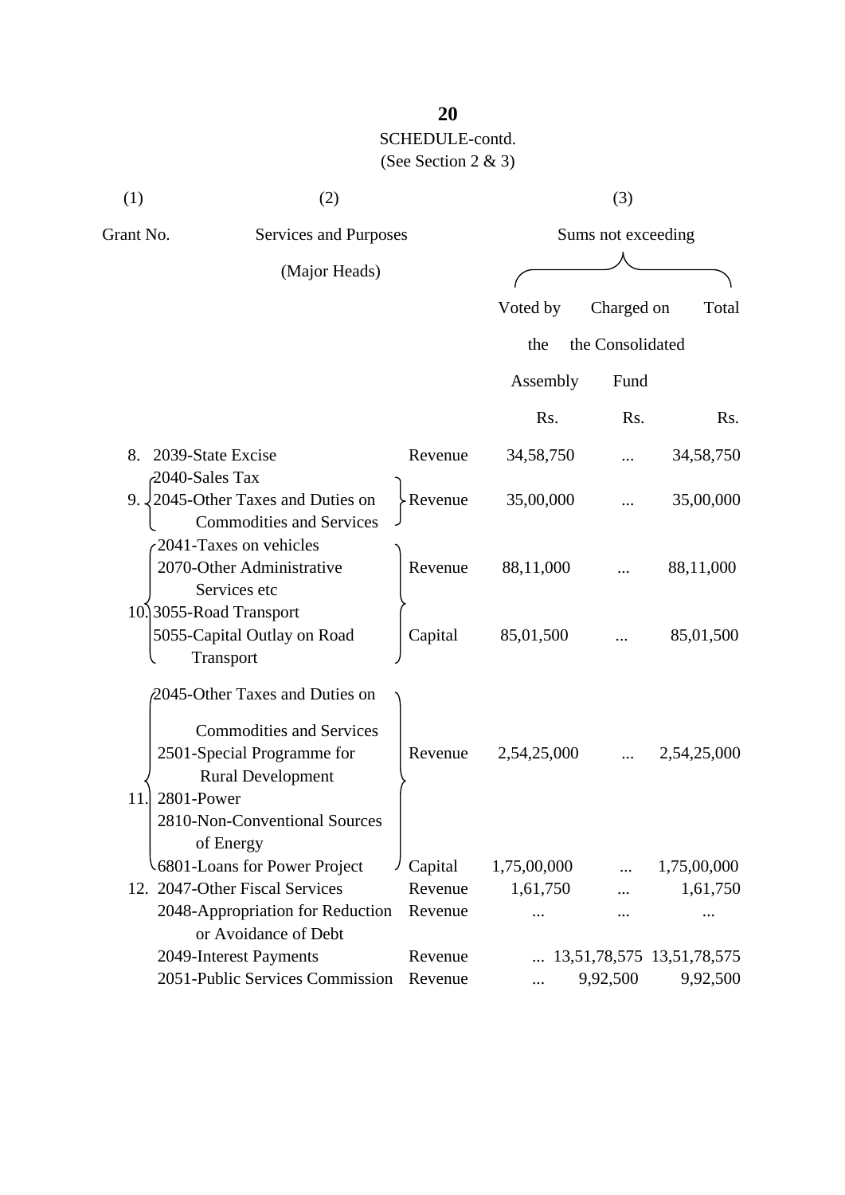SCHEDULE-contd.

(See Section 2 & 3)

| (1) | (2) | | (3) | | |
|---|---|---|---|---|---|
| Grant No. | Services and Purposes (Major Heads) | | Sums not exceeding | | |
| | | | Voted by the Assembly | Charged on the Consolidated Fund | Total |
| | | | Rs. | Rs. | Rs. |
| 8. | 2039-State Excise | Revenue | 34,58,750 | ... | 34,58,750 |
| 9. | 2040-Sales Tax<br>2045-Other Taxes and Duties on Commodities and Services | Revenue | 35,00,000 | ... | 35,00,000 |
| 10. | 2041-Taxes on vehicles<br>2070-Other Administrative Services etc<br>3055-Road Transport | Revenue | 88,11,000 | ... | 88,11,000 |
| | 5055-Capital Outlay on Road Transport | Capital | 85,01,500 | ... | 85,01,500 |
| 11. | 2045-Other Taxes and Duties on Commodities and Services<br>2501-Special Programme for Rural Development<br>2801-Power<br>2810-Non-Conventional Sources of Energy | Revenue | 2,54,25,000 | ... | 2,54,25,000 |
| | 6801-Loans for Power Project | Capital | 1,75,00,000 | ... | 1,75,00,000 |
| 12. | 2047-Other Fiscal Services | Revenue | 1,61,750 | ... | 1,61,750 |
| | 2048-Appropriation for Reduction or Avoidance of Debt | Revenue | ... | ... | ... |
| | 2049-Interest Payments | Revenue | ... | 13,51,78,575 | 13,51,78,575 |
| | 2051-Public Services Commission | Revenue | ... | 9,92,500 | 9,92,500 |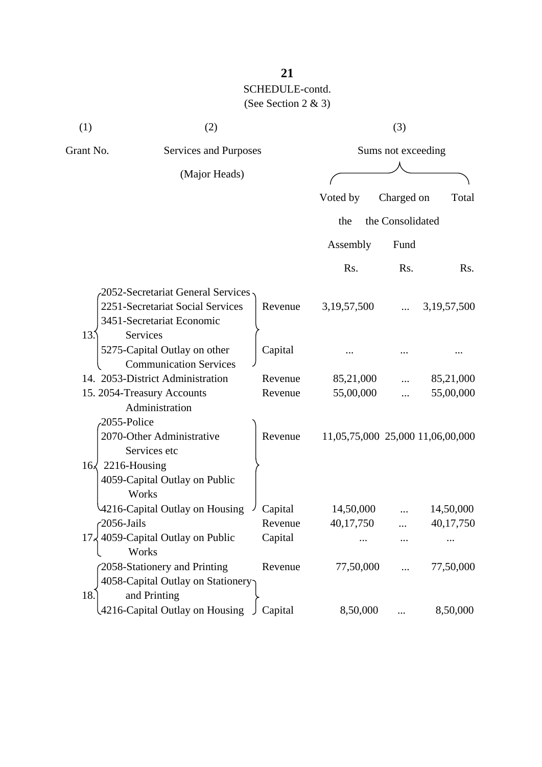## SCHEDULE-contd.

(See Section 2 & 3)

| (1) | (2) | | (3) | | |
|---|---|---|---|---|---|
| Grant No. | Services and Purposes (Major Heads) | | Sums not exceeding | | |
| | | | Voted by the Assembly | Charged on the Consolidated Fund | Total |
| | | | Rs. | Rs. | Rs. |
| 13. | 2052-Secretariat General Services<br>2251-Secretariat Social Services<br>3451-Secretariat Economic Services | Revenue | 3,19,57,500 | ... | 3,19,57,500 |
| | 5275-Capital Outlay on other Communication Services | Capital | ... | ... | ... |
| 14. | 2053-District Administration | Revenue | 85,21,000 | ... | 85,21,000 |
| 15. | 2054-Treasury Accounts Administration | Revenue | 55,00,000 | ... | 55,00,000 |
| 16. | 2055-Police<br>2070-Other Administrative Services etc<br>2216-Housing | Revenue | 11,05,75,000 | 25,000 | 11,06,00,000 |
| | 4059-Capital Outlay on Public Works<br>4216-Capital Outlay on Housing | Capital | 14,50,000 | ... | 14,50,000 |
| 17. | 2056-Jails | Revenue | 40,17,750 | ... | 40,17,750 |
| | 4059-Capital Outlay on Public Works | Capital | ... | ... | ... |
| 18. | 2058-Stationery and Printing | Revenue | 77,50,000 | ... | 77,50,000 |
| | 4058-Capital Outlay on Stationery and Printing<br>4216-Capital Outlay on Housing | Capital | 8,50,000 | ... | 8,50,000 |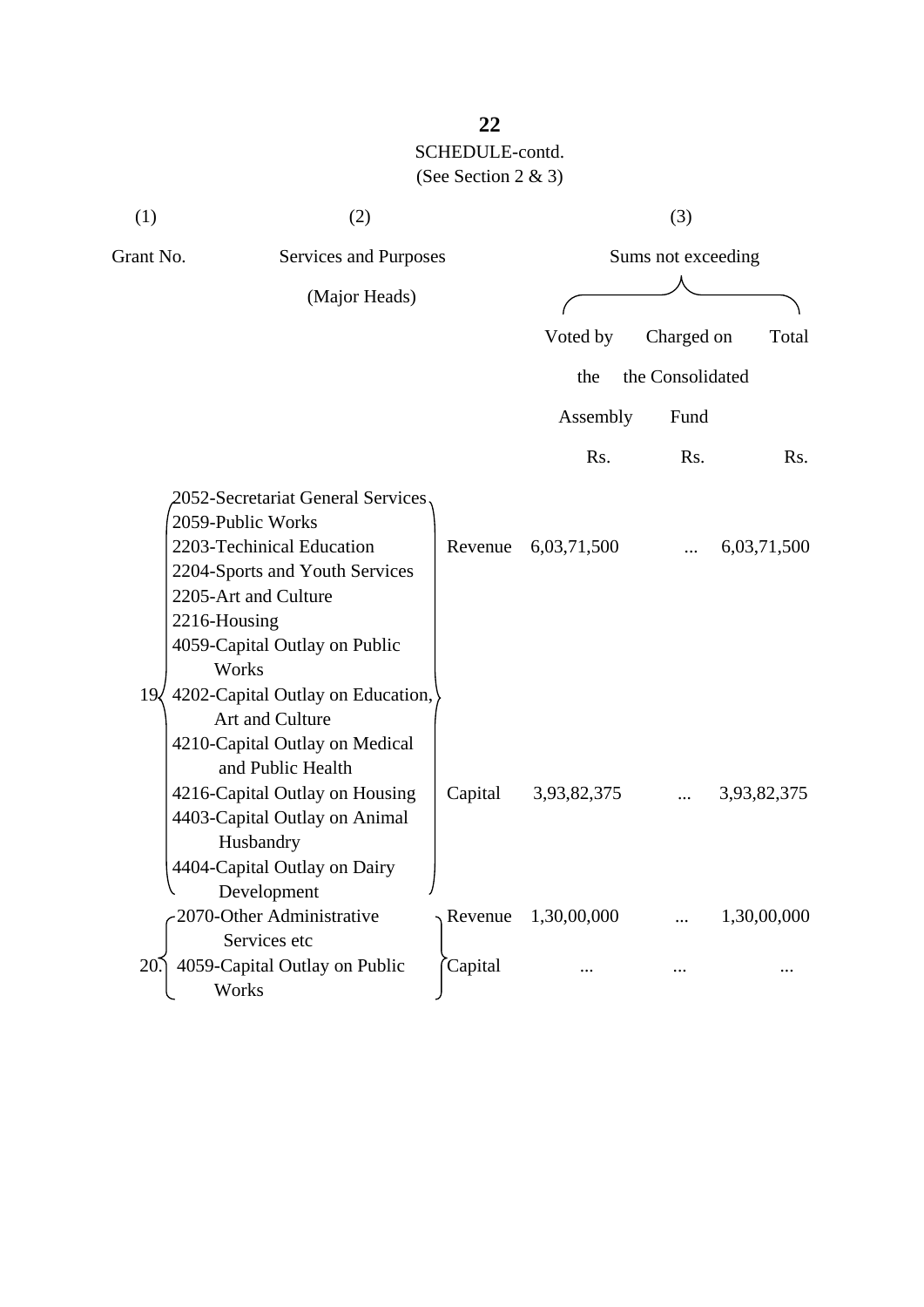SCHEDULE-contd.

(See Section 2 & 3)

| (1) | (2) | | (3) | | |
|---|---|---|---|---|---|
| Grant No. | Services and Purposes (Major Heads) | | Sums not exceeding | | |
| | | | Voted by the Assembly | Charged on the Consolidated Fund | Total |
| | | | Rs. | Rs. | Rs. |
| 19 | 2052-Secretariat General Services<br>2059-Public Works<br>2203-Techinical Education<br>2204-Sports and Youth Services<br>2205-Art and Culture<br>2216-Housing | Revenue | 6,03,71,500 | ... | 6,03,71,500 |
| | 4059-Capital Outlay on Public Works<br>4202-Capital Outlay on Education, Art and Culture<br>4210-Capital Outlay on Medical and Public Health<br>4216-Capital Outlay on Housing<br>4403-Capital Outlay on Animal Husbandry<br>4404-Capital Outlay on Dairy Development | Capital | 3,93,82,375 | ... | 3,93,82,375 |
| 20. | 2070-Other Administrative Services etc | Revenue | 1,30,00,000 | ... | 1,30,00,000 |
| | 4059-Capital Outlay on Public Works | Capital | ... | ... | ... |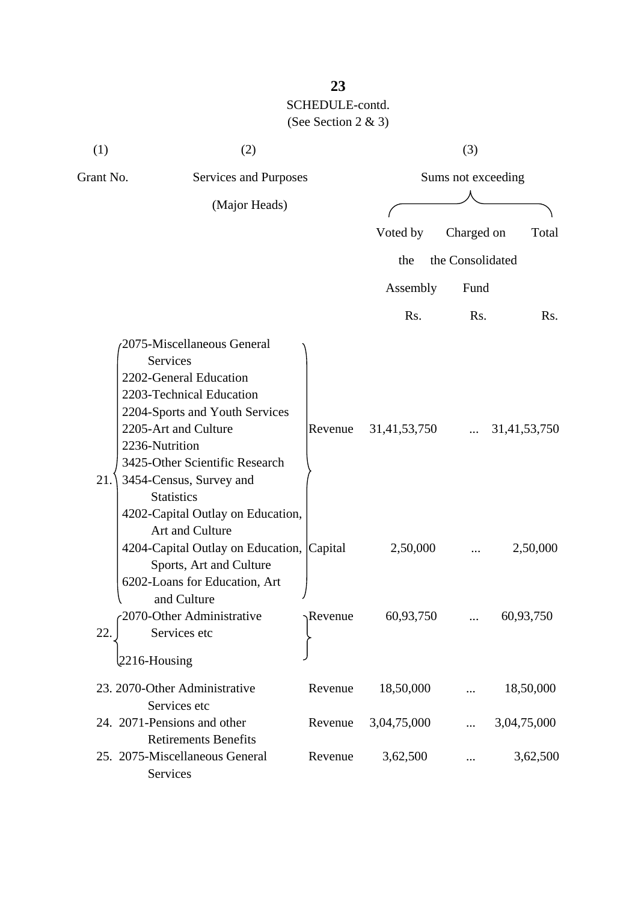SCHEDULE-contd.

(See Section 2 & 3)

| (1) | (2) | | (3) | | |
|---|---|---|---|---|---|
| Grant No. | Services and Purposes (Major Heads) | | Sums not exceeding | | |
| | | | Voted by the Assembly | Charged on the Consolidated Fund | Total |
| | | | Rs. | Rs. | Rs. |
| 21. | 2075-Miscellaneous General Services<br>2202-General Education<br>2203-Technical Education<br>2204-Sports and Youth Services<br>2205-Art and Culture<br>2236-Nutrition<br>3425-Other Scientific Research<br>3454-Census, Survey and Statistics | Revenue | 31,41,53,750 | ... | 31,41,53,750 |
| | 4202-Capital Outlay on Education, Art and Culture<br>4204-Capital Outlay on Education, Sports, Art and Culture<br>6202-Loans for Education, Art and Culture | Capital | 2,50,000 | ... | 2,50,000 |
| 22. | 2070-Other Administrative Services etc<br>2216-Housing | Revenue | 60,93,750 | ... | 60,93,750 |
| 23. | 2070-Other Administrative Services etc | Revenue | 18,50,000 | ... | 18,50,000 |
| 24. | 2071-Pensions and other Retirements Benefits | Revenue | 3,04,75,000 | ... | 3,04,75,000 |
| 25. | 2075-Miscellaneous General Services | Revenue | 3,62,500 | ... | 3,62,500 |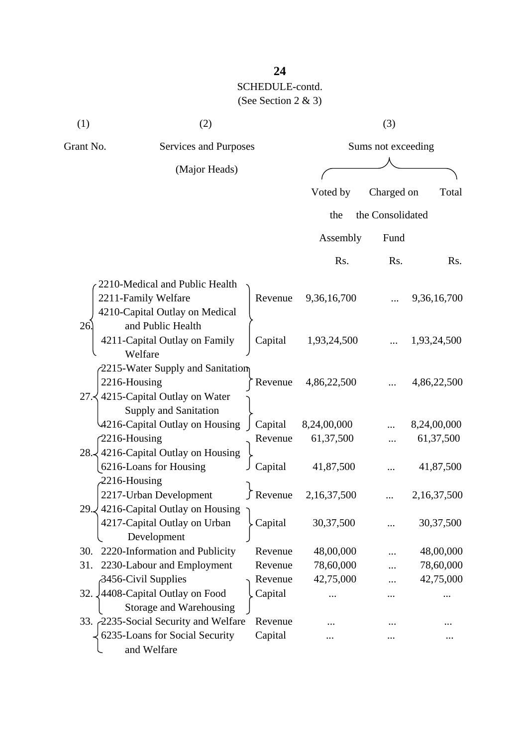SCHEDULE-contd.

(See Section 2 & 3)

| (1) | (2) | | (3) | | |
|---|---|---|---|---|---|
| Grant No. | Services and Purposes (Major Heads) | | Sums not exceeding | | |
| | | | Voted by the Assembly | Charged on the Consolidated Fund | Total |
| | | | Rs. | Rs. | Rs. |
| 26. | 2210-Medical and Public Health<br>2211-Family Welfare | Revenue | 9,36,16,700 | ... | 9,36,16,700 |
| | 4210-Capital Outlay on Medical and Public Health<br>4211-Capital Outlay on Family Welfare | Capital | 1,93,24,500 | ... | 1,93,24,500 |
| 27. | 2215-Water Supply and Sanitation<br>2216-Housing | Revenue | 4,86,22,500 | ... | 4,86,22,500 |
| | 4215-Capital Outlay on Water Supply and Sanitation<br>4216-Capital Outlay on Housing | Capital | 8,24,00,000 | ... | 8,24,00,000 |
| 28. | 2216-Housing | Revenue | 61,37,500 | ... | 61,37,500 |
| | 4216-Capital Outlay on Housing<br>6216-Loans for Housing | Capital | 41,87,500 | ... | 41,87,500 |
| 29. | 2216-Housing<br>2217-Urban Development | Revenue | 2,16,37,500 | ... | 2,16,37,500 |
| | 4216-Capital Outlay on Housing<br>4217-Capital Outlay on Urban Development | Capital | 30,37,500 | ... | 30,37,500 |
| 30. | 2220-Information and Publicity | Revenue | 48,00,000 | ... | 48,00,000 |
| 31. | 2230-Labour and Employment | Revenue | 78,60,000 | ... | 78,60,000 |
| 32. | 3456-Civil Supplies | Revenue | 42,75,000 | ... | 42,75,000 |
| | 4408-Capital Outlay on Food Storage and Warehousing | Capital | ... | ... | ... |
| 33. | 2235-Social Security and Welfare | Revenue | ... | ... | ... |
| | 6235-Loans for Social Security and Welfare | Capital | ... | ... | ... |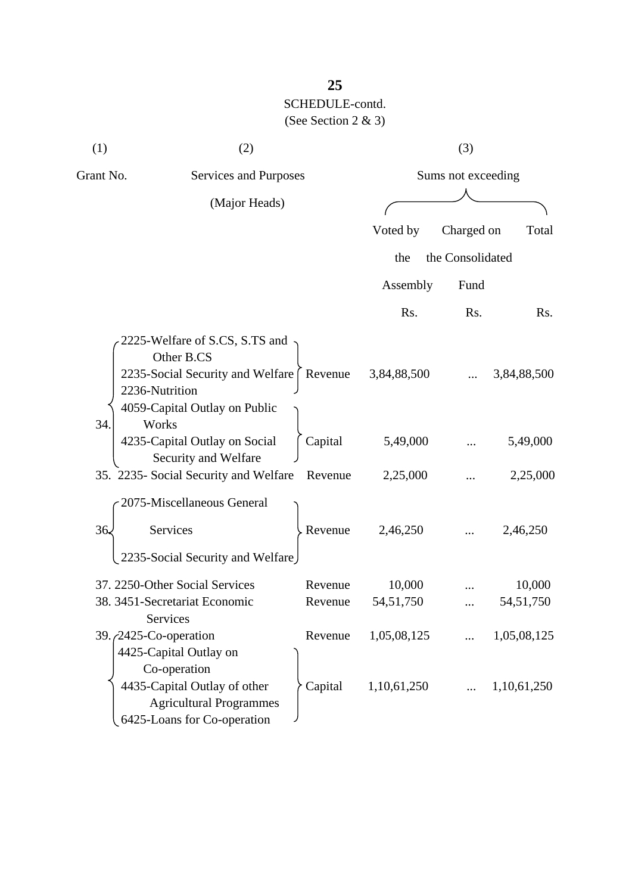SCHEDULE-contd.

(See Section 2 & 3)

| (1) Grant No. | (2) Services and Purposes (Major Heads) | | (3) Sums not exceeding Voted by the Assembly Rs. | Charged on the Consolidated Fund Rs. | Total Rs. |
|---|---|---|---|---|---|
| 34. | 2225-Welfare of S.CS, S.TS and Other B.CS; 2235-Social Security and Welfare; 2236-Nutrition | Revenue | 3,84,88,500 | ... | 3,84,88,500 |
| | 4059-Capital Outlay on Public Works; 4235-Capital Outlay on Social Security and Welfare | Capital | 5,49,000 | ... | 5,49,000 |
| 35. | 2235- Social Security and Welfare | Revenue | 2,25,000 | ... | 2,25,000 |
| 36. | 2075-Miscellaneous General Services; 2235-Social Security and Welfare | Revenue | 2,46,250 | ... | 2,46,250 |
| 37. | 2250-Other Social Services | Revenue | 10,000 | ... | 10,000 |
| 38. | 3451-Secretariat Economic Services | Revenue | 54,51,750 | ... | 54,51,750 |
| 39. | 2425-Co-operation | Revenue | 1,05,08,125 | ... | 1,05,08,125 |
| | 4425-Capital Outlay on Co-operation; 4435-Capital Outlay of other Agricultural Programmes; 6425-Loans for Co-operation | Capital | 1,10,61,250 | ... | 1,10,61,250 |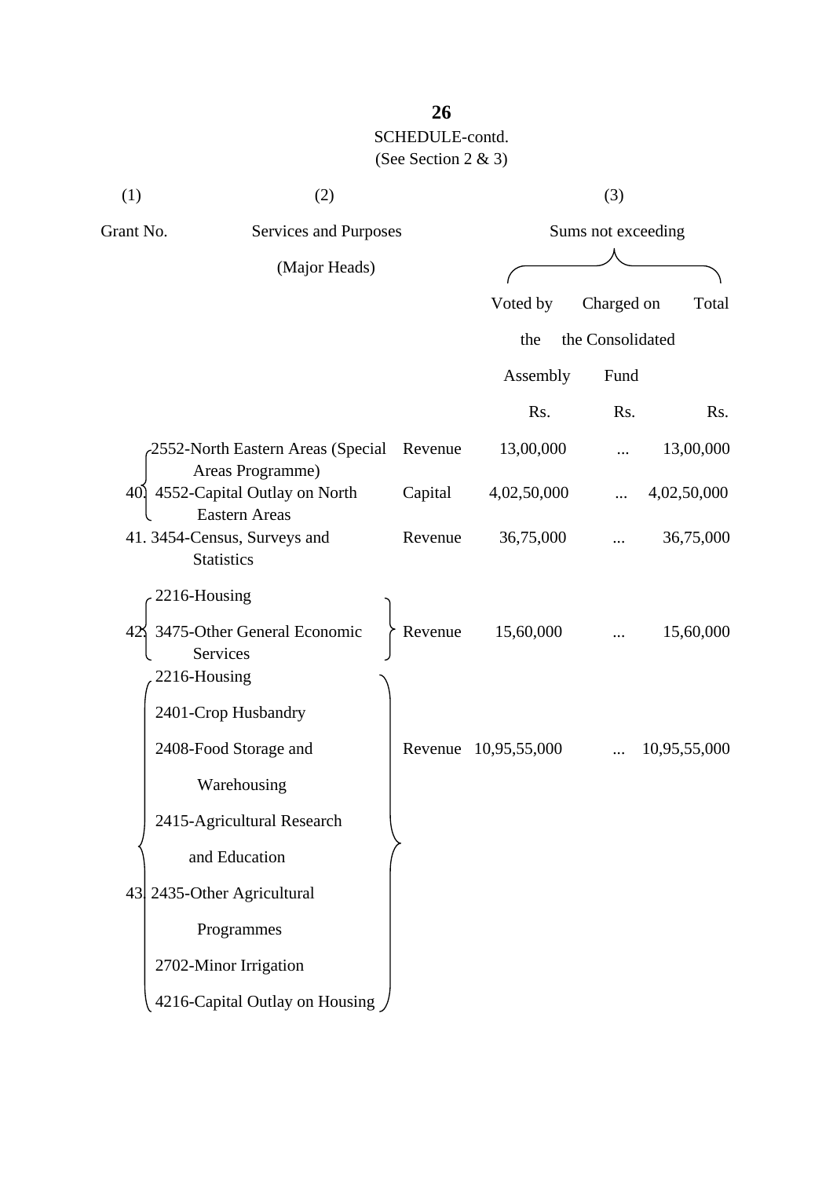SCHEDULE-contd.

(See Section 2 & 3)

| (1) | (2) | | (3) | | |
|---|---|---|---|---|---|
| Grant No. | Services and Purposes (Major Heads) | | Sums not exceeding | | |
| | | | Voted by the Assembly | Charged on the Consolidated Fund | Total |
| | | | Rs. | Rs. | Rs. |
| 40. | 2552-North Eastern Areas (Special Areas Programme) | Revenue | 13,00,000 | ... | 13,00,000 |
| | 4552-Capital Outlay on North Eastern Areas | Capital | 4,02,50,000 | ... | 4,02,50,000 |
| 41. | 3454-Census, Surveys and Statistics | Revenue | 36,75,000 | ... | 36,75,000 |
| 42. | 2216-Housing<br>3475-Other General Economic Services | Revenue | 15,60,000 | ... | 15,60,000 |
| 43. | 2216-Housing<br>2401-Crop Husbandry<br>2408-Food Storage and Warehousing<br>2415-Agricultural Research and Education<br>2435-Other Agricultural Programmes<br>2702-Minor Irrigation<br>4216-Capital Outlay on Housing | Revenue | 10,95,55,000 | ... | 10,95,55,000 |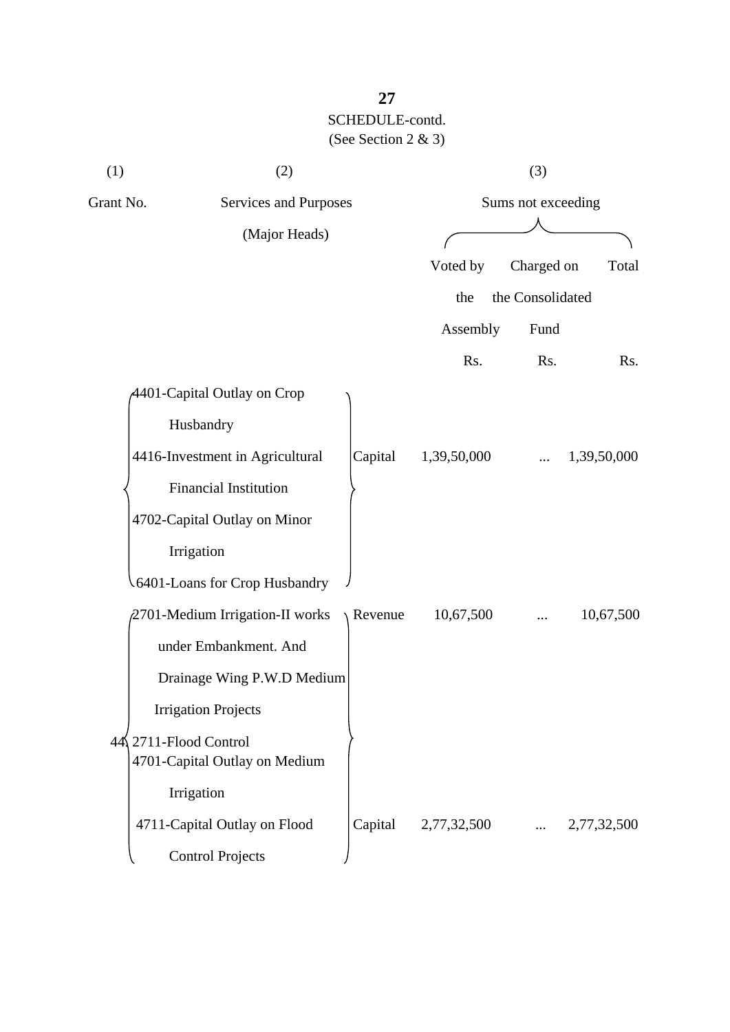SCHEDULE-contd.

(See Section 2 & 3)

| (1) | (2) | | (3) | | |
|---|---|---|---|---|---|
| Grant No. | Services and Purposes (Major Heads) | | Sums not exceeding | | |
| | | | Voted by the Assembly | Charged on the Consolidated Fund | Total |
| | | | Rs. | Rs. | Rs. |
| | 4401-Capital Outlay on Crop Husbandry<br>4416-Investment in Agricultural Financial Institution<br>4702-Capital Outlay on Minor Irrigation<br>6401-Loans for Crop Husbandry | Capital | 1,39,50,000 | ... | 1,39,50,000 |
| 44 | 2701-Medium Irrigation-II works under Embankment. And Drainage Wing P.W.D Medium Irrigation Projects<br>2711-Flood Control | Revenue | 10,67,500 | ... | 10,67,500 |
| | 4701-Capital Outlay on Medium Irrigation<br>4711-Capital Outlay on Flood Control Projects | Capital | 2,77,32,500 | ... | 2,77,32,500 |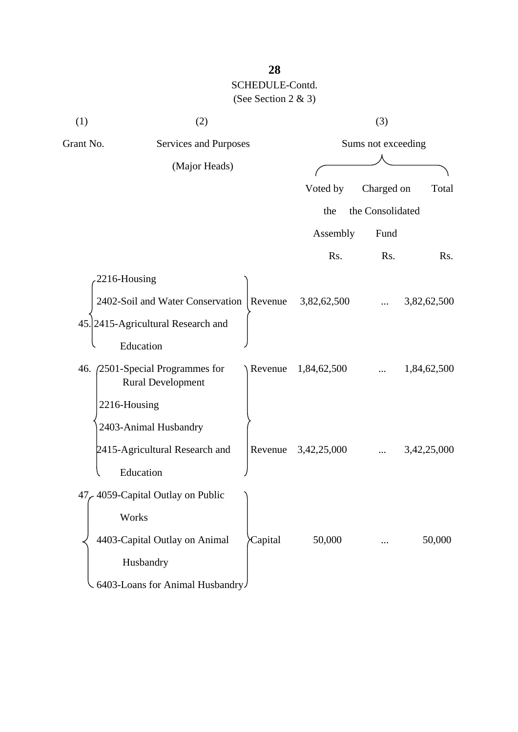SCHEDULE-Contd.
(See Section 2 & 3)

| (1) | (2) | | (3) | | |
|---|---|---|---|---|---|
| Grant No. | Services and Purposes (Major Heads) | | Sums not exceeding | | |
| | | | Voted by the Assembly | Charged on the Consolidated Fund | Total |
| | | | Rs. | Rs. | Rs. |
| 45. | 2216-Housing<br>2402-Soil and Water Conservation<br>2415-Agricultural Research and Education | Revenue | 3,82,62,500 | ... | 3,82,62,500 |
| 46. | 2501-Special Programmes for Rural Development | Revenue | 1,84,62,500 | ... | 1,84,62,500 |
| | 2216-Housing<br>2403-Animal Husbandry<br>2415-Agricultural Research and Education | Revenue | 3,42,25,000 | ... | 3,42,25,000 |
| 47. | 4059-Capital Outlay on Public Works<br>4403-Capital Outlay on Animal Husbandry<br>6403-Loans for Animal Husbandry | Capital | 50,000 | ... | 50,000 |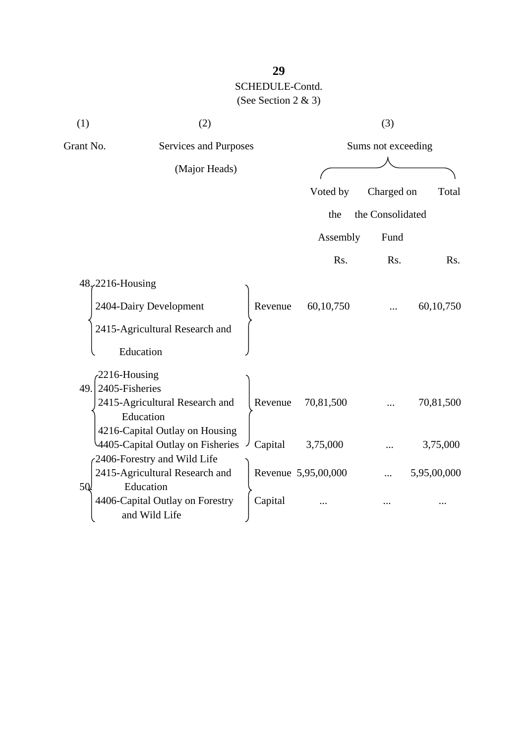SCHEDULE-Contd.
(See Section 2 & 3)

| (1) | (2) | | (3) | | |
|---|---|---|---|---|---|
| Grant No. | Services and Purposes (Major Heads) | | Sums not exceeding | | |
| | | | Voted by the Assembly | Charged on the Consolidated Fund | Total |
| | | | Rs. | Rs. | Rs. |
| 48. | 2216-Housing<br>2404-Dairy Development<br>2415-Agricultural Research and Education | Revenue | 60,10,750 | ... | 60,10,750 |
| 49. | 2216-Housing<br>2405-Fisheries<br>2415-Agricultural Research and Education | Revenue | 70,81,500 | ... | 70,81,500 |
| | 4216-Capital Outlay on Housing<br>4405-Capital Outlay on Fisheries | Capital | 3,75,000 | ... | 3,75,000 |
| 50. | 2406-Forestry and Wild Life<br>2415-Agricultural Research and Education | Revenue | 5,95,00,000 | ... | 5,95,00,000 |
| | 4406-Capital Outlay on Forestry and Wild Life | Capital | ... | ... | ... |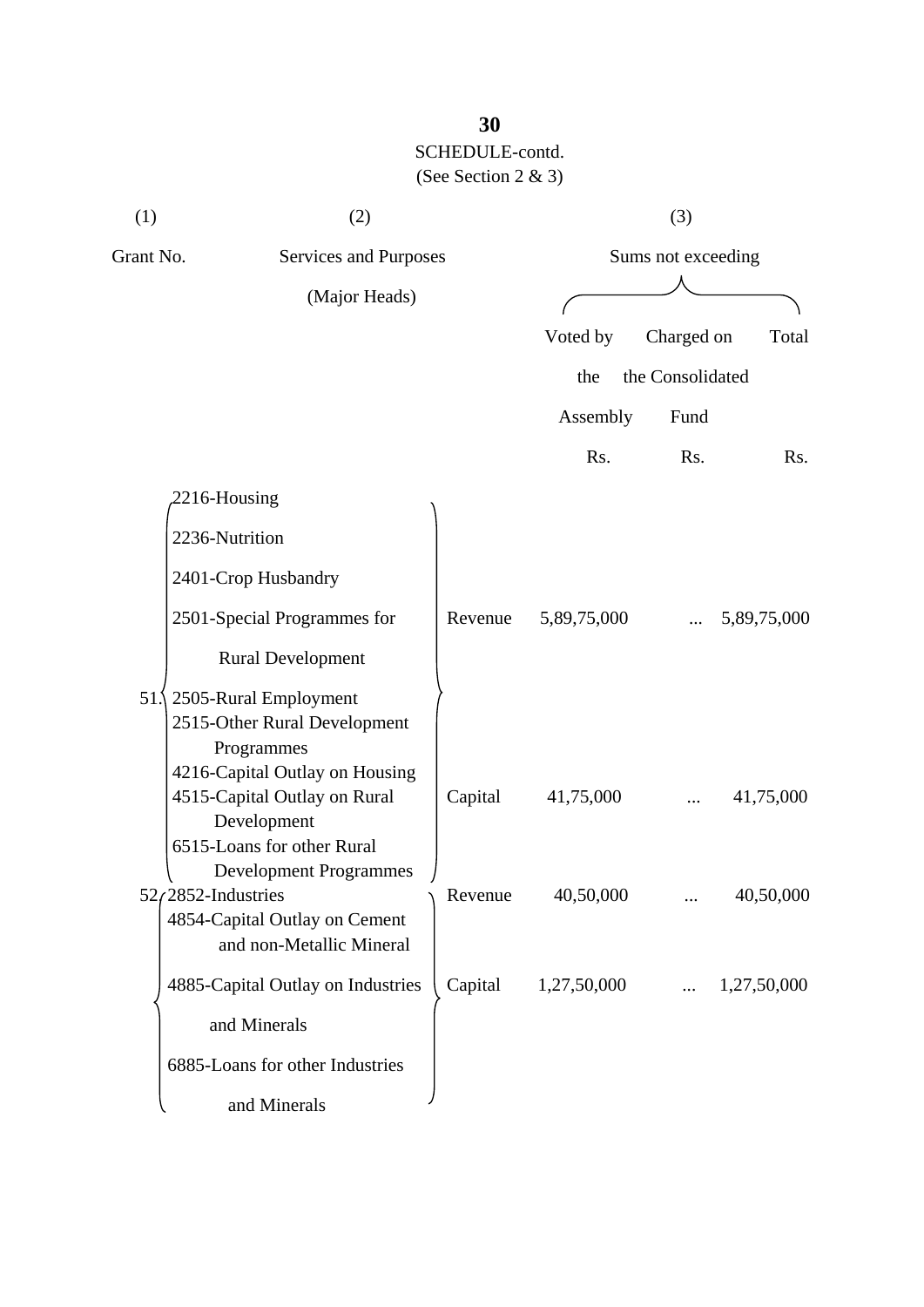SCHEDULE-contd.

(See Section 2 & 3)

| (1) | (2) | | (3) | | |
|---|---|---|---|---|---|
| Grant No. | Services and Purposes (Major Heads) | | Sums not exceeding | | |
| | | | Voted by the Assembly | Charged on the Consolidated Fund | Total |
| | | | Rs. | Rs. | Rs. |
| 51. | 2216-Housing<br>2236-Nutrition<br>2401-Crop Husbandry<br>2501-Special Programmes for Rural Development<br>2505-Rural Employment<br>2515-Other Rural Development Programmes | Revenue | 5,89,75,000 | ... | 5,89,75,000 |
| | 4216-Capital Outlay on Housing<br>4515-Capital Outlay on Rural Development<br>6515-Loans for other Rural Development Programmes | Capital | 41,75,000 | ... | 41,75,000 |
| 52. | 2852-Industries | Revenue | 40,50,000 | ... | 40,50,000 |
| | 4854-Capital Outlay on Cement and non-Metallic Mineral<br>4885-Capital Outlay on Industries and Minerals<br>6885-Loans for other Industries and Minerals | Capital | 1,27,50,000 | ... | 1,27,50,000 |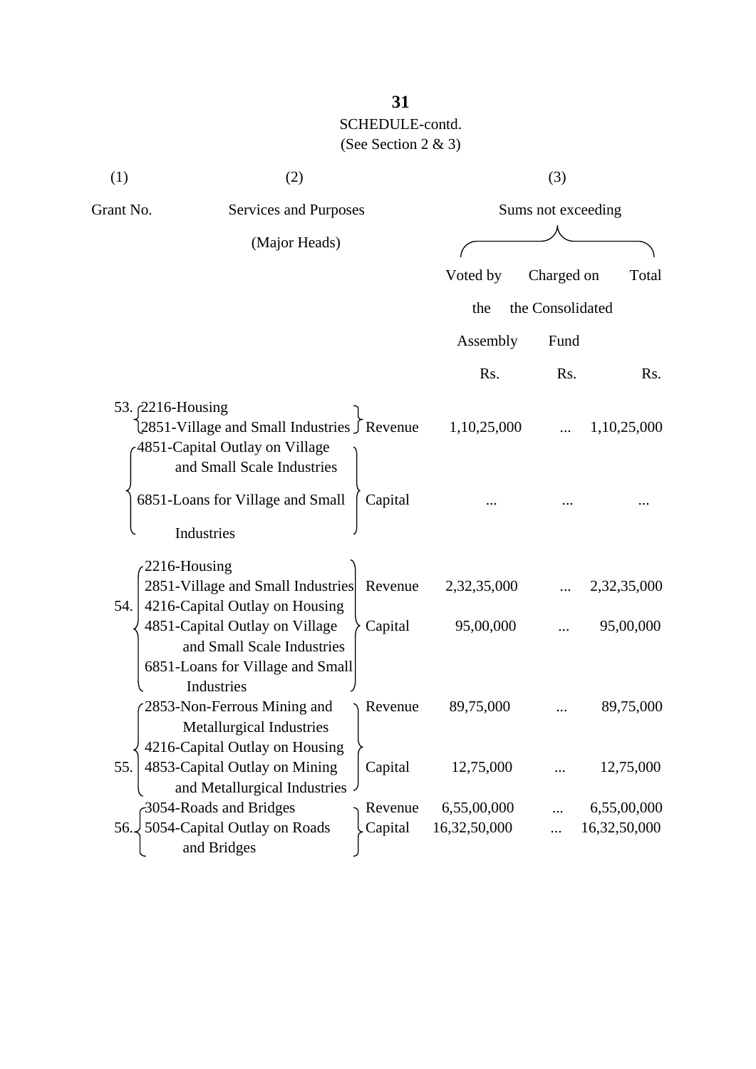SCHEDULE-contd.
(See Section 2 & 3)

| (1) | (2) | | (3) | | |
|---|---|---|---|---|---|
| Grant No. | Services and Purposes (Major Heads) | | Sums not exceeding | | |
| | | | Voted by the Assembly | Charged on the Consolidated Fund | Total |
| | | | Rs. | Rs. | Rs. |
| 53. | 2216-Housing<br>2851-Village and Small Industries | Revenue | 1,10,25,000 | ... | 1,10,25,000 |
| | 4851-Capital Outlay on Village and Small Scale Industries<br>6851-Loans for Village and Small Industries | Capital | ... | ... | ... |
| 54. | 2216-Housing<br>2851-Village and Small Industries | Revenue | 2,32,35,000 | ... | 2,32,35,000 |
| | 4216-Capital Outlay on Housing<br>4851-Capital Outlay on Village and Small Scale Industries<br>6851-Loans for Village and Small Industries | Capital | 95,00,000 | ... | 95,00,000 |
| 55. | 2853-Non-Ferrous Mining and Metallurgical Industries | Revenue | 89,75,000 | ... | 89,75,000 |
| | 4216-Capital Outlay on Housing<br>4853-Capital Outlay on Mining and Metallurgical Industries | Capital | 12,75,000 | ... | 12,75,000 |
| 56. | 3054-Roads and Bridges | Revenue | 6,55,00,000 | ... | 6,55,00,000 |
| | 5054-Capital Outlay on Roads and Bridges | Capital | 16,32,50,000 | ... | 16,32,50,000 |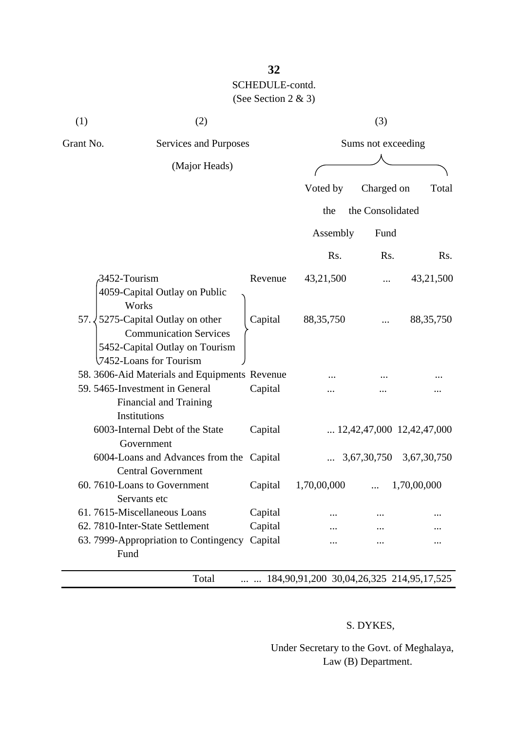SCHEDULE-contd.
(See Section 2 & 3)

| (1) | (2) | | (3) | | |
|---|---|---|---|---|---|
| Grant No. | Services and Purposes (Major Heads) | | Sums not exceeding | | |
| | | | Voted by the Assembly | Charged on the Consolidated Fund | Total |
| | | | Rs. | Rs. | Rs. |
| 57. | 3452-Tourism | Revenue | 43,21,500 | ... | 43,21,500 |
| | 4059-Capital Outlay on Public Works<br>5275-Capital Outlay on other Communication Services<br>5452-Capital Outlay on Tourism<br>7452-Loans for Tourism | Capital | 88,35,750 | ... | 88,35,750 |
| 58. | 3606-Aid Materials and Equipments | Revenue | ... | ... | ... |
| 59. | 5465-Investment in General Financial and Training Institutions | Capital | ... | ... | ... |
| | 6003-Internal Debt of the State Government | Capital | ... | 12,42,47,000 | 12,42,47,000 |
| | 6004-Loans and Advances from the Central Government | Capital | ... | 3,67,30,750 | 3,67,30,750 |
| 60. | 7610-Loans to Government Servants etc | Capital | 1,70,00,000 | ... | 1,70,00,000 |
| 61. | 7615-Miscellaneous Loans | Capital | ... | ... | ... |
| 62. | 7810-Inter-State Settlement | Capital | ... | ... | ... |
| 63. | 7999-Appropriation to Contingency Fund | Capital | ... | ... | ... |
| | Total | ... ... | 184,90,91,200 | 30,04,26,325 | 214,95,17,525 |

S. DYKES,

Under Secretary to the Govt. of Meghalaya,
Law (B) Department.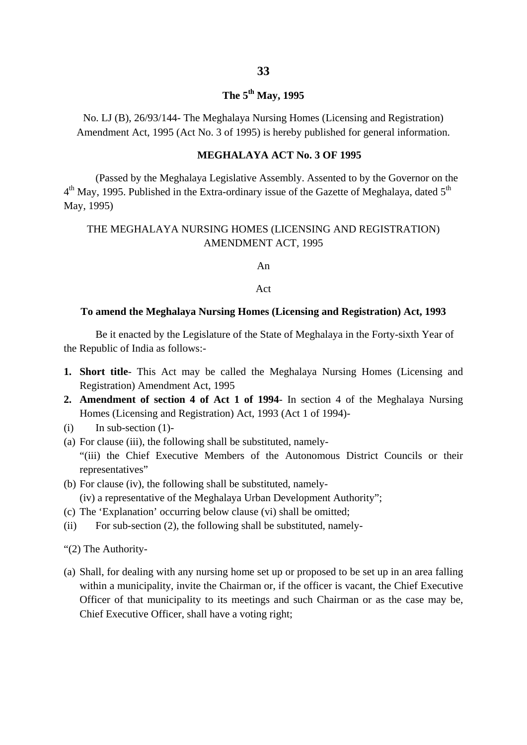**The 5th May, 1995**

No. LJ (B), 26/93/144- The Meghalaya Nursing Homes (Licensing and Registration) Amendment Act, 1995 (Act No. 3 of 1995) is hereby published for general information.

**MEGHALAYA ACT No. 3 OF 1995**

(Passed by the Meghalaya Legislative Assembly. Assented to by the Governor on the 4th May, 1995. Published in the Extra-ordinary issue of the Gazette of Meghalaya, dated 5th May, 1995)

THE MEGHALAYA NURSING HOMES (LICENSING AND REGISTRATION) AMENDMENT ACT, 1995

An

Act

**To amend the Meghalaya Nursing Homes (Licensing and Registration) Act, 1993**

Be it enacted by the Legislature of the State of Meghalaya in the Forty-sixth Year of the Republic of India as follows:-

1. **Short title**- This Act may be called the Meghalaya Nursing Homes (Licensing and Registration) Amendment Act, 1995
2. **Amendment of section 4 of Act 1 of 1994**- In section 4 of the Meghalaya Nursing Homes (Licensing and Registration) Act, 1993 (Act 1 of 1994)-

(i) In sub-section (1)-

(a) For clause (iii), the following shall be substituted, namely-
"(iii) the Chief Executive Members of the Autonomous District Councils or their representatives"

(b) For clause (iv), the following shall be substituted, namely-
(iv) a representative of the Meghalaya Urban Development Authority";

(c) The 'Explanation' occurring below clause (vi) shall be omitted;

(ii) For sub-section (2), the following shall be substituted, namely-

"(2) The Authority-

(a) Shall, for dealing with any nursing home set up or proposed to be set up in an area falling within a municipality, invite the Chairman or, if the officer is vacant, the Chief Executive Officer of that municipality to its meetings and such Chairman or as the case may be, Chief Executive Officer, shall have a voting right;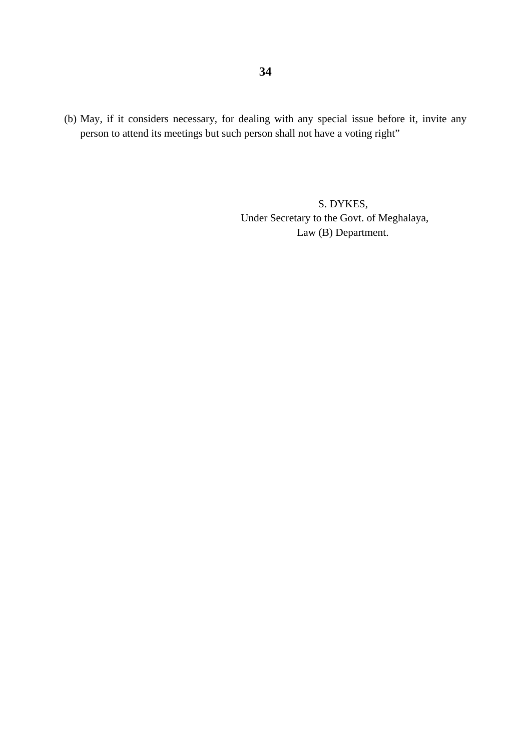(b) May, if it considers necessary, for dealing with any special issue before it, invite any person to attend its meetings but such person shall not have a voting right"

S. DYKES,
Under Secretary to the Govt. of Meghalaya,
Law (B) Department.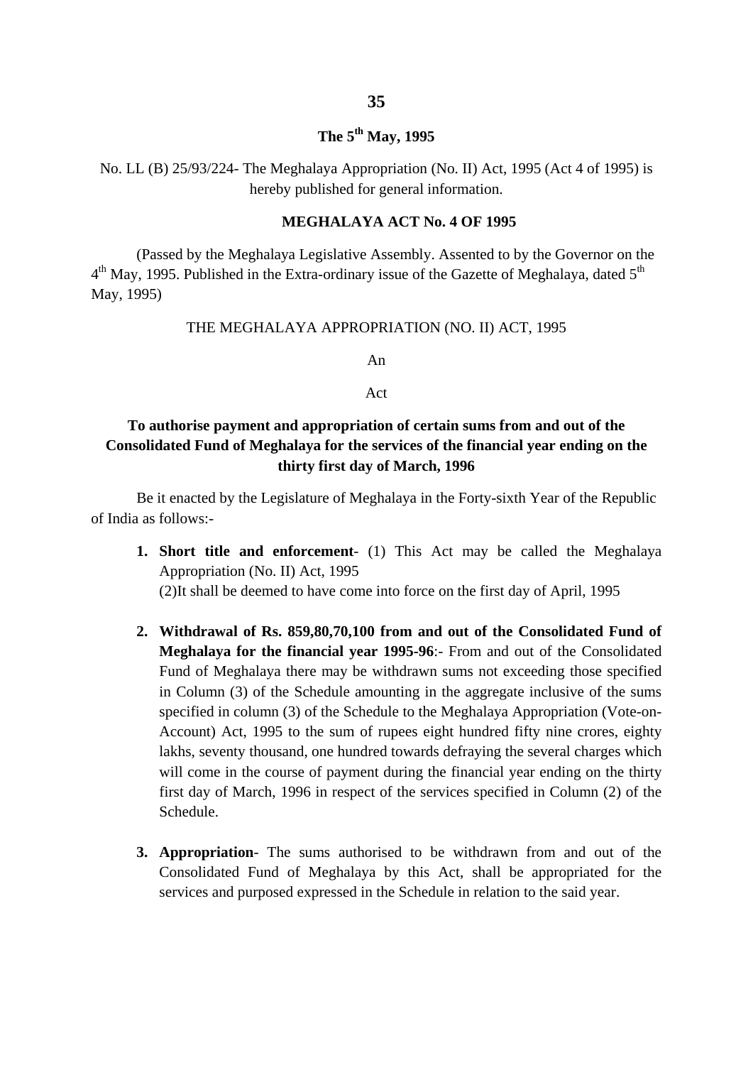## The 5th May, 1995

No. LL (B) 25/93/224- The Meghalaya Appropriation (No. II) Act, 1995 (Act 4 of 1995) is hereby published for general information.

## MEGHALAYA ACT No. 4 OF 1995

(Passed by the Meghalaya Legislative Assembly. Assented to by the Governor on the 4th May, 1995. Published in the Extra-ordinary issue of the Gazette of Meghalaya, dated 5th May, 1995)

THE MEGHALAYA APPROPRIATION (NO. II) ACT, 1995

An

Act

**To authorise payment and appropriation of certain sums from and out of the Consolidated Fund of Meghalaya for the services of the financial year ending on the thirty first day of March, 1996**

Be it enacted by the Legislature of Meghalaya in the Forty-sixth Year of the Republic of India as follows:-

1. **Short title and enforcement**- (1) This Act may be called the Meghalaya Appropriation (No. II) Act, 1995
   (2)It shall be deemed to have come into force on the first day of April, 1995

2. **Withdrawal of Rs. 859,80,70,100 from and out of the Consolidated Fund of Meghalaya for the financial year 1995-96**:- From and out of the Consolidated Fund of Meghalaya there may be withdrawn sums not exceeding those specified in Column (3) of the Schedule amounting in the aggregate inclusive of the sums specified in column (3) of the Schedule to the Meghalaya Appropriation (Vote-on-Account) Act, 1995 to the sum of rupees eight hundred fifty nine crores, eighty lakhs, seventy thousand, one hundred towards defraying the several charges which will come in the course of payment during the financial year ending on the thirty first day of March, 1996 in respect of the services specified in Column (2) of the Schedule.

3. **Appropriation**- The sums authorised to be withdrawn from and out of the Consolidated Fund of Meghalaya by this Act, shall be appropriated for the services and purposed expressed in the Schedule in relation to the said year.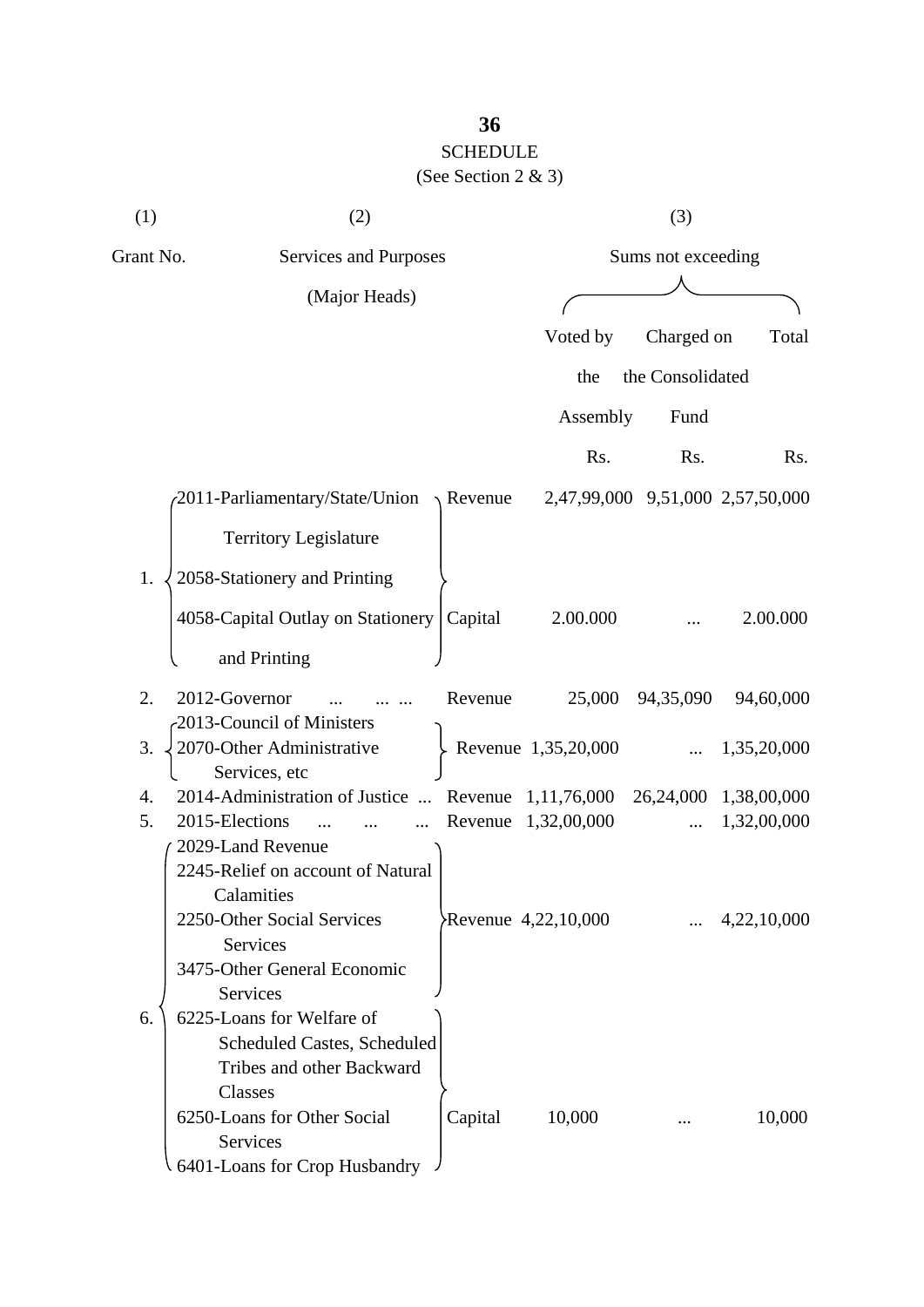# SCHEDULE

(See Section 2 & 3)

| (1) | (2) | | (3) | | |
|---|---|---|---|---|---|
| Grant No. | Services and Purposes (Major Heads) | | Sums not exceeding | | |
| | | | Voted by the Assembly | Charged on the Consolidated Fund | Total |
| | | | Rs. | Rs. | Rs. |
| 1. | 2011-Parliamentary/State/Union Territory Legislature<br>2058-Stationery and Printing | Revenue | 2,47,99,000 | 9,51,000 | 2,57,50,000 |
| | 4058-Capital Outlay on Stationery and Printing | Capital | 2.00.000 | ... | 2.00.000 |
| 2. | 2012-Governor ... ... ... | Revenue | 25,000 | 94,35,090 | 94,60,000 |
| 3. | 2013-Council of Ministers<br>2070-Other Administrative Services, etc | Revenue | 1,35,20,000 | ... | 1,35,20,000 |
| 4. | 2014-Administration of Justice ... | Revenue | 1,11,76,000 | 26,24,000 | 1,38,00,000 |
| 5. | 2015-Elections ... ... ... | Revenue | 1,32,00,000 | ... | 1,32,00,000 |
| 6. | 2029-Land Revenue<br>2245-Relief on account of Natural Calamities<br>2250-Other Social Services Services<br>3475-Other General Economic Services | Revenue | 4,22,10,000 | ... | 4,22,10,000 |
| | 6225-Loans for Welfare of Scheduled Castes, Scheduled Tribes and other Backward Classes<br>6250-Loans for Other Social Services<br>6401-Loans for Crop Husbandry | Capital | 10,000 | ... | 10,000 |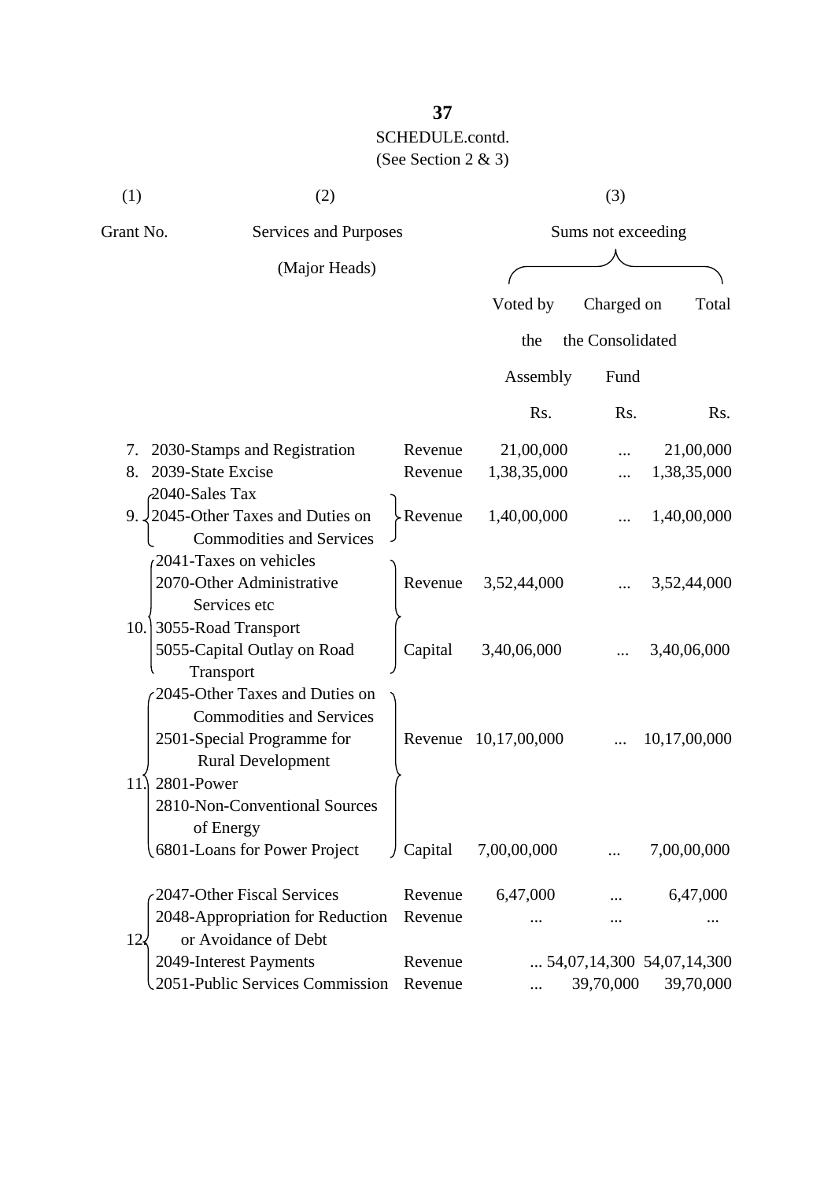SCHEDULE.contd.
(See Section 2 & 3)

| (1) | (2) | | (3) | | |
|---|---|---|---|---|---|
| Grant No. | Services and Purposes (Major Heads) | | Sums not exceeding | | |
| | | | Voted by the Assembly | Charged on the Consolidated Fund | Total |
| | | | Rs. | Rs. | Rs. |
| 7. | 2030-Stamps and Registration | Revenue | 21,00,000 | ... | 21,00,000 |
| 8. | 2039-State Excise | Revenue | 1,38,35,000 | ... | 1,38,35,000 |
| 9. | 2040-Sales Tax<br>2045-Other Taxes and Duties on Commodities and Services | Revenue | 1,40,00,000 | ... | 1,40,00,000 |
| 10. | 2041-Taxes on vehicles<br>2070-Other Administrative Services etc<br>3055-Road Transport | Revenue | 3,52,44,000 | ... | 3,52,44,000 |
| | 5055-Capital Outlay on Road Transport | Capital | 3,40,06,000 | ... | 3,40,06,000 |
| 11. | 2045-Other Taxes and Duties on Commodities and Services<br>2501-Special Programme for Rural Development<br>2801-Power<br>2810-Non-Conventional Sources of Energy | Revenue | 10,17,00,000 | ... | 10,17,00,000 |
| | 6801-Loans for Power Project | Capital | 7,00,00,000 | ... | 7,00,00,000 |
| 12. | 2047-Other Fiscal Services | Revenue | 6,47,000 | ... | 6,47,000 |
| | 2048-Appropriation for Reduction or Avoidance of Debt | Revenue | ... | ... | ... |
| | 2049-Interest Payments | Revenue | ... | 54,07,14,300 | 54,07,14,300 |
| | 2051-Public Services Commission | Revenue | ... | 39,70,000 | 39,70,000 |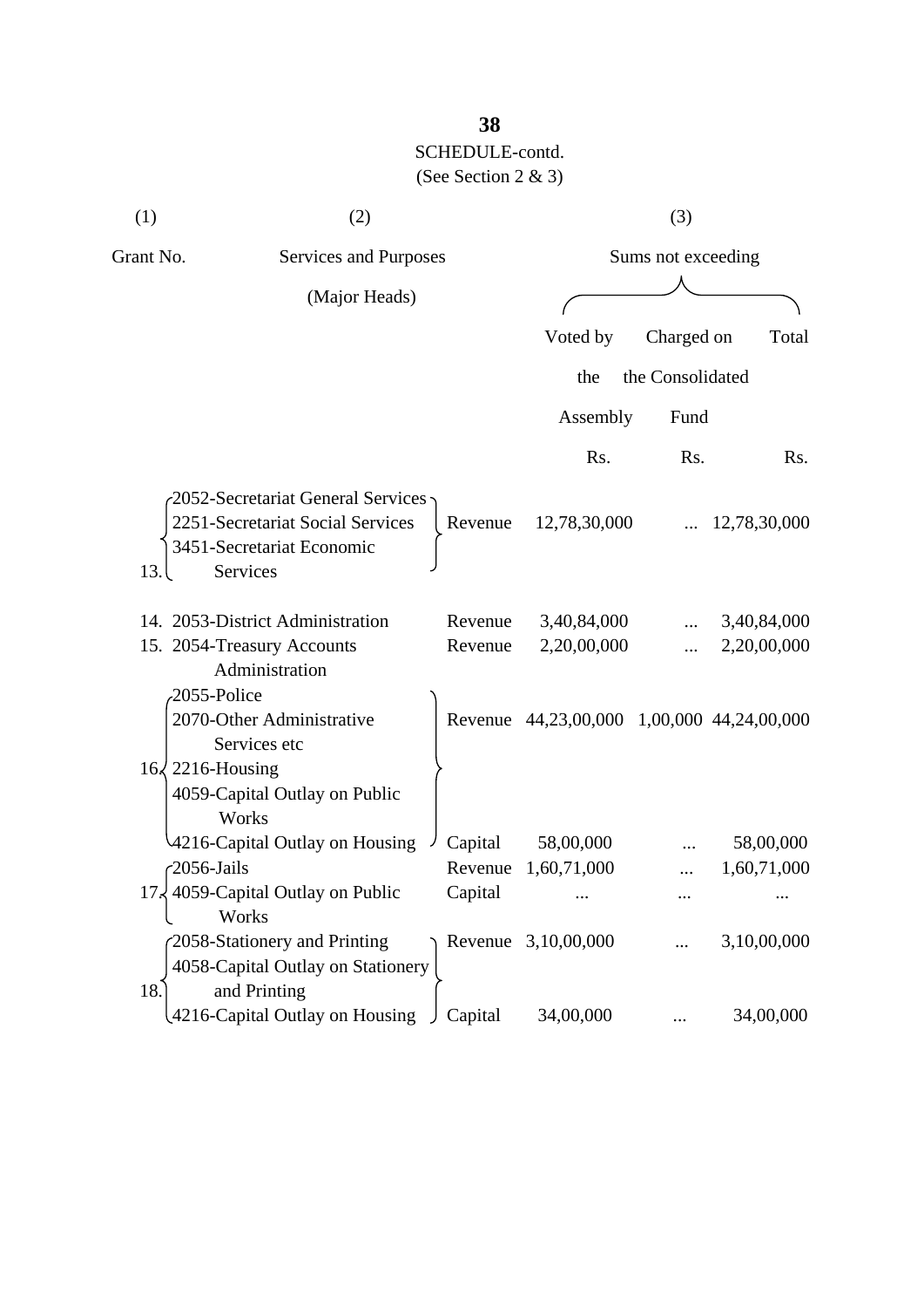SCHEDULE-contd.

(See Section 2 & 3)

| (1) | (2) | | (3) | | |
|---|---|---|---|---|---|
| Grant No. | Services and Purposes (Major Heads) | | Sums not exceeding | | |
| | | | Voted by the Assembly | Charged on the Consolidated Fund | Total |
| | | | Rs. | Rs. | Rs. |
| 13. | 2052-Secretariat General Services<br>2251-Secretariat Social Services<br>3451-Secretariat Economic Services | Revenue | 12,78,30,000 | ... | 12,78,30,000 |
| 14. | 2053-District Administration | Revenue | 3,40,84,000 | ... | 3,40,84,000 |
| 15. | 2054-Treasury Accounts Administration | Revenue | 2,20,00,000 | ... | 2,20,00,000 |
| 16. | 2055-Police<br>2070-Other Administrative Services etc<br>2216-Housing<br>4059-Capital Outlay on Public Works | Revenue | 44,23,00,000 | 1,00,000 | 44,24,00,000 |
| | 4216-Capital Outlay on Housing | Capital | 58,00,000 | ... | 58,00,000 |
| 17. | 2056-Jails | Revenue | 1,60,71,000 | ... | 1,60,71,000 |
| | 4059-Capital Outlay on Public Works | Capital | ... | ... | ... |
| 18. | 2058-Stationery and Printing<br>4058-Capital Outlay on Stationery and Printing | Revenue | 3,10,00,000 | ... | 3,10,00,000 |
| | 4216-Capital Outlay on Housing | Capital | 34,00,000 | ... | 34,00,000 |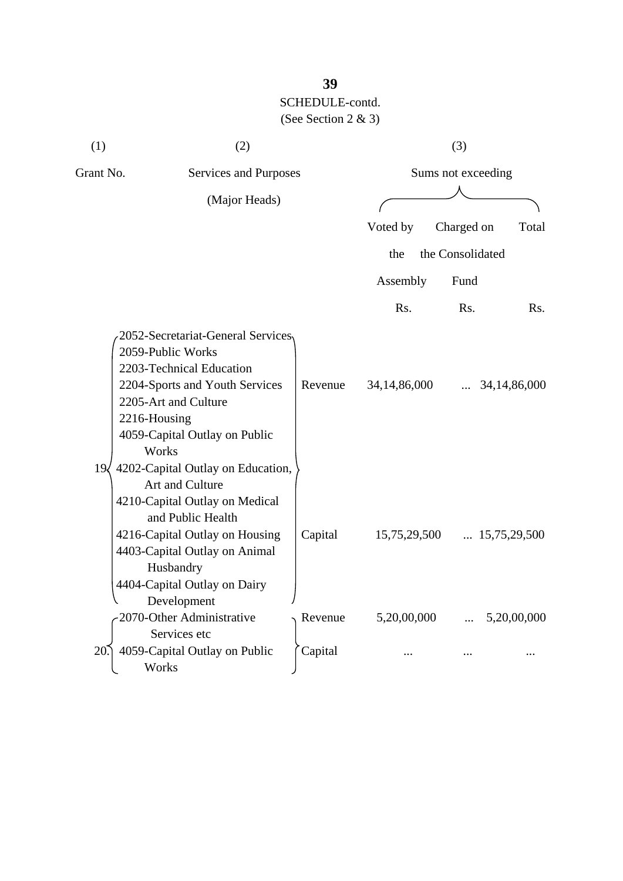SCHEDULE-contd.

(See Section 2 & 3)

| (1) | (2) | | (3) | | |
|---|---|---|---|---|---|
| Grant No. | Services and Purposes (Major Heads) | | Sums not exceeding | | |
| | | | Voted by the Assembly | Charged on the Consolidated Fund | Total |
| | | | Rs. | Rs. | Rs. |
| 19 | 2052-Secretariat-General Services<br>2059-Public Works<br>2203-Technical Education<br>2204-Sports and Youth Services<br>2205-Art and Culture<br>2216-Housing | Revenue | 34,14,86,000 | ... | 34,14,86,000 |
| | 4059-Capital Outlay on Public Works<br>4202-Capital Outlay on Education, Art and Culture<br>4210-Capital Outlay on Medical and Public Health<br>4216-Capital Outlay on Housing<br>4403-Capital Outlay on Animal Husbandry<br>4404-Capital Outlay on Dairy Development | Capital | 15,75,29,500 | ... | 15,75,29,500 |
| 20. | 2070-Other Administrative Services etc | Revenue | 5,20,00,000 | ... | 5,20,00,000 |
| | 4059-Capital Outlay on Public Works | Capital | ... | ... | ... |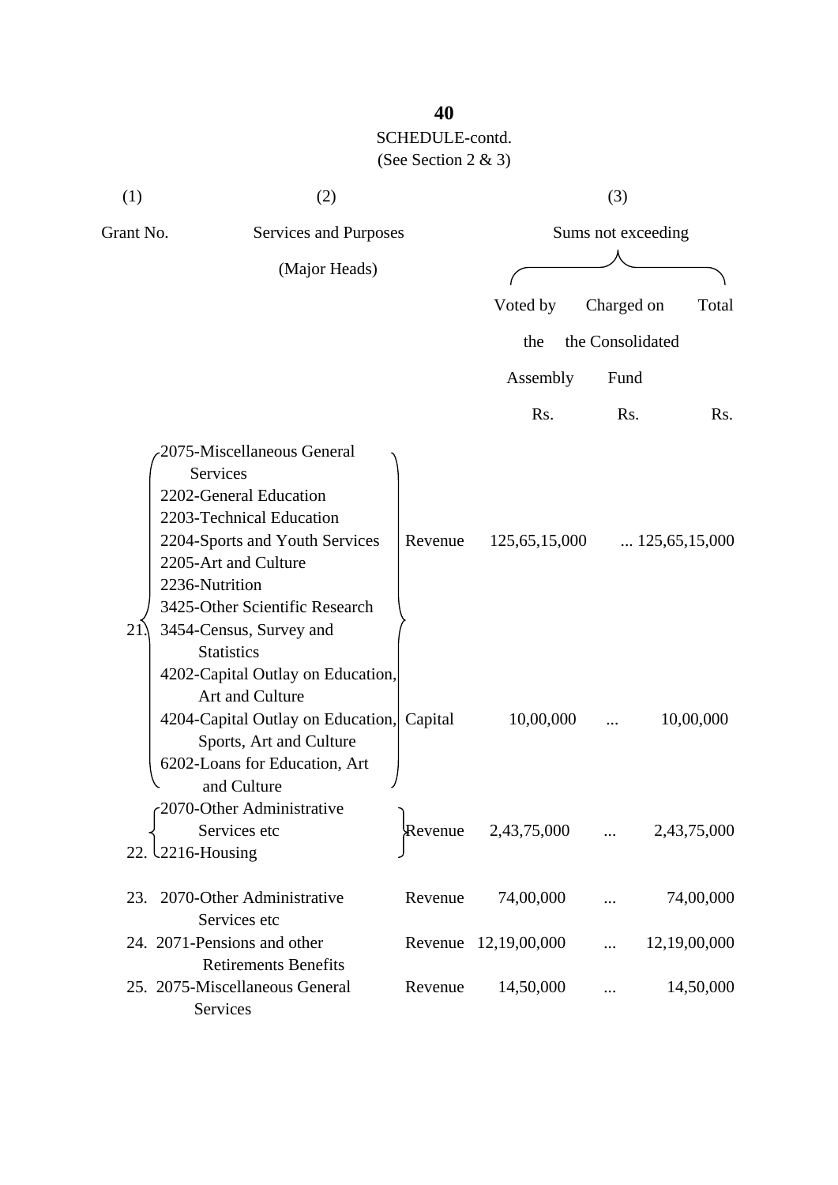SCHEDULE-contd.
(See Section 2 & 3)

| (1) | (2) | | (3) | | |
|---|---|---|---|---|---|
| Grant No. | Services and Purposes (Major Heads) | | Sums not exceeding | | |
| | | | Voted by the Assembly | Charged on the Consolidated Fund | Total |
| | | | Rs. | Rs. | Rs. |
| 21. | 2075-Miscellaneous General Services<br>2202-General Education<br>2203-Technical Education<br>2204-Sports and Youth Services<br>2205-Art and Culture<br>2236-Nutrition<br>3425-Other Scientific Research<br>3454-Census, Survey and Statistics | Revenue | 125,65,15,000 | ... | 125,65,15,000 |
| | 4202-Capital Outlay on Education, Art and Culture<br>4204-Capital Outlay on Education, Sports, Art and Culture<br>6202-Loans for Education, Art and Culture | Capital | 10,00,000 | ... | 10,00,000 |
| 22. | 2070-Other Administrative Services etc<br>2216-Housing | Revenue | 2,43,75,000 | ... | 2,43,75,000 |
| 23. | 2070-Other Administrative Services etc | Revenue | 74,00,000 | ... | 74,00,000 |
| 24. | 2071-Pensions and other Retirements Benefits | Revenue | 12,19,00,000 | ... | 12,19,00,000 |
| 25. | 2075-Miscellaneous General Services | Revenue | 14,50,000 | ... | 14,50,000 |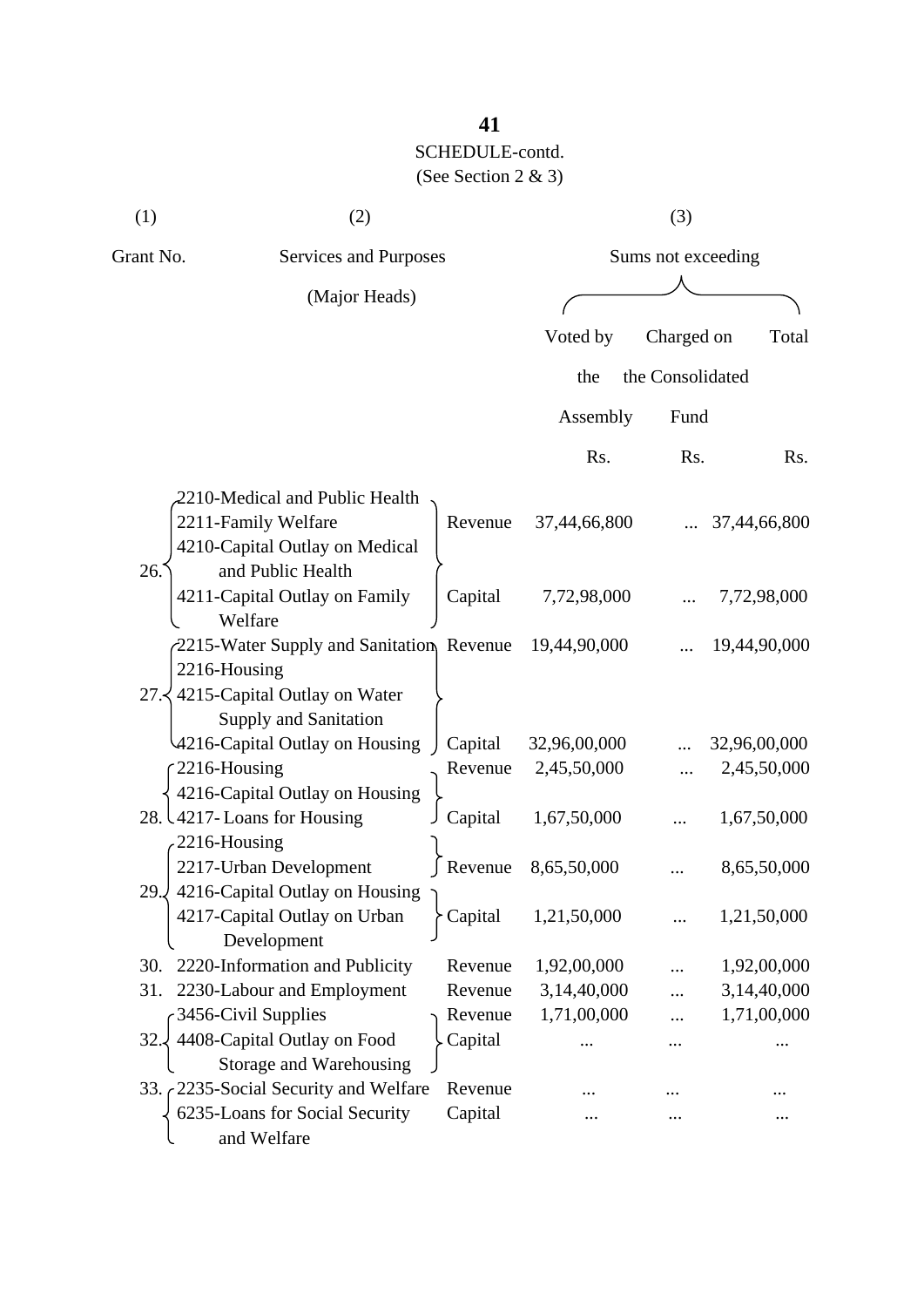SCHEDULE-contd.

(See Section 2 & 3)

| (1) | (2) | | (3) | | |
|---|---|---|---|---|---|
| Grant No. | Services and Purposes (Major Heads) | | Sums not exceeding | | |
| | | | Voted by the Assembly | Charged on the Consolidated Fund | Total |
| | | | Rs. | Rs. | Rs. |
| 26. | 2210-Medical and Public Health<br>2211-Family Welfare | Revenue | 37,44,66,800 | ... | 37,44,66,800 |
| | 4210-Capital Outlay on Medical and Public Health<br>4211-Capital Outlay on Family Welfare | Capital | 7,72,98,000 | ... | 7,72,98,000 |
| 27. | 2215-Water Supply and Sanitation<br>2216-Housing | Revenue | 19,44,90,000 | ... | 19,44,90,000 |
| | 4215-Capital Outlay on Water Supply and Sanitation<br>4216-Capital Outlay on Housing | Capital | 32,96,00,000 | ... | 32,96,00,000 |
| 28. | 2216-Housing | Revenue | 2,45,50,000 | ... | 2,45,50,000 |
| | 4216-Capital Outlay on Housing<br>4217- Loans for Housing | Capital | 1,67,50,000 | ... | 1,67,50,000 |
| 29. | 2216-Housing<br>2217-Urban Development | Revenue | 8,65,50,000 | ... | 8,65,50,000 |
| | 4216-Capital Outlay on Housing<br>4217-Capital Outlay on Urban Development | Capital | 1,21,50,000 | ... | 1,21,50,000 |
| 30. | 2220-Information and Publicity | Revenue | 1,92,00,000 | ... | 1,92,00,000 |
| 31. | 2230-Labour and Employment | Revenue | 3,14,40,000 | ... | 3,14,40,000 |
| 32. | 3456-Civil Supplies | Revenue | 1,71,00,000 | ... | 1,71,00,000 |
| | 4408-Capital Outlay on Food Storage and Warehousing | Capital | ... | ... | ... |
| 33. | 2235-Social Security and Welfare | Revenue | ... | ... | ... |
| | 6235-Loans for Social Security and Welfare | Capital | ... | ... | ... |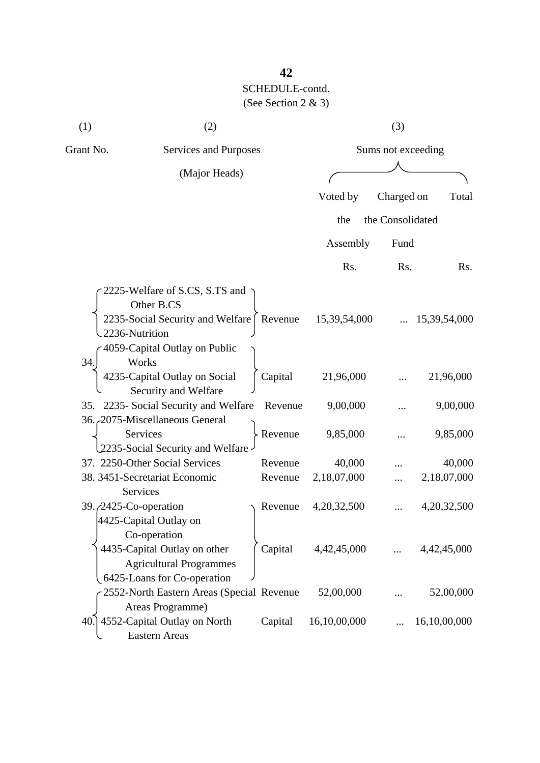SCHEDULE-contd.
(See Section 2 & 3)

| (1) | (2) | | (3) | | |
|---|---|---|---|---|---|
| Grant No. | Services and Purposes (Major Heads) | | Sums not exceeding | | |
| | | | Voted by the Assembly | Charged on the Consolidated Fund | Total |
| | | | Rs. | Rs. | Rs. |
| 34. | 2225-Welfare of S.CS, S.TS and Other B.CS<br>2235-Social Security and Welfare<br>2236-Nutrition | Revenue | 15,39,54,000 | ... | 15,39,54,000 |
| | 4059-Capital Outlay on Public Works<br>4235-Capital Outlay on Social Security and Welfare | Capital | 21,96,000 | ... | 21,96,000 |
| 35. | 2235- Social Security and Welfare | Revenue | 9,00,000 | ... | 9,00,000 |
| 36. | 2075-Miscellaneous General Services<br>2235-Social Security and Welfare | Revenue | 9,85,000 | ... | 9,85,000 |
| 37. | 2250-Other Social Services | Revenue | 40,000 | ... | 40,000 |
| 38. | 3451-Secretariat Economic Services | Revenue | 2,18,07,000 | ... | 2,18,07,000 |
| 39. | 2425-Co-operation | Revenue | 4,20,32,500 | ... | 4,20,32,500 |
| | 4425-Capital Outlay on Co-operation<br>4435-Capital Outlay on other Agricultural Programmes<br>6425-Loans for Co-operation | Capital | 4,42,45,000 | ... | 4,42,45,000 |
| 40. | 2552-North Eastern Areas (Special Areas Programme) | Revenue | 52,00,000 | ... | 52,00,000 |
| | 4552-Capital Outlay on North Eastern Areas | Capital | 16,10,00,000 | ... | 16,10,00,000 |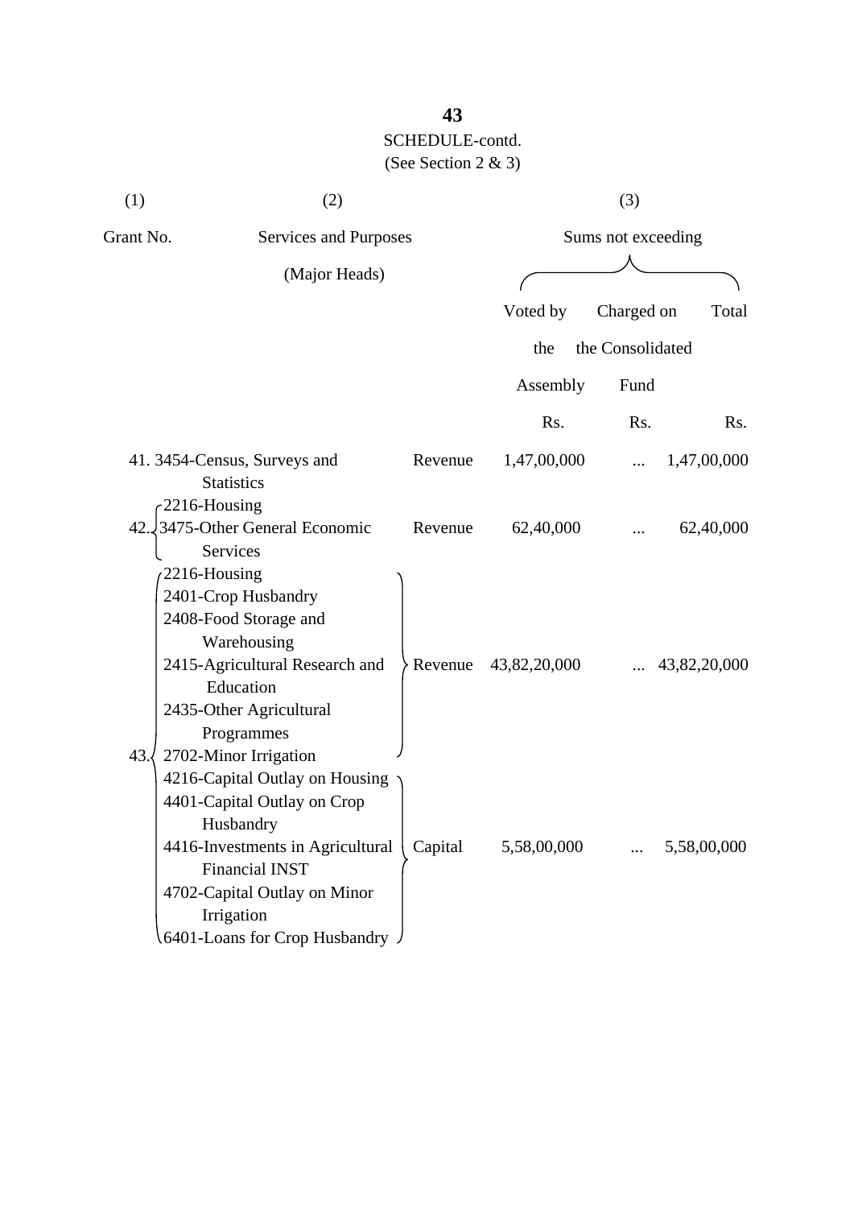SCHEDULE-contd.

(See Section 2 & 3)

| (1) | (2) | | (3) | | |
|---|---|---|---|---|---|
| Grant No. | Services and Purposes (Major Heads) | | Sums not exceeding | | |
| | | | Voted by the Assembly | Charged on the Consolidated Fund | Total |
| | | | Rs. | Rs. | Rs. |
| 41. | 3454-Census, Surveys and Statistics | Revenue | 1,47,00,000 | ... | 1,47,00,000 |
| 42. | 2216-Housing<br>3475-Other General Economic Services | Revenue | 62,40,000 | ... | 62,40,000 |
| 43. | 2216-Housing<br>2401-Crop Husbandry<br>2408-Food Storage and Warehousing<br>2415-Agricultural Research and Education<br>2435-Other Agricultural Programmes<br>2702-Minor Irrigation | Revenue | 43,82,20,000 | ... | 43,82,20,000 |
| | 4216-Capital Outlay on Housing<br>4401-Capital Outlay on Crop Husbandry<br>4416-Investments in Agricultural Financial INST<br>4702-Capital Outlay on Minor Irrigation<br>6401-Loans for Crop Husbandry | Capital | 5,58,00,000 | ... | 5,58,00,000 |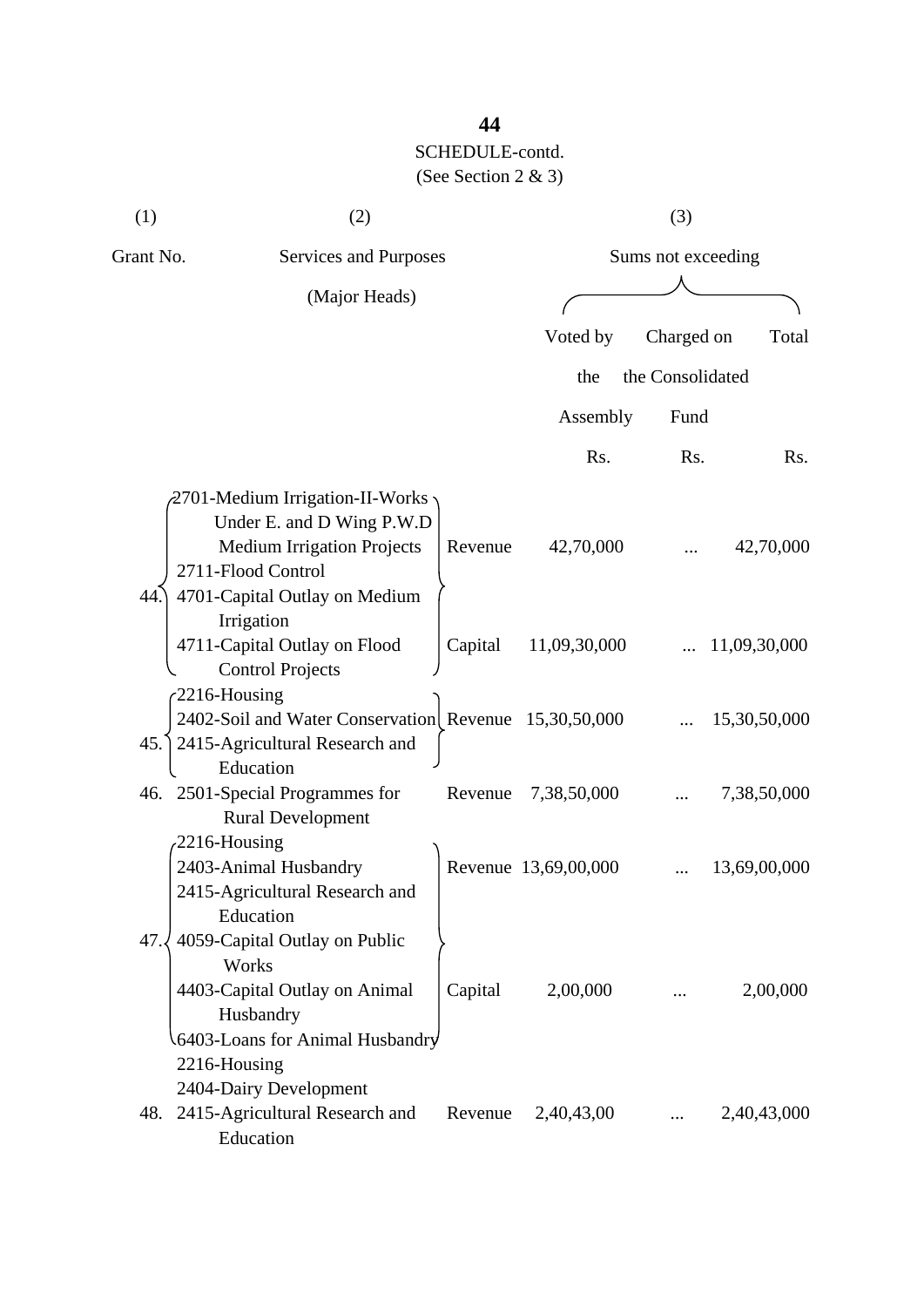SCHEDULE-contd.
(See Section 2 & 3)

| (1) | (2) | | (3) | | |
|---|---|---|---|---|---|
| Grant No. | Services and Purposes (Major Heads) | | Sums not exceeding | | |
| | | | Voted by the Assembly | Charged on the Consolidated Fund | Total |
| | | | Rs. | Rs. | Rs. |
| 44. | 2701-Medium Irrigation-II-Works Under E. and D Wing P.W.D Medium Irrigation Projects<br>2711-Flood Control | Revenue | 42,70,000 | ... | 42,70,000 |
| | 4701-Capital Outlay on Medium Irrigation<br>4711-Capital Outlay on Flood Control Projects | Capital | 11,09,30,000 | ... | 11,09,30,000 |
| 45. | 2216-Housing<br>2402-Soil and Water Conservation<br>2415-Agricultural Research and Education | Revenue | 15,30,50,000 | ... | 15,30,50,000 |
| 46. | 2501-Special Programmes for Rural Development | Revenue | 7,38,50,000 | ... | 7,38,50,000 |
| 47. | 2216-Housing<br>2403-Animal Husbandry<br>2415-Agricultural Research and Education | Revenue | 13,69,00,000 | ... | 13,69,00,000 |
| | 4059-Capital Outlay on Public Works<br>4403-Capital Outlay on Animal Husbandry<br>6403-Loans for Animal Husbandry | Capital | 2,00,000 | ... | 2,00,000 |
| 48. | 2216-Housing<br>2404-Dairy Development<br>2415-Agricultural Research and Education | Revenue | 2,40,43,00 | ... | 2,40,43,000 |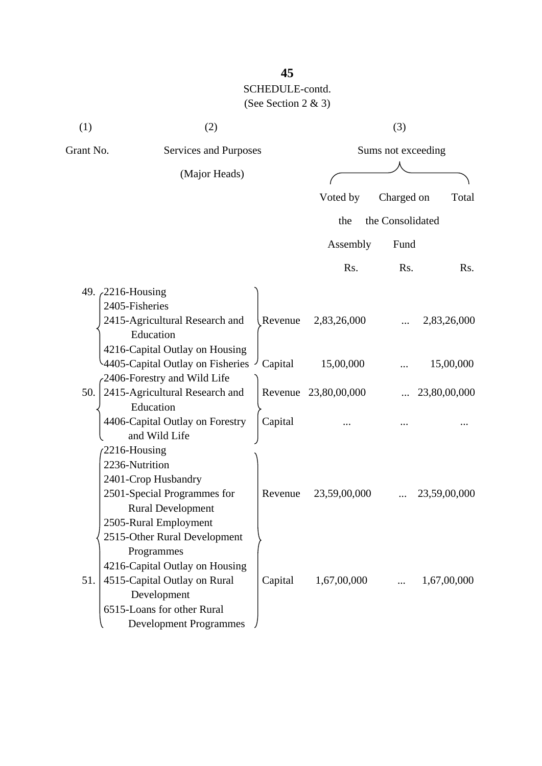SCHEDULE-contd.

(See Section 2 & 3)

| (1) | (2) | | (3) | | |
|---|---|---|---|---|---|
| Grant No. | Services and Purposes (Major Heads) | | Sums not exceeding | | |
| | | | Voted by the Assembly | Charged on the Consolidated Fund | Total |
| | | | Rs. | Rs. | Rs. |
| 49. | 2216-Housing<br>2405-Fisheries<br>2415-Agricultural Research and Education<br>4216-Capital Outlay on Housing<br>4405-Capital Outlay on Fisheries | Revenue | 2,83,26,000 | ... | 2,83,26,000 |
| | | Capital | 15,00,000 | ... | 15,00,000 |
| 50. | 2406-Forestry and Wild Life<br>2415-Agricultural Research and Education<br>4406-Capital Outlay on Forestry and Wild Life | Revenue | 23,80,00,000 | ... | 23,80,00,000 |
| | | Capital | ... | ... | ... |
| 51. | 2216-Housing<br>2236-Nutrition<br>2401-Crop Husbandry<br>2501-Special Programmes for Rural Development<br>2505-Rural Employment<br>2515-Other Rural Development Programmes<br>4216-Capital Outlay on Housing<br>4515-Capital Outlay on Rural Development<br>6515-Loans for other Rural Development Programmes | Revenue | 23,59,00,000 | ... | 23,59,00,000 |
| | | Capital | 1,67,00,000 | ... | 1,67,00,000 |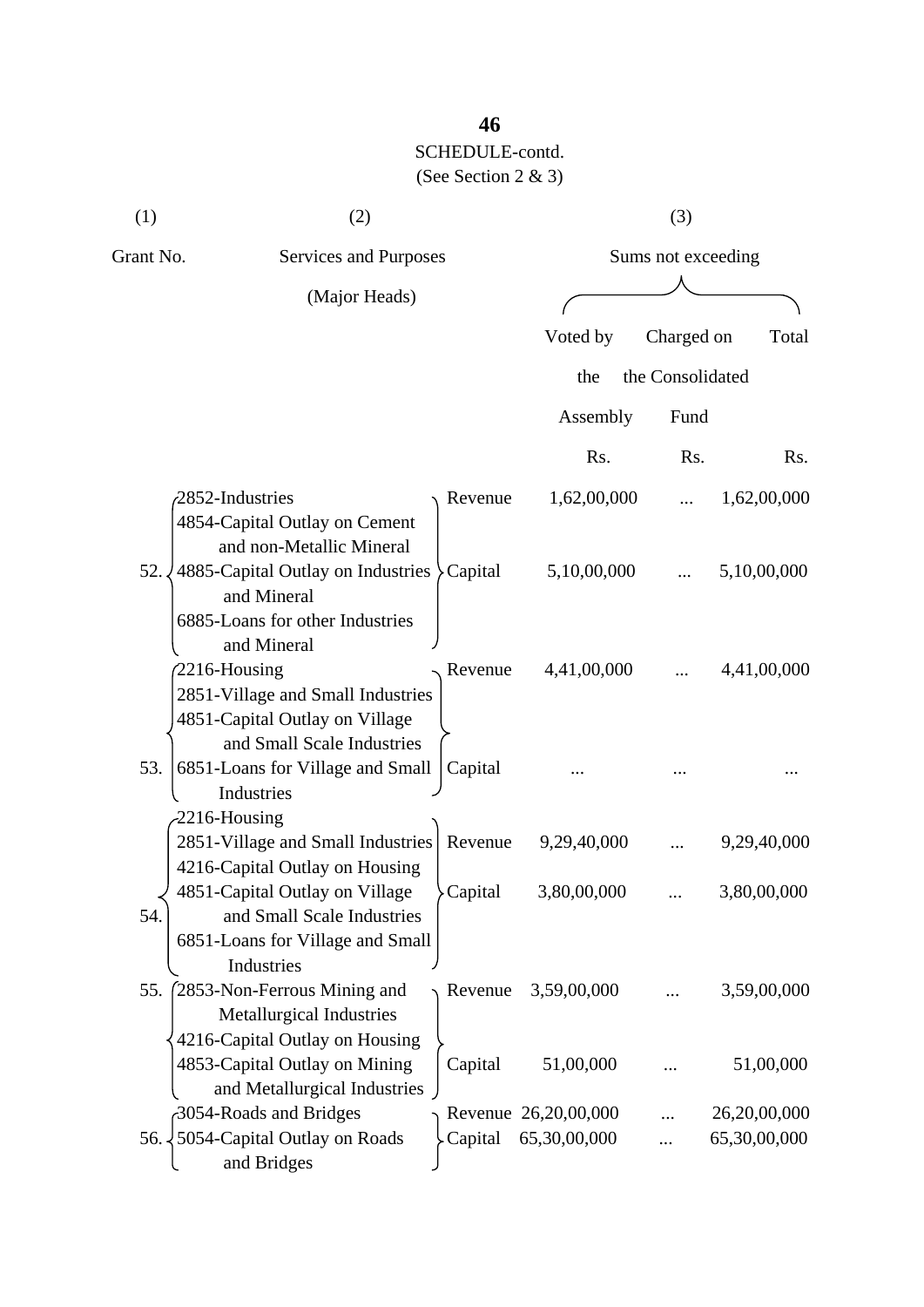SCHEDULE-contd.
(See Section 2 & 3)

| (1) | (2) | | (3) | | |
|---|---|---|---|---|---|
| Grant No. | Services and Purposes (Major Heads) | | Sums not exceeding | | |
| | | | Voted by the Assembly | Charged on the Consolidated Fund | Total |
| | | | Rs. | Rs. | Rs. |
| 52. | 2852-Industries | Revenue | 1,62,00,000 | ... | 1,62,00,000 |
| | 4854-Capital Outlay on Cement and non-Metallic Mineral<br>4885-Capital Outlay on Industries and Mineral<br>6885-Loans for other Industries and Mineral | Capital | 5,10,00,000 | ... | 5,10,00,000 |
| 53. | 2216-Housing<br>2851-Village and Small Industries | Revenue | 4,41,00,000 | ... | 4,41,00,000 |
| | 4851-Capital Outlay on Village and Small Scale Industries<br>6851-Loans for Village and Small Industries | Capital | ... | ... | ... |
| 54. | 2216-Housing<br>2851-Village and Small Industries | Revenue | 9,29,40,000 | ... | 9,29,40,000 |
| | 4216-Capital Outlay on Housing<br>4851-Capital Outlay on Village and Small Scale Industries<br>6851-Loans for Village and Small Industries | Capital | 3,80,00,000 | ... | 3,80,00,000 |
| 55. | 2853-Non-Ferrous Mining and Metallurgical Industries | Revenue | 3,59,00,000 | ... | 3,59,00,000 |
| | 4216-Capital Outlay on Housing<br>4853-Capital Outlay on Mining and Metallurgical Industries | Capital | 51,00,000 | ... | 51,00,000 |
| 56. | 3054-Roads and Bridges | Revenue | 26,20,00,000 | ... | 26,20,00,000 |
| | 5054-Capital Outlay on Roads and Bridges | Capital | 65,30,00,000 | ... | 65,30,00,000 |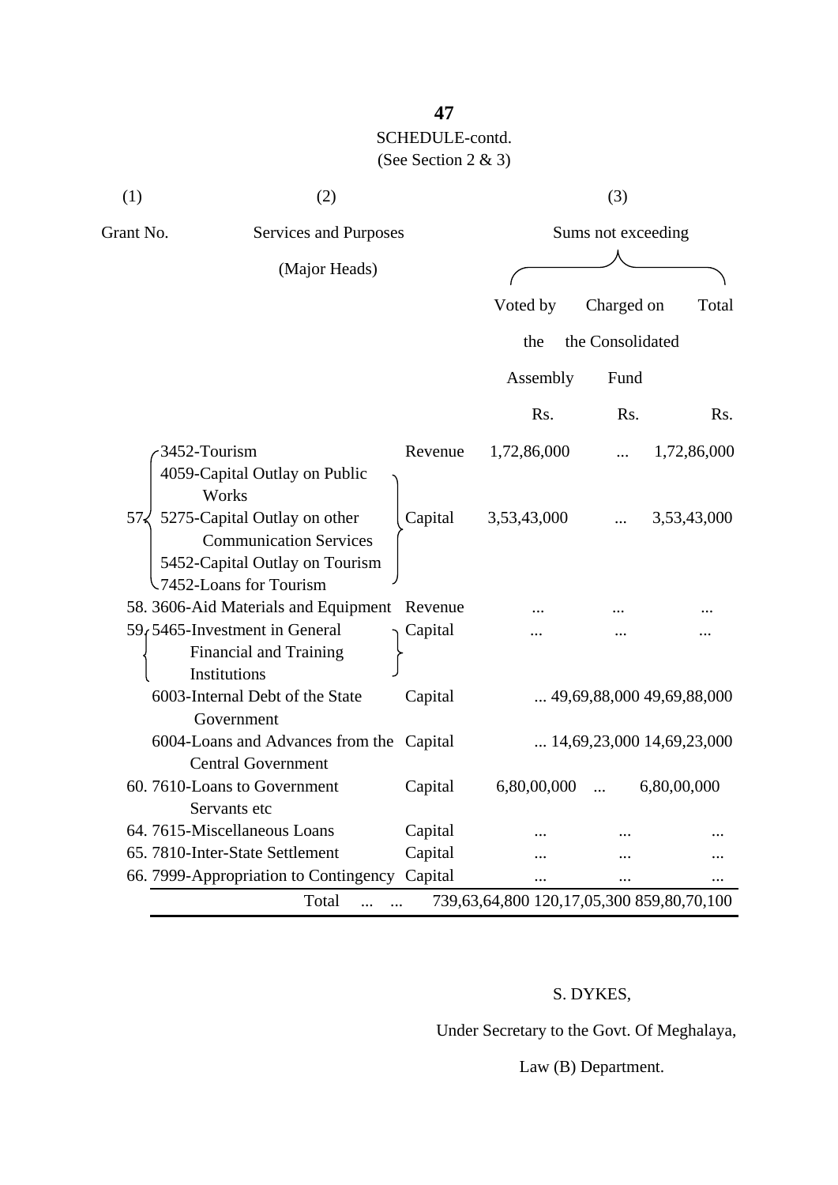SCHEDULE-contd.

(See Section 2 & 3)

| (1) | (2) | | (3) | | |
|---|---|---|---|---|---|
| Grant No. | Services and Purposes (Major Heads) | | Sums not exceeding | | |
| | | | Voted by the Assembly | Charged on the Consolidated Fund | Total |
| | | | Rs. | Rs. | Rs. |
| 57. | 3452-Tourism | Revenue | 1,72,86,000 | ... | 1,72,86,000 |
| | 4059-Capital Outlay on Public Works<br>5275-Capital Outlay on other Communication Services<br>5452-Capital Outlay on Tourism<br>7452-Loans for Tourism | Capital | 3,53,43,000 | ... | 3,53,43,000 |
| 58. | 3606-Aid Materials and Equipment | Revenue | ... | ... | ... |
| 59. | 5465-Investment in General Financial and Training Institutions | Capital | ... | ... | ... |
| | 6003-Internal Debt of the State Government | Capital | ... | 49,69,88,000 | 49,69,88,000 |
| | 6004-Loans and Advances from the Central Government | Capital | ... | 14,69,23,000 | 14,69,23,000 |
| 60. | 7610-Loans to Government Servants etc | Capital | 6,80,00,000 | ... | 6,80,00,000 |
| 64. | 7615-Miscellaneous Loans | Capital | ... | ... | ... |
| 65. | 7810-Inter-State Settlement | Capital | ... | ... | ... |
| 66. | 7999-Appropriation to Contingency | Capital | ... | ... | ... |
| | Total ... ... | | 739,63,64,800 | 120,17,05,300 | 859,80,70,100 |

S. DYKES,

Under Secretary to the Govt. Of Meghalaya,

Law (B) Department.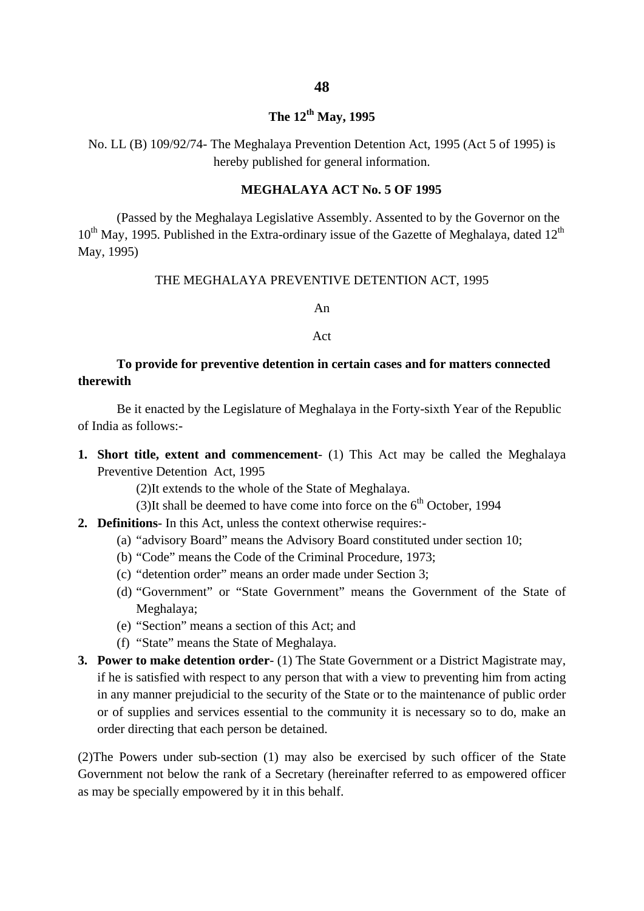**The 12th May, 1995**

No. LL (B) 109/92/74- The Meghalaya Prevention Detention Act, 1995 (Act 5 of 1995) is hereby published for general information.

**MEGHALAYA ACT No. 5 OF 1995**

(Passed by the Meghalaya Legislative Assembly. Assented to by the Governor on the 10th May, 1995. Published in the Extra-ordinary issue of the Gazette of Meghalaya, dated 12th May, 1995)

THE MEGHALAYA PREVENTIVE DETENTION ACT, 1995

An

Act

**To provide for preventive detention in certain cases and for matters connected therewith**

Be it enacted by the Legislature of Meghalaya in the Forty-sixth Year of the Republic of India as follows:-

1. **Short title, extent and commencement**- (1) This Act may be called the Meghalaya Preventive Detention Act, 1995

   (2)It extends to the whole of the State of Meghalaya.

   (3)It shall be deemed to have come into force on the 6th October, 1994

2. **Definitions**- In this Act, unless the context otherwise requires:-
   (a) "advisory Board" means the Advisory Board constituted under section 10;
   (b) "Code" means the Code of the Criminal Procedure, 1973;
   (c) "detention order" means an order made under Section 3;
   (d) "Government" or "State Government" means the Government of the State of Meghalaya;
   (e) "Section" means a section of this Act; and
   (f) "State" means the State of Meghalaya.

3. **Power to make detention order**- (1) The State Government or a District Magistrate may, if he is satisfied with respect to any person that with a view to preventing him from acting in any manner prejudicial to the security of the State or to the maintenance of public order or of supplies and services essential to the community it is necessary so to do, make an order directing that each person be detained.

(2)The Powers under sub-section (1) may also be exercised by such officer of the State Government not below the rank of a Secretary (hereinafter referred to as empowered officer as may be specially empowered by it in this behalf.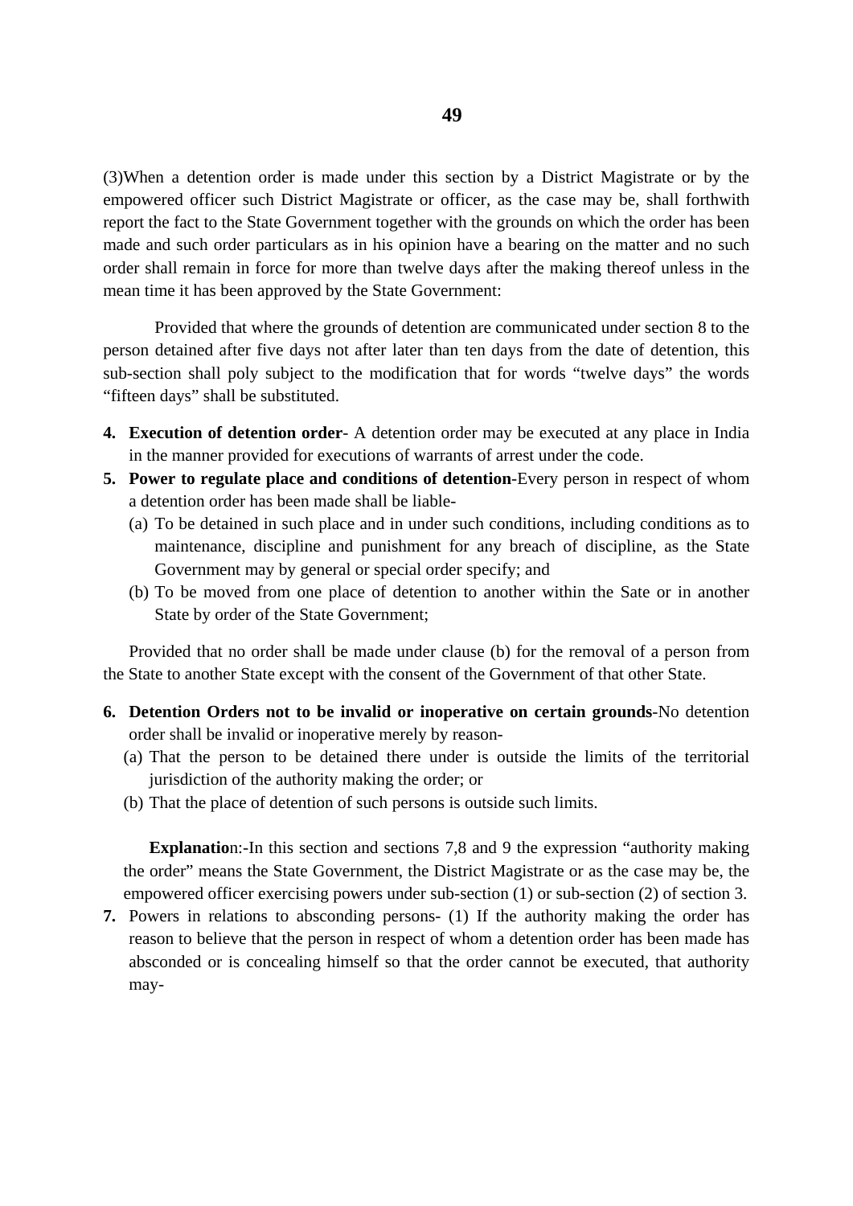(3)When a detention order is made under this section by a District Magistrate or by the empowered officer such District Magistrate or officer, as the case may be, shall forthwith report the fact to the State Government together with the grounds on which the order has been made and such order particulars as in his opinion have a bearing on the matter and no such order shall remain in force for more than twelve days after the making thereof unless in the mean time it has been approved by the State Government:

Provided that where the grounds of detention are communicated under section 8 to the person detained after five days not after later than ten days from the date of detention, this sub-section shall poly subject to the modification that for words "twelve days" the words "fifteen days" shall be substituted.

4. **Execution of detention order**- A detention order may be executed at any place in India in the manner provided for executions of warrants of arrest under the code.
5. **Power to regulate place and conditions of detention**-Every person in respect of whom a detention order has been made shall be liable-
   (a) To be detained in such place and in under such conditions, including conditions as to maintenance, discipline and punishment for any breach of discipline, as the State Government may by general or special order specify; and
   (b) To be moved from one place of detention to another within the Sate or in another State by order of the State Government;

Provided that no order shall be made under clause (b) for the removal of a person from the State to another State except with the consent of the Government of that other State.

6. **Detention Orders not to be invalid or inoperative on certain grounds**-No detention order shall be invalid or inoperative merely by reason-
   (a) That the person to be detained there under is outside the limits of the territorial jurisdiction of the authority making the order; or
   (b) That the place of detention of such persons is outside such limits.

**Explanatio**n:-In this section and sections 7,8 and 9 the expression "authority making the order" means the State Government, the District Magistrate or as the case may be, the empowered officer exercising powers under sub-section (1) or sub-section (2) of section 3.

7. Powers in relations to absconding persons- (1) If the authority making the order has reason to believe that the person in respect of whom a detention order has been made has absconded or is concealing himself so that the order cannot be executed, that authority may-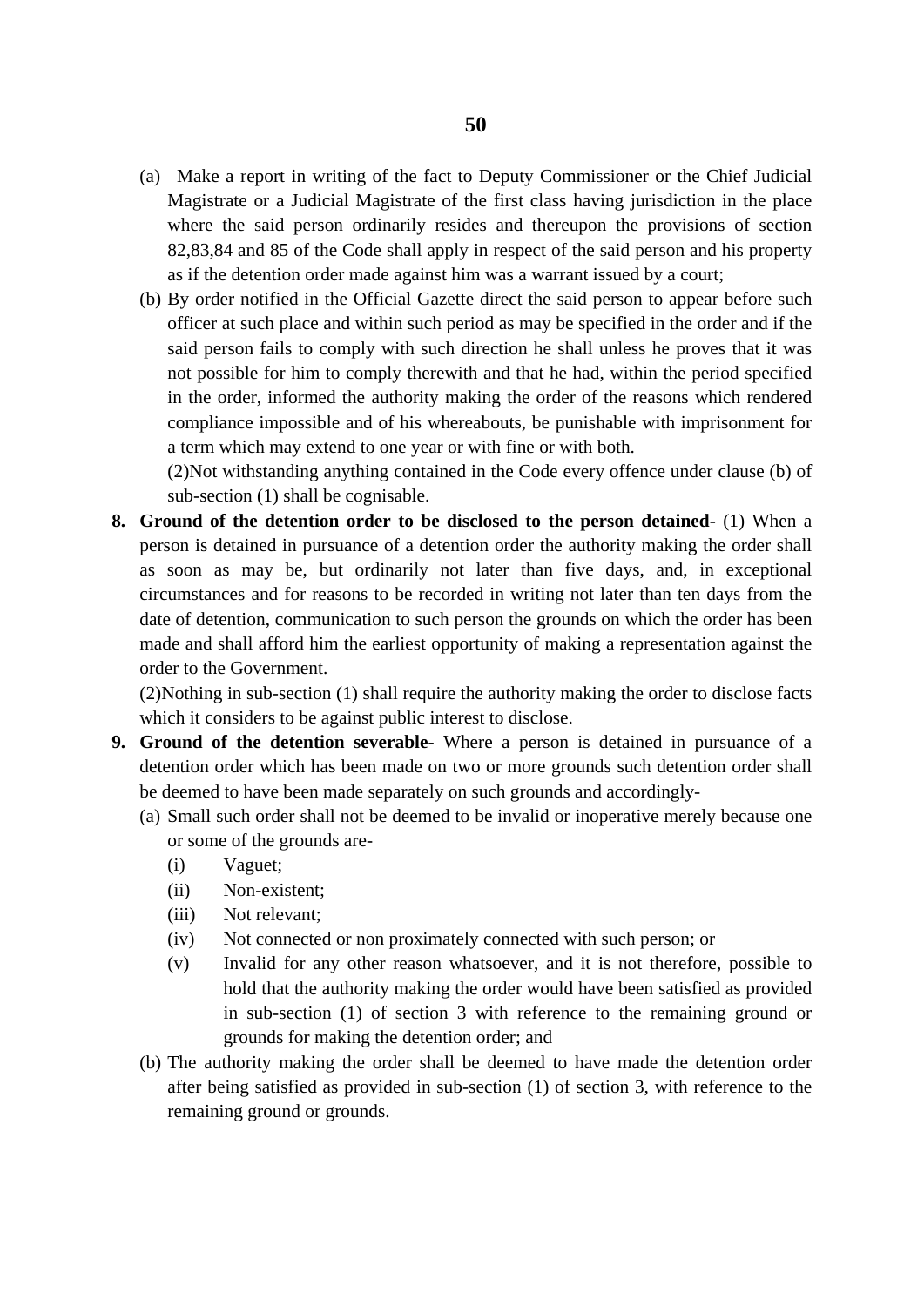(a) Make a report in writing of the fact to Deputy Commissioner or the Chief Judicial Magistrate or a Judicial Magistrate of the first class having jurisdiction in the place where the said person ordinarily resides and thereupon the provisions of section 82,83,84 and 85 of the Code shall apply in respect of the said person and his property as if the detention order made against him was a warrant issued by a court;

(b) By order notified in the Official Gazette direct the said person to appear before such officer at such place and within such period as may be specified in the order and if the said person fails to comply with such direction he shall unless he proves that it was not possible for him to comply therewith and that he had, within the period specified in the order, informed the authority making the order of the reasons which rendered compliance impossible and of his whereabouts, be punishable with imprisonment for a term which may extend to one year or with fine or with both.

(2)Not withstanding anything contained in the Code every offence under clause (b) of sub-section (1) shall be cognisable.

**8. Ground of the detention order to be disclosed to the person detained**- (1) When a person is detained in pursuance of a detention order the authority making the order shall as soon as may be, but ordinarily not later than five days, and, in exceptional circumstances and for reasons to be recorded in writing not later than ten days from the date of detention, communication to such person the grounds on which the order has been made and shall afford him the earliest opportunity of making a representation against the order to the Government.

(2)Nothing in sub-section (1) shall require the authority making the order to disclose facts which it considers to be against public interest to disclose.

**9. Ground of the detention severable-** Where a person is detained in pursuance of a detention order which has been made on two or more grounds such detention order shall be deemed to have been made separately on such grounds and accordingly-

(a) Small such order shall not be deemed to be invalid or inoperative merely because one or some of the grounds are-

- (i) Vaguet;
- (ii) Non-existent;
- (iii) Not relevant;
- (iv) Not connected or non proximately connected with such person; or
- (v) Invalid for any other reason whatsoever, and it is not therefore, possible to hold that the authority making the order would have been satisfied as provided in sub-section (1) of section 3 with reference to the remaining ground or grounds for making the detention order; and

(b) The authority making the order shall be deemed to have made the detention order after being satisfied as provided in sub-section (1) of section 3, with reference to the remaining ground or grounds.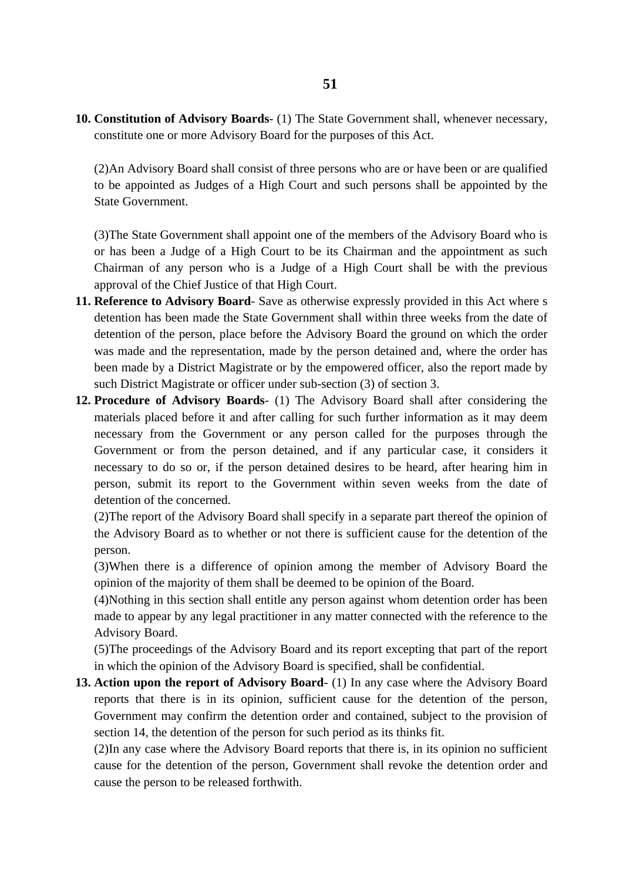**10. Constitution of Advisory Boards-** (1) The State Government shall, whenever necessary, constitute one or more Advisory Board for the purposes of this Act.

(2)An Advisory Board shall consist of three persons who are or have been or are qualified to be appointed as Judges of a High Court and such persons shall be appointed by the State Government.

(3)The State Government shall appoint one of the members of the Advisory Board who is or has been a Judge of a High Court to be its Chairman and the appointment as such Chairman of any person who is a Judge of a High Court shall be with the previous approval of the Chief Justice of that High Court.

**11. Reference to Advisory Board**- Save as otherwise expressly provided in this Act where s detention has been made the State Government shall within three weeks from the date of detention of the person, place before the Advisory Board the ground on which the order was made and the representation, made by the person detained and, where the order has been made by a District Magistrate or by the empowered officer, also the report made by such District Magistrate or officer under sub-section (3) of section 3.

**12. Procedure of Advisory Boards**- (1) The Advisory Board shall after considering the materials placed before it and after calling for such further information as it may deem necessary from the Government or any person called for the purposes through the Government or from the person detained, and if any particular case, it considers it necessary to do so or, if the person detained desires to be heard, after hearing him in person, submit its report to the Government within seven weeks from the date of detention of the concerned.

(2)The report of the Advisory Board shall specify in a separate part thereof the opinion of the Advisory Board as to whether or not there is sufficient cause for the detention of the person.

(3)When there is a difference of opinion among the member of Advisory Board the opinion of the majority of them shall be deemed to be opinion of the Board.

(4)Nothing in this section shall entitle any person against whom detention order has been made to appear by any legal practitioner in any matter connected with the reference to the Advisory Board.

(5)The proceedings of the Advisory Board and its report excepting that part of the report in which the opinion of the Advisory Board is specified, shall be confidential.

**13. Action upon the report of Advisory Board**- (1) In any case where the Advisory Board reports that there is in its opinion, sufficient cause for the detention of the person, Government may confirm the detention order and contained, subject to the provision of section 14, the detention of the person for such period as its thinks fit.

(2)In any case where the Advisory Board reports that there is, in its opinion no sufficient cause for the detention of the person, Government shall revoke the detention order and cause the person to be released forthwith.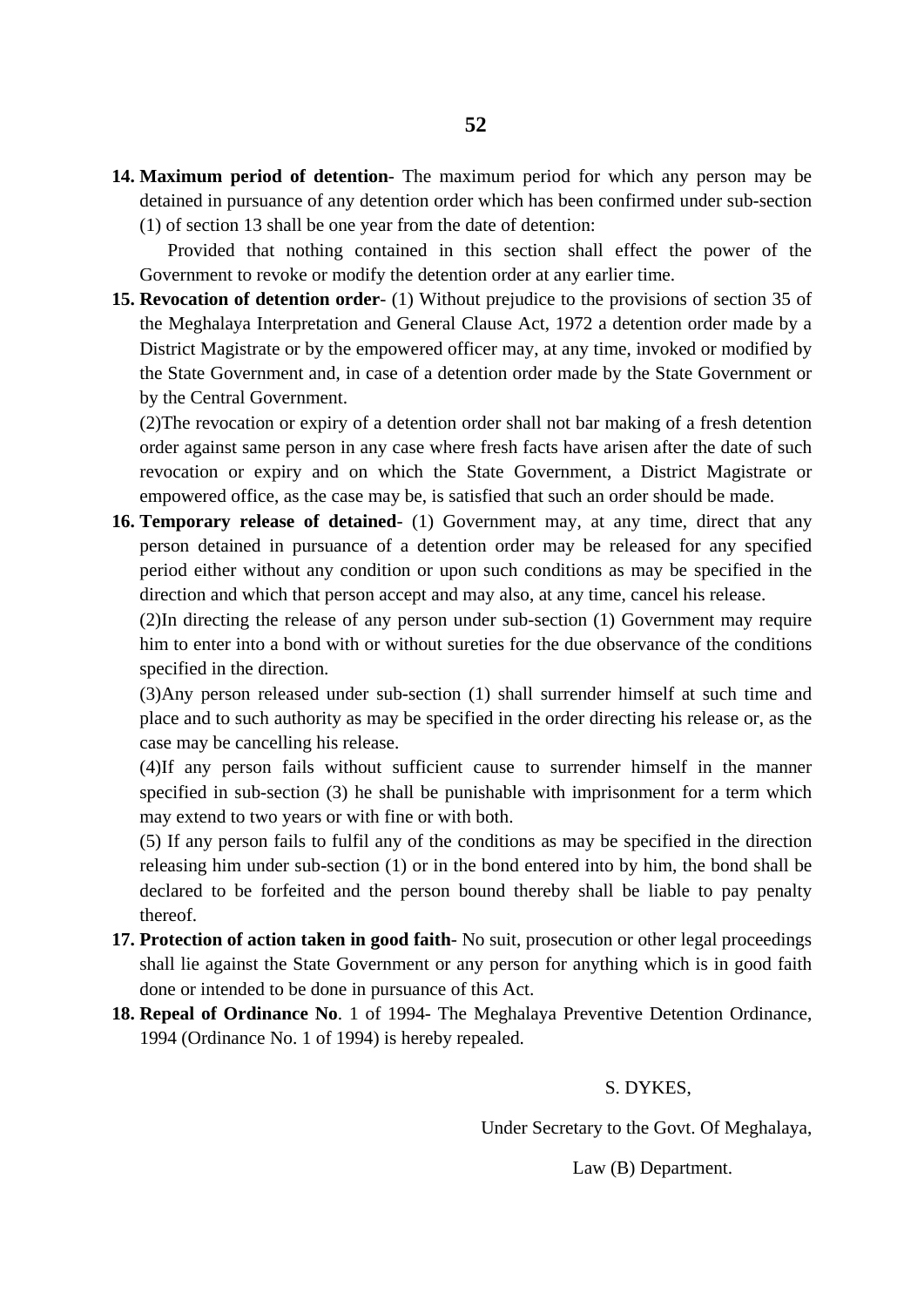**14. Maximum period of detention**- The maximum period for which any person may be detained in pursuance of any detention order which has been confirmed under sub-section (1) of section 13 shall be one year from the date of detention:

Provided that nothing contained in this section shall effect the power of the Government to revoke or modify the detention order at any earlier time.

**15. Revocation of detention order**- (1) Without prejudice to the provisions of section 35 of the Meghalaya Interpretation and General Clause Act, 1972 a detention order made by a District Magistrate or by the empowered officer may, at any time, invoked or modified by the State Government and, in case of a detention order made by the State Government or by the Central Government.

(2)The revocation or expiry of a detention order shall not bar making of a fresh detention order against same person in any case where fresh facts have arisen after the date of such revocation or expiry and on which the State Government, a District Magistrate or empowered office, as the case may be, is satisfied that such an order should be made.

**16. Temporary release of detained**- (1) Government may, at any time, direct that any person detained in pursuance of a detention order may be released for any specified period either without any condition or upon such conditions as may be specified in the direction and which that person accept and may also, at any time, cancel his release.

(2)In directing the release of any person under sub-section (1) Government may require him to enter into a bond with or without sureties for the due observance of the conditions specified in the direction.

(3)Any person released under sub-section (1) shall surrender himself at such time and place and to such authority as may be specified in the order directing his release or, as the case may be cancelling his release.

(4)If any person fails without sufficient cause to surrender himself in the manner specified in sub-section (3) he shall be punishable with imprisonment for a term which may extend to two years or with fine or with both.

(5) If any person fails to fulfil any of the conditions as may be specified in the direction releasing him under sub-section (1) or in the bond entered into by him, the bond shall be declared to be forfeited and the person bound thereby shall be liable to pay penalty thereof.

**17. Protection of action taken in good faith**- No suit, prosecution or other legal proceedings shall lie against the State Government or any person for anything which is in good faith done or intended to be done in pursuance of this Act.

**18. Repeal of Ordinance No**. 1 of 1994- The Meghalaya Preventive Detention Ordinance, 1994 (Ordinance No. 1 of 1994) is hereby repealed.

S. DYKES,

Under Secretary to the Govt. Of Meghalaya,

Law (B) Department.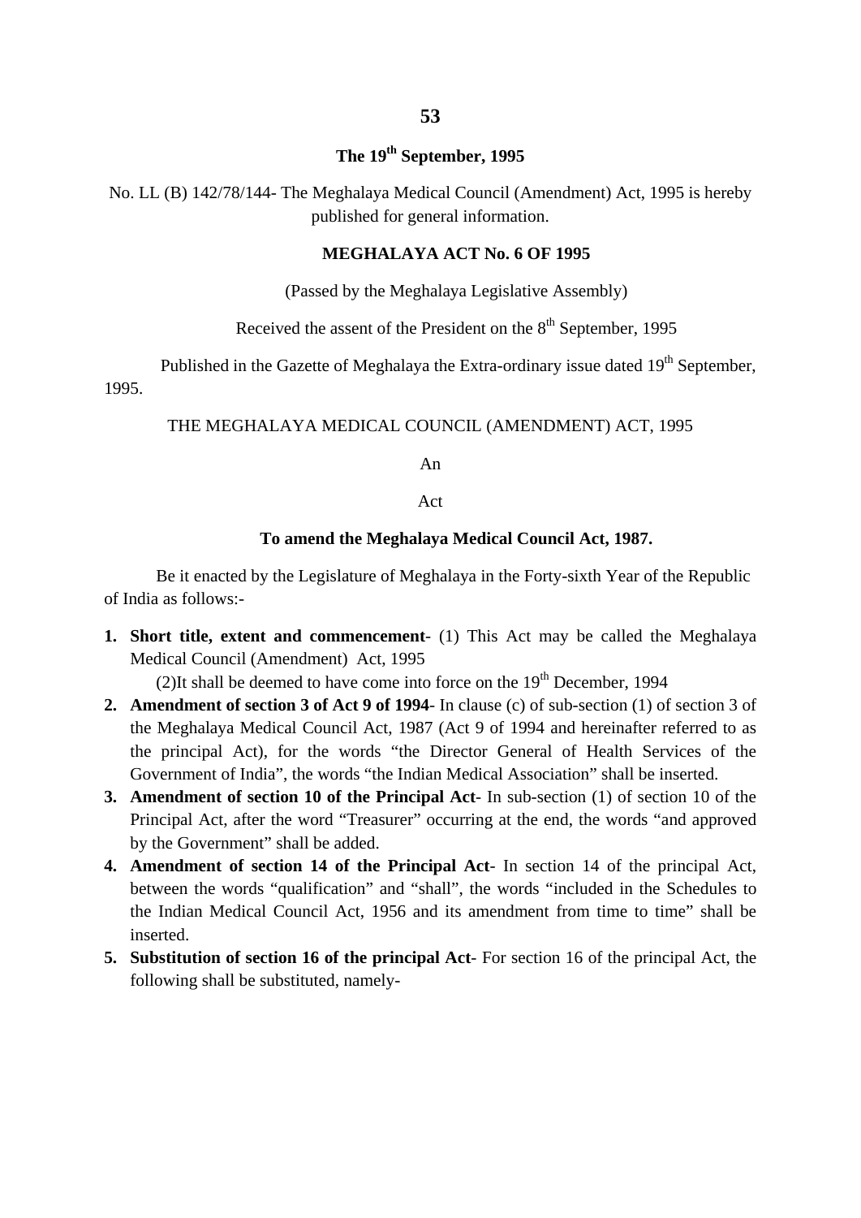**The 19th September, 1995**

No. LL (B) 142/78/144- The Meghalaya Medical Council (Amendment) Act, 1995 is hereby published for general information.

**MEGHALAYA ACT No. 6 OF 1995**

(Passed by the Meghalaya Legislative Assembly)

Received the assent of the President on the 8th September, 1995

Published in the Gazette of Meghalaya the Extra-ordinary issue dated 19th September, 1995.

THE MEGHALAYA MEDICAL COUNCIL (AMENDMENT) ACT, 1995

An

Act

**To amend the Meghalaya Medical Council Act, 1987.**

Be it enacted by the Legislature of Meghalaya in the Forty-sixth Year of the Republic of India as follows:-

1. **Short title, extent and commencement**- (1) This Act may be called the Meghalaya Medical Council (Amendment) Act, 1995

   (2)It shall be deemed to have come into force on the 19th December, 1994
2. **Amendment of section 3 of Act 9 of 1994**- In clause (c) of sub-section (1) of section 3 of the Meghalaya Medical Council Act, 1987 (Act 9 of 1994 and hereinafter referred to as the principal Act), for the words "the Director General of Health Services of the Government of India", the words "the Indian Medical Association" shall be inserted.
3. **Amendment of section 10 of the Principal Act**- In sub-section (1) of section 10 of the Principal Act, after the word "Treasurer" occurring at the end, the words "and approved by the Government" shall be added.
4. **Amendment of section 14 of the Principal Act**- In section 14 of the principal Act, between the words "qualification" and "shall", the words "included in the Schedules to the Indian Medical Council Act, 1956 and its amendment from time to time" shall be inserted.
5. **Substitution of section 16 of the principal Act**- For section 16 of the principal Act, the following shall be substituted, namely-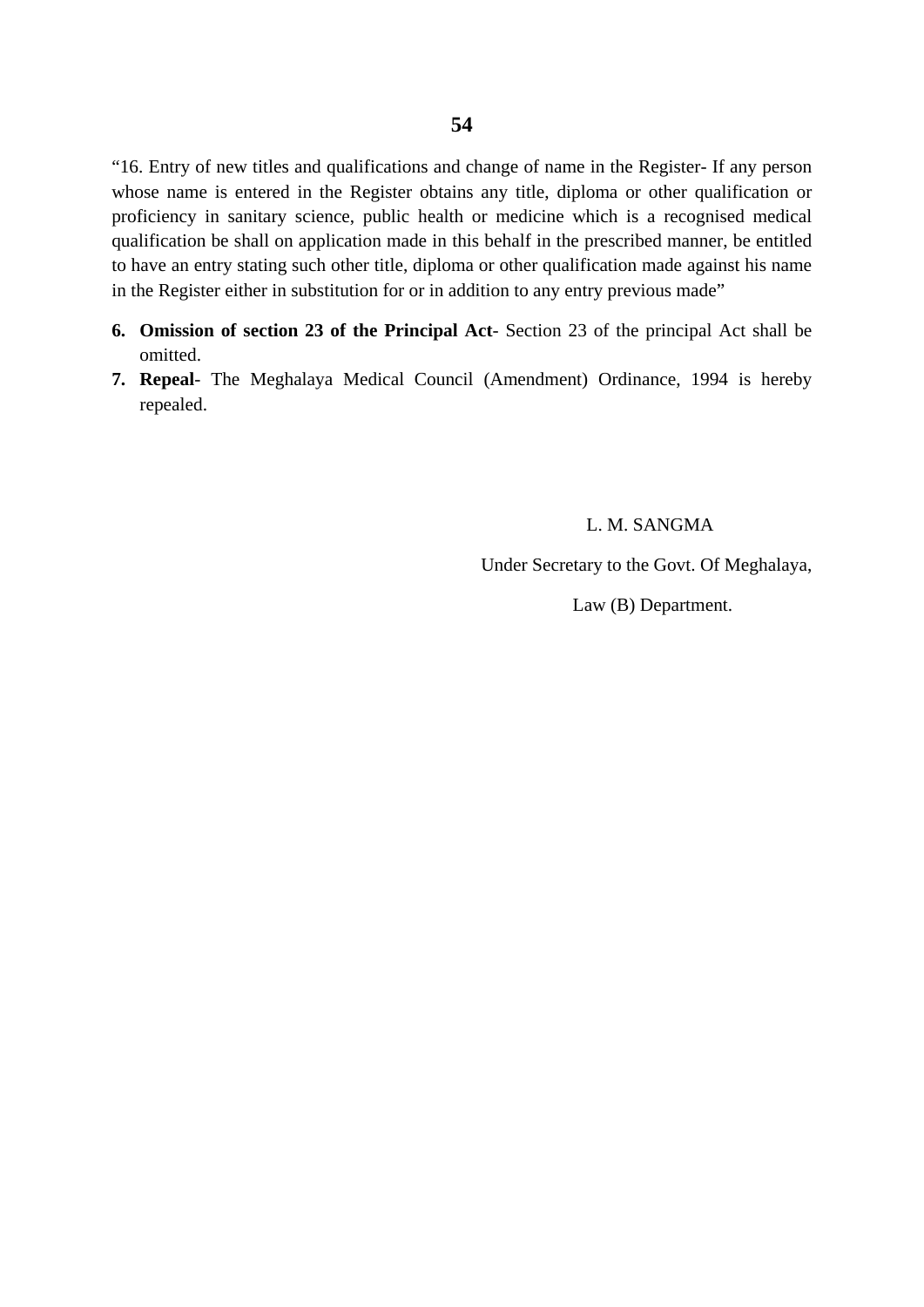"16. Entry of new titles and qualifications and change of name in the Register- If any person whose name is entered in the Register obtains any title, diploma or other qualification or proficiency in sanitary science, public health or medicine which is a recognised medical qualification be shall on application made in this behalf in the prescribed manner, be entitled to have an entry stating such other title, diploma or other qualification made against his name in the Register either in substitution for or in addition to any entry previous made"

6. **Omission of section 23 of the Principal Act**- Section 23 of the principal Act shall be omitted.
7. **Repeal**- The Meghalaya Medical Council (Amendment) Ordinance, 1994 is hereby repealed.

L. M. SANGMA

Under Secretary to the Govt. Of Meghalaya,

Law (B) Department.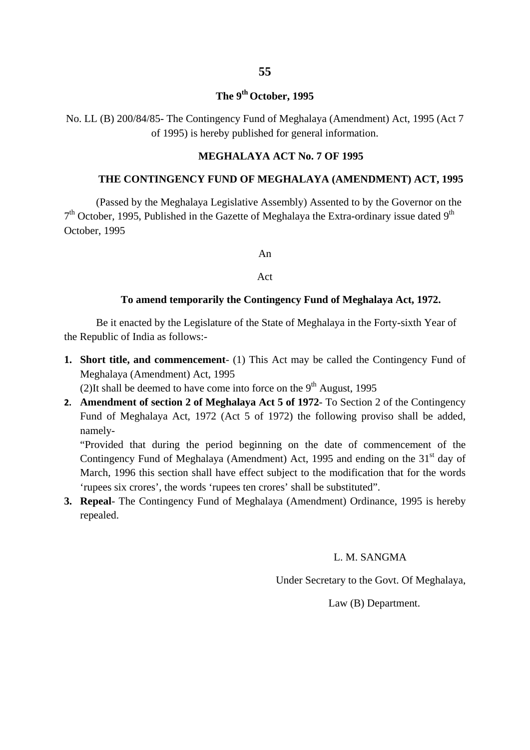**The 9th October, 1995**

No. LL (B) 200/84/85- The Contingency Fund of Meghalaya (Amendment) Act, 1995 (Act 7 of 1995) is hereby published for general information.

**MEGHALAYA ACT No. 7 OF 1995**

**THE CONTINGENCY FUND OF MEGHALAYA (AMENDMENT) ACT, 1995**

(Passed by the Meghalaya Legislative Assembly) Assented to by the Governor on the 7th October, 1995, Published in the Gazette of Meghalaya the Extra-ordinary issue dated 9th October, 1995

An

Act

**To amend temporarily the Contingency Fund of Meghalaya Act, 1972.**

Be it enacted by the Legislature of the State of Meghalaya in the Forty-sixth Year of the Republic of India as follows:-

1. **Short title, and commencement**- (1) This Act may be called the Contingency Fund of Meghalaya (Amendment) Act, 1995

   (2)It shall be deemed to have come into force on the 9th August, 1995
2. **Amendment of section 2 of Meghalaya Act 5 of 1972**- To Section 2 of the Contingency Fund of Meghalaya Act, 1972 (Act 5 of 1972) the following proviso shall be added, namely-

   "Provided that during the period beginning on the date of commencement of the Contingency Fund of Meghalaya (Amendment) Act, 1995 and ending on the 31st day of March, 1996 this section shall have effect subject to the modification that for the words 'rupees six crores', the words 'rupees ten crores' shall be substituted".
3. **Repeal**- The Contingency Fund of Meghalaya (Amendment) Ordinance, 1995 is hereby repealed.

L. M. SANGMA

Under Secretary to the Govt. Of Meghalaya,

Law (B) Department.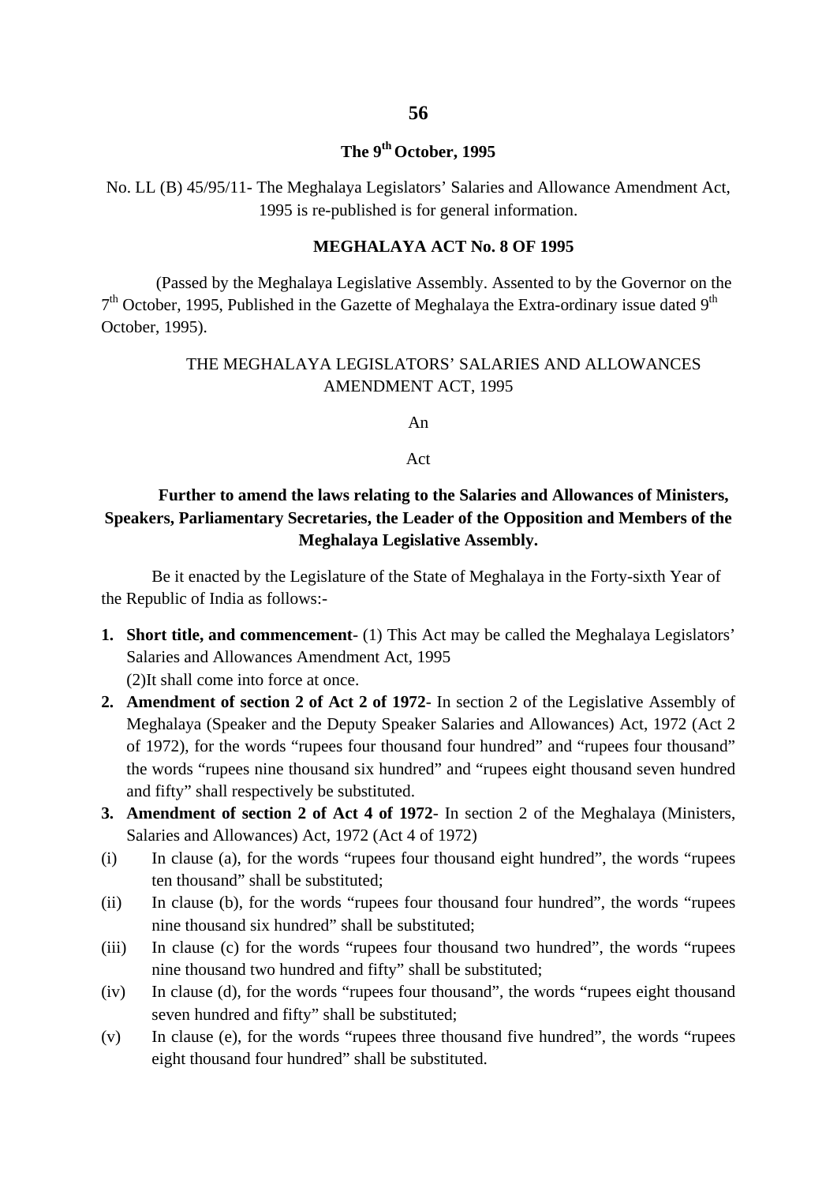**The 9th October, 1995**

No. LL (B) 45/95/11- The Meghalaya Legislators' Salaries and Allowance Amendment Act, 1995 is re-published is for general information.

**MEGHALAYA ACT No. 8 OF 1995**

(Passed by the Meghalaya Legislative Assembly. Assented to by the Governor on the 7th October, 1995, Published in the Gazette of Meghalaya the Extra-ordinary issue dated 9th October, 1995).

THE MEGHALAYA LEGISLATORS' SALARIES AND ALLOWANCES AMENDMENT ACT, 1995

An

Act

**Further to amend the laws relating to the Salaries and Allowances of Ministers, Speakers, Parliamentary Secretaries, the Leader of the Opposition and Members of the Meghalaya Legislative Assembly.**

Be it enacted by the Legislature of the State of Meghalaya in the Forty-sixth Year of the Republic of India as follows:-

1. **Short title, and commencement**- (1) This Act may be called the Meghalaya Legislators' Salaries and Allowances Amendment Act, 1995
   (2)It shall come into force at once.
2. **Amendment of section 2 of Act 2 of 1972**- In section 2 of the Legislative Assembly of Meghalaya (Speaker and the Deputy Speaker Salaries and Allowances) Act, 1972 (Act 2 of 1972), for the words "rupees four thousand four hundred" and "rupees four thousand" the words "rupees nine thousand six hundred" and "rupees eight thousand seven hundred and fifty" shall respectively be substituted.
3. **Amendment of section 2 of Act 4 of 1972**- In section 2 of the Meghalaya (Ministers, Salaries and Allowances) Act, 1972 (Act 4 of 1972)

(i) In clause (a), for the words "rupees four thousand eight hundred", the words "rupees ten thousand" shall be substituted;

(ii) In clause (b), for the words "rupees four thousand four hundred", the words "rupees nine thousand six hundred" shall be substituted;

(iii) In clause (c) for the words "rupees four thousand two hundred", the words "rupees nine thousand two hundred and fifty" shall be substituted;

(iv) In clause (d), for the words "rupees four thousand", the words "rupees eight thousand seven hundred and fifty" shall be substituted;

(v) In clause (e), for the words "rupees three thousand five hundred", the words "rupees eight thousand four hundred" shall be substituted.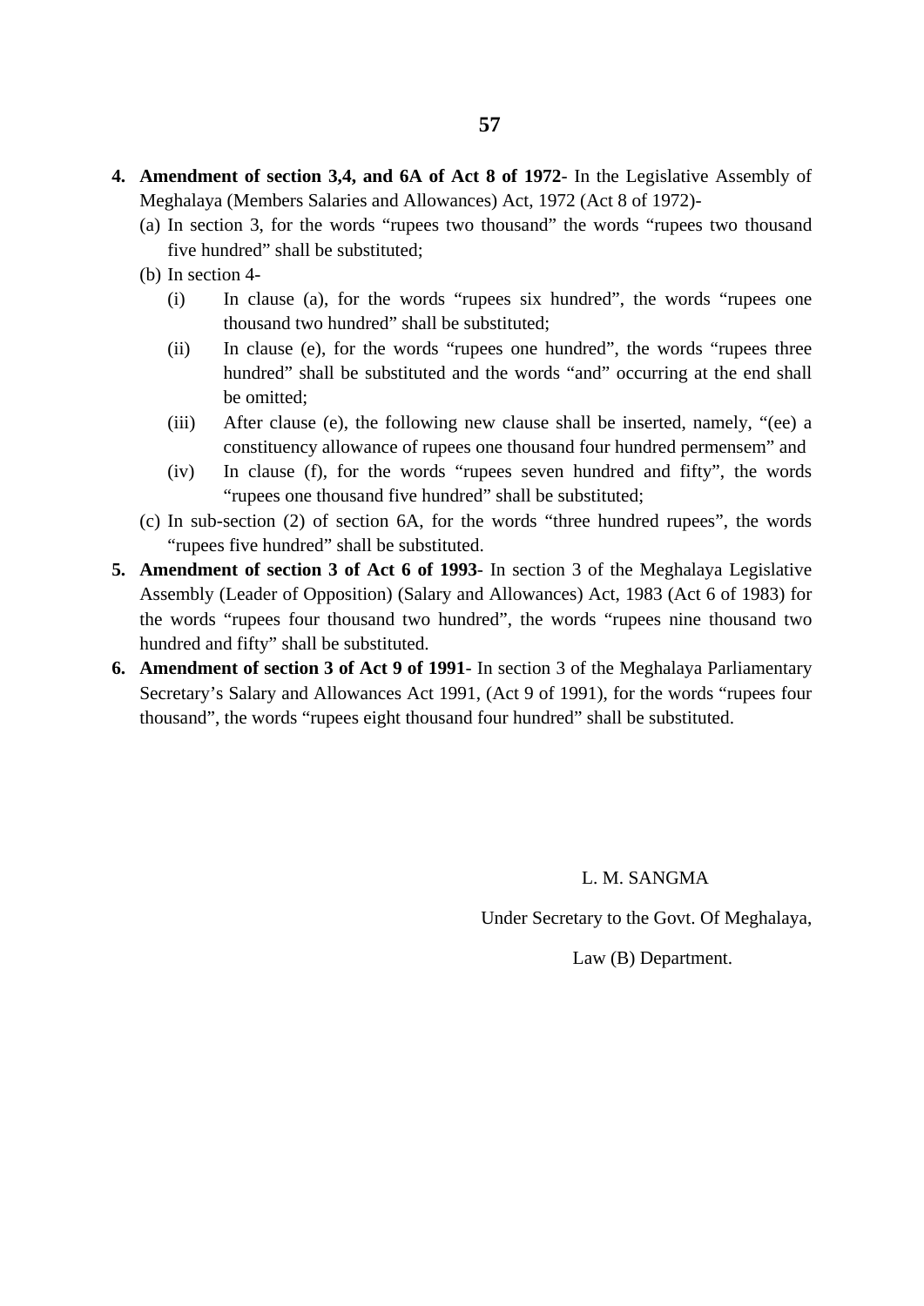4. **Amendment of section 3,4, and 6A of Act 8 of 1972**- In the Legislative Assembly of Meghalaya (Members Salaries and Allowances) Act, 1972 (Act 8 of 1972)-
   (a) In section 3, for the words "rupees two thousand" the words "rupees two thousand five hundred" shall be substituted;
   (b) In section 4-
      (i) In clause (a), for the words "rupees six hundred", the words "rupees one thousand two hundred" shall be substituted;
      (ii) In clause (e), for the words "rupees one hundred", the words "rupees three hundred" shall be substituted and the words "and" occurring at the end shall be omitted;
      (iii) After clause (e), the following new clause shall be inserted, namely, "(ee) a constituency allowance of rupees one thousand four hundred permensem" and
      (iv) In clause (f), for the words "rupees seven hundred and fifty", the words "rupees one thousand five hundred" shall be substituted;
   (c) In sub-section (2) of section 6A, for the words "three hundred rupees", the words "rupees five hundred" shall be substituted.
5. **Amendment of section 3 of Act 6 of 1993**- In section 3 of the Meghalaya Legislative Assembly (Leader of Opposition) (Salary and Allowances) Act, 1983 (Act 6 of 1983) for the words "rupees four thousand two hundred", the words "rupees nine thousand two hundred and fifty" shall be substituted.
6. **Amendment of section 3 of Act 9 of 1991**- In section 3 of the Meghalaya Parliamentary Secretary's Salary and Allowances Act 1991, (Act 9 of 1991), for the words "rupees four thousand", the words "rupees eight thousand four hundred" shall be substituted.

L. M. SANGMA

Under Secretary to the Govt. Of Meghalaya,

Law (B) Department.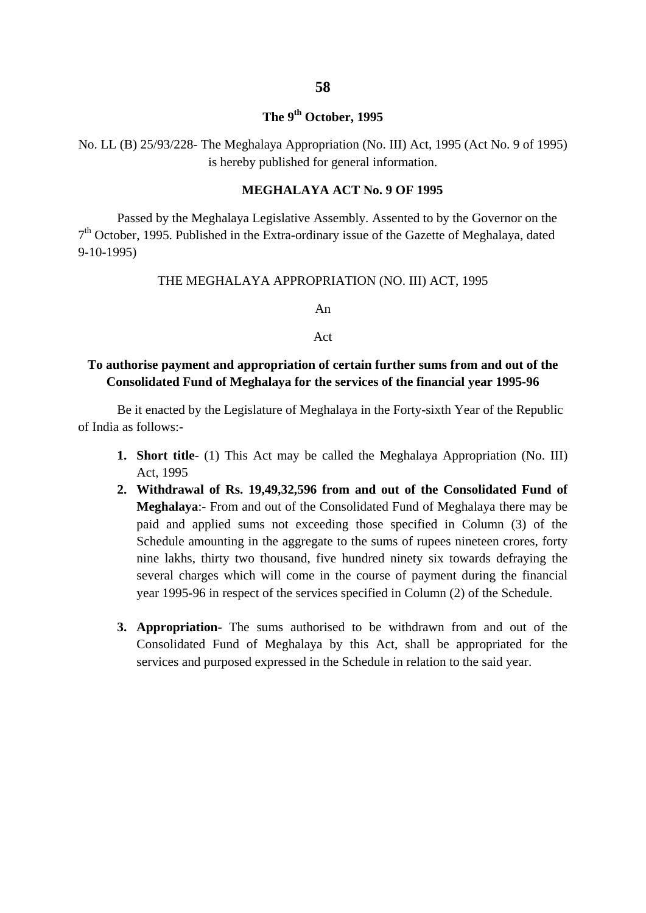**The 9th October, 1995**

No. LL (B) 25/93/228- The Meghalaya Appropriation (No. III) Act, 1995 (Act No. 9 of 1995) is hereby published for general information.

**MEGHALAYA ACT No. 9 OF 1995**

Passed by the Meghalaya Legislative Assembly. Assented to by the Governor on the 7th October, 1995. Published in the Extra-ordinary issue of the Gazette of Meghalaya, dated 9-10-1995)

THE MEGHALAYA APPROPRIATION (NO. III) ACT, 1995

An

Act

**To authorise payment and appropriation of certain further sums from and out of the Consolidated Fund of Meghalaya for the services of the financial year 1995-96**

Be it enacted by the Legislature of Meghalaya in the Forty-sixth Year of the Republic of India as follows:-

1. **Short title**- (1) This Act may be called the Meghalaya Appropriation (No. III) Act, 1995
2. **Withdrawal of Rs. 19,49,32,596 from and out of the Consolidated Fund of Meghalaya**:- From and out of the Consolidated Fund of Meghalaya there may be paid and applied sums not exceeding those specified in Column (3) of the Schedule amounting in the aggregate to the sums of rupees nineteen crores, forty nine lakhs, thirty two thousand, five hundred ninety six towards defraying the several charges which will come in the course of payment during the financial year 1995-96 in respect of the services specified in Column (2) of the Schedule.

3. **Appropriation**- The sums authorised to be withdrawn from and out of the Consolidated Fund of Meghalaya by this Act, shall be appropriated for the services and purposed expressed in the Schedule in relation to the said year.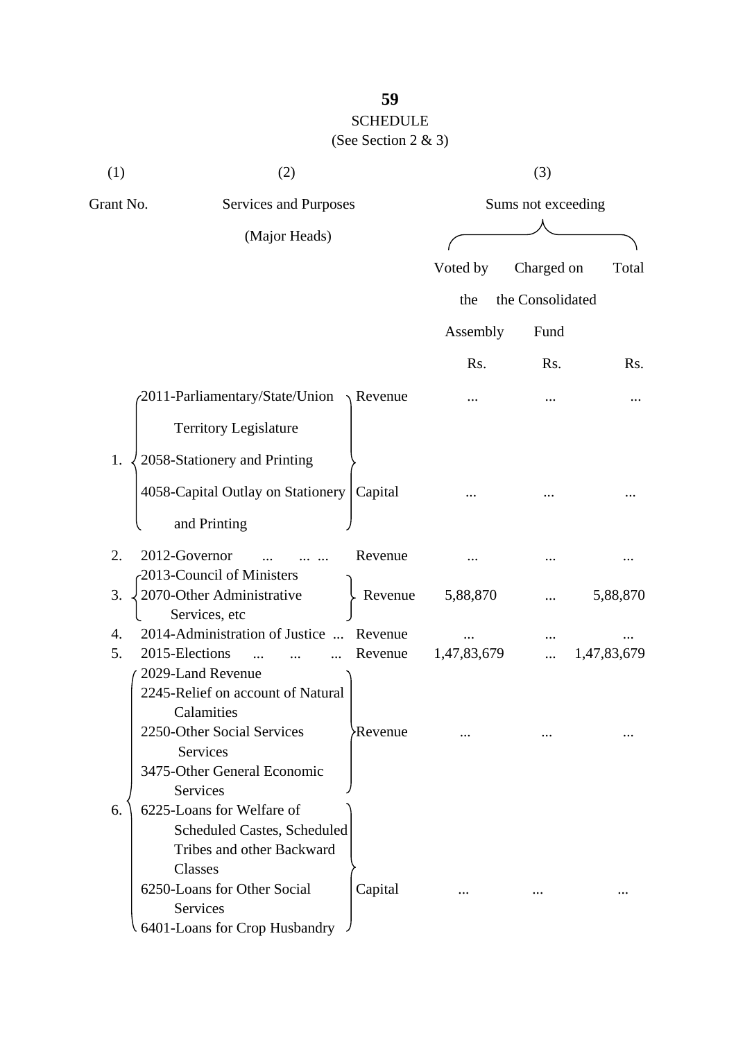# SCHEDULE

(See Section 2 & 3)

| (1) | (2) | | (3) | | |
|---|---|---|---|---|---|
| Grant No. | Services and Purposes (Major Heads) | | Sums not exceeding | | |
| | | | Voted by the Assembly | Charged on the Consolidated Fund | Total |
| | | | Rs. | Rs. | Rs. |
| 1. | 2011-Parliamentary/State/Union Territory Legislature<br>2058-Stationery and Printing | Revenue | ... | ... | ... |
| | 4058-Capital Outlay on Stationery and Printing | Capital | ... | ... | ... |
| 2. | 2012-Governor ... ... ... | Revenue | ... | ... | ... |
| 3. | 2013-Council of Ministers<br>2070-Other Administrative Services, etc | Revenue | 5,88,870 | ... | 5,88,870 |
| 4. | 2014-Administration of Justice ... | Revenue | ... | ... | ... |
| 5. | 2015-Elections ... ... ... | Revenue | 1,47,83,679 | ... | 1,47,83,679 |
| 6. | 2029-Land Revenue<br>2245-Relief on account of Natural Calamities<br>2250-Other Social Services Services<br>3475-Other General Economic Services | Revenue | ... | ... | ... |
| | 6225-Loans for Welfare of Scheduled Castes, Scheduled Tribes and other Backward Classes<br>6250-Loans for Other Social Services<br>6401-Loans for Crop Husbandry | Capital | ... | ... | ... |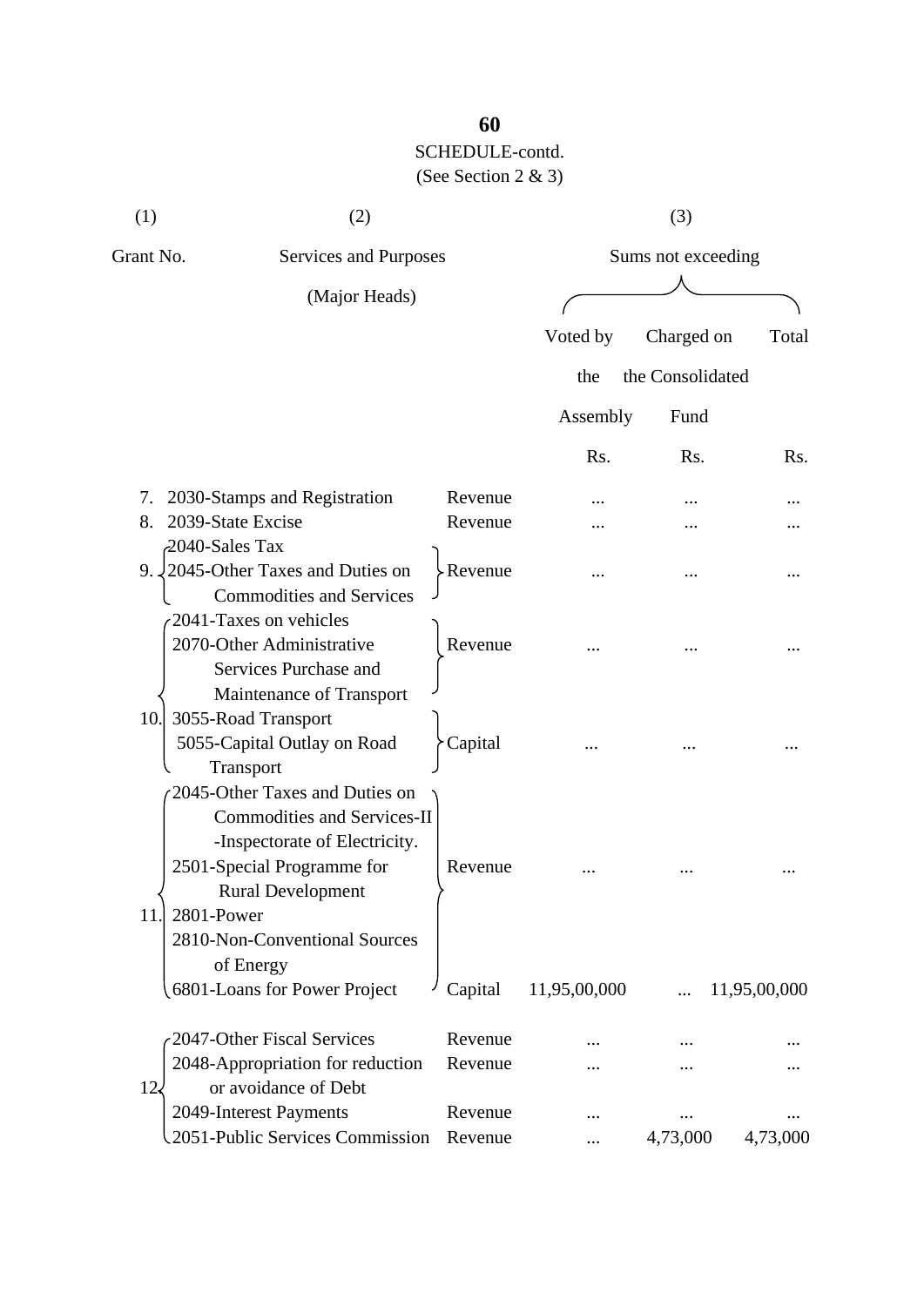SCHEDULE-contd.
(See Section 2 & 3)

| (1) | (2) | | (3) | | |
|---|---|---|---|---|---|
| Grant No. | Services and Purposes (Major Heads) | | Sums not exceeding | | |
| | | | Voted by the Assembly | Charged on the Consolidated Fund | Total |
| | | | Rs. | Rs. | Rs. |
| 7. | 2030-Stamps and Registration | Revenue | ... | ... | ... |
| 8. | 2039-State Excise | Revenue | ... | ... | ... |
| 9. | 2040-Sales Tax<br>2045-Other Taxes and Duties on Commodities and Services | Revenue | ... | ... | ... |
| 10. | 2041-Taxes on vehicles<br>2070-Other Administrative Services Purchase and Maintenance of Transport | Revenue | ... | ... | ... |
| | 3055-Road Transport<br>5055-Capital Outlay on Road Transport | Capital | ... | ... | ... |
| 11. | 2045-Other Taxes and Duties on Commodities and Services-II -Inspectorate of Electricity.<br>2501-Special Programme for Rural Development<br>2801-Power<br>2810-Non-Conventional Sources of Energy | Revenue | ... | ... | ... |
| | 6801-Loans for Power Project | Capital | 11,95,00,000 | ... | 11,95,00,000 |
| 12. | 2047-Other Fiscal Services | Revenue | ... | ... | ... |
| | 2048-Appropriation for reduction or avoidance of Debt | Revenue | ... | ... | ... |
| | 2049-Interest Payments | Revenue | ... | ... | ... |
| | 2051-Public Services Commission | Revenue | ... | 4,73,000 | 4,73,000 |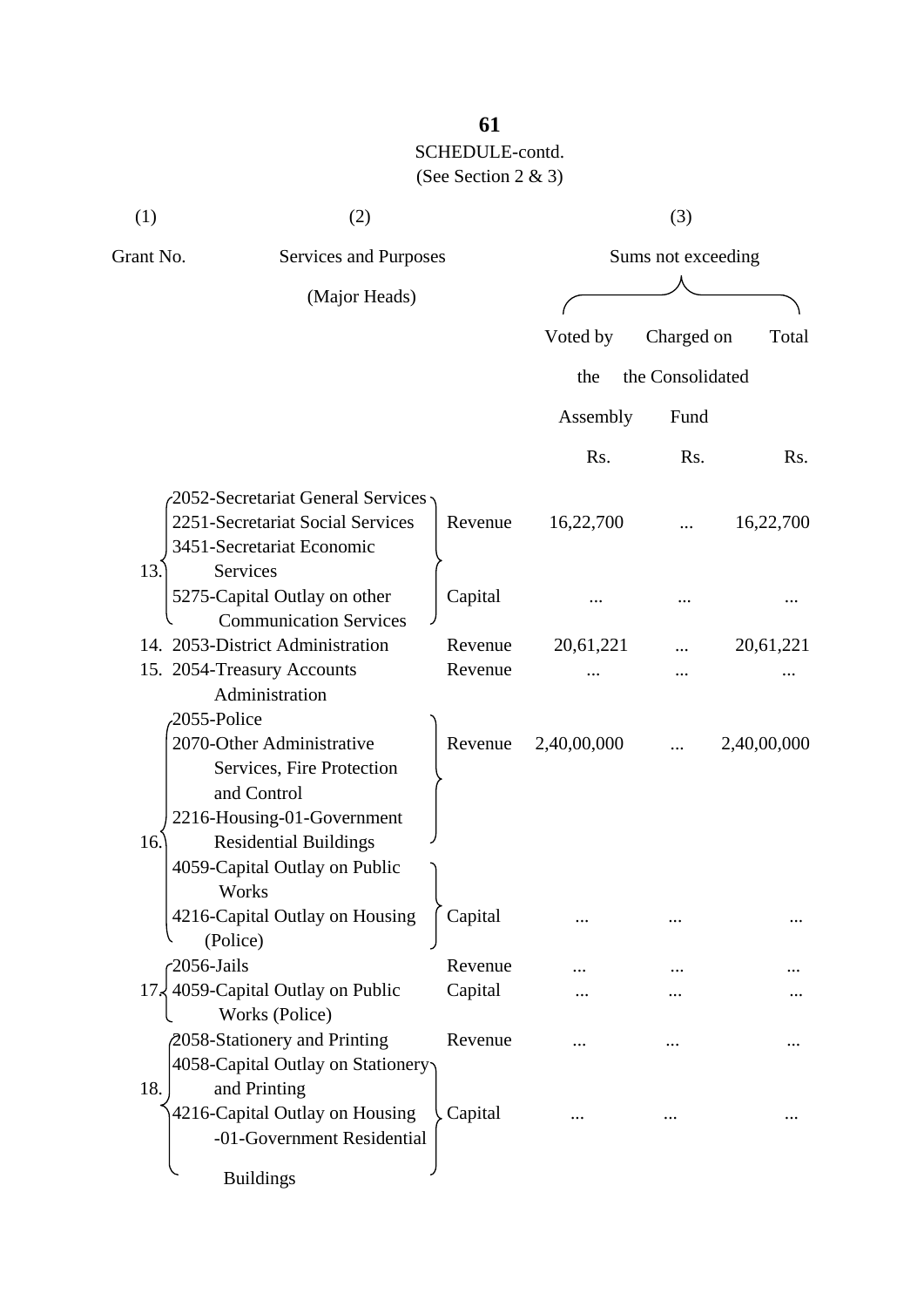SCHEDULE-contd.
(See Section 2 & 3)

| (1) | (2) | | (3) | | |
|---|---|---|---|---|---|
| Grant No. | Services and Purposes (Major Heads) | | Sums not exceeding | | |
| | | | Voted by the Assembly | Charged on the Consolidated Fund | Total |
| | | | Rs. | Rs. | Rs. |
| 13. | 2052-Secretariat General Services<br>2251-Secretariat Social Services<br>3451-Secretariat Economic Services | Revenue | 16,22,700 | ... | 16,22,700 |
| | 5275-Capital Outlay on other Communication Services | Capital | ... | ... | ... |
| 14. | 2053-District Administration | Revenue | 20,61,221 | ... | 20,61,221 |
| 15. | 2054-Treasury Accounts Administration | Revenue | ... | ... | ... |
| 16. | 2055-Police<br>2070-Other Administrative Services, Fire Protection and Control<br>2216-Housing-01-Government Residential Buildings | Revenue | 2,40,00,000 | ... | 2,40,00,000 |
| | 4059-Capital Outlay on Public Works<br>4216-Capital Outlay on Housing (Police) | Capital | ... | ... | ... |
| 17. | 2056-Jails | Revenue | ... | ... | ... |
| | 4059-Capital Outlay on Public Works (Police) | Capital | ... | ... | ... |
| 18. | 2058-Stationery and Printing | Revenue | ... | ... | ... |
| | 4058-Capital Outlay on Stationery and Printing<br>4216-Capital Outlay on Housing -01-Government Residential Buildings | Capital | ... | ... | ... |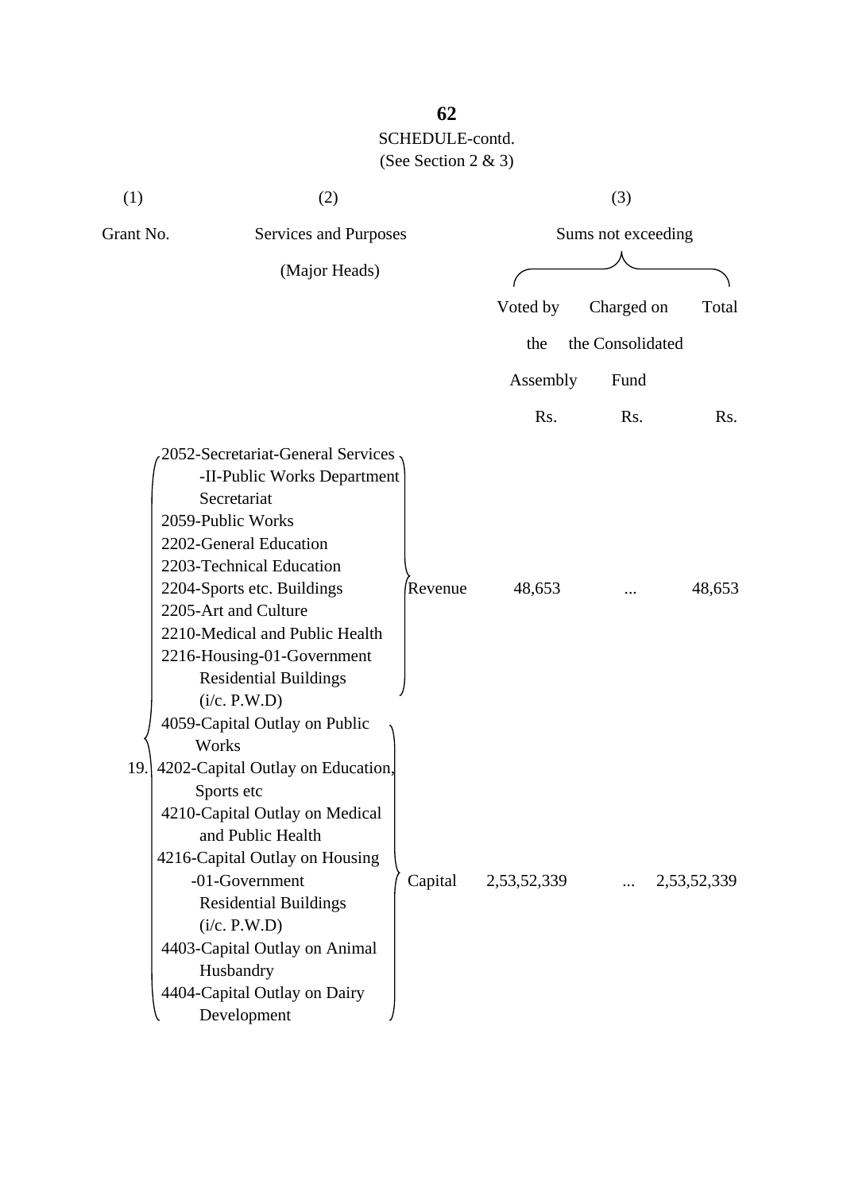SCHEDULE-contd.

(See Section 2 & 3)

| (1) | (2) | | (3) | | |
|---|---|---|---|---|---|
| Grant No. | Services and Purposes (Major Heads) | | Sums not exceeding | | |
| | | | Voted by the Assembly | Charged on the Consolidated Fund | Total |
| | | | Rs. | Rs. | Rs. |
| 19. | 2052-Secretariat-General Services -II-Public Works Department Secretariat<br>2059-Public Works<br>2202-General Education<br>2203-Technical Education<br>2204-Sports etc. Buildings<br>2205-Art and Culture<br>2210-Medical and Public Health<br>2216-Housing-01-Government Residential Buildings (i/c. P.W.D) | Revenue | 48,653 | ... | 48,653 |
| | 4059-Capital Outlay on Public Works<br>4202-Capital Outlay on Education, Sports etc<br>4210-Capital Outlay on Medical and Public Health<br>4216-Capital Outlay on Housing -01-Government Residential Buildings (i/c. P.W.D)<br>4403-Capital Outlay on Animal Husbandry<br>4404-Capital Outlay on Dairy Development | Capital | 2,53,52,339 | ... | 2,53,52,339 |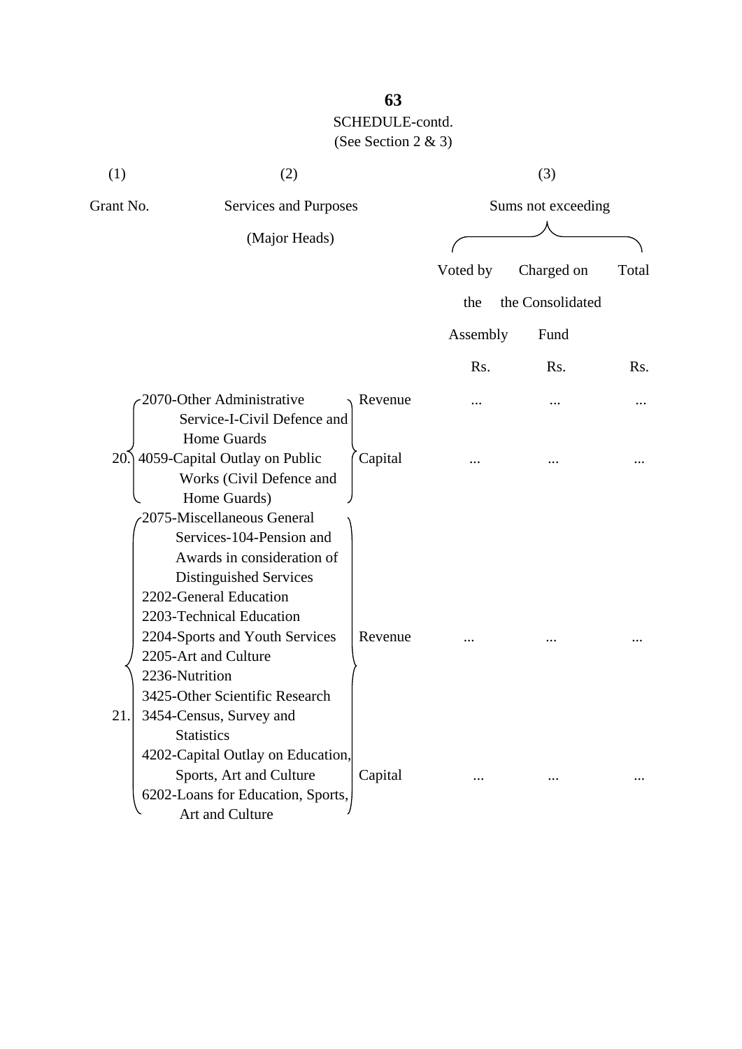SCHEDULE-contd.

(See Section 2 & 3)

| (1) | (2) | | (3) | | |
|---|---|---|---|---|---|
| Grant No. | Services and Purposes (Major Heads) | | Sums not exceeding | | |
| | | | Voted by the Assembly | Charged on the Consolidated Fund | Total |
| | | | Rs. | Rs. | Rs. |
| 20. | 2070-Other Administrative Service-I-Civil Defence and Home Guards | Revenue | ... | ... | ... |
| | 4059-Capital Outlay on Public Works (Civil Defence and Home Guards) | Capital | ... | ... | ... |
| 21. | 2075-Miscellaneous General Services-104-Pension and Awards in consideration of Distinguished Services<br>2202-General Education<br>2203-Technical Education<br>2204-Sports and Youth Services<br>2205-Art and Culture<br>2236-Nutrition<br>3425-Other Scientific Research<br>3454-Census, Survey and Statistics | Revenue | ... | ... | ... |
| | 4202-Capital Outlay on Education, Sports, Art and Culture<br>6202-Loans for Education, Sports, Art and Culture | Capital | ... | ... | ... |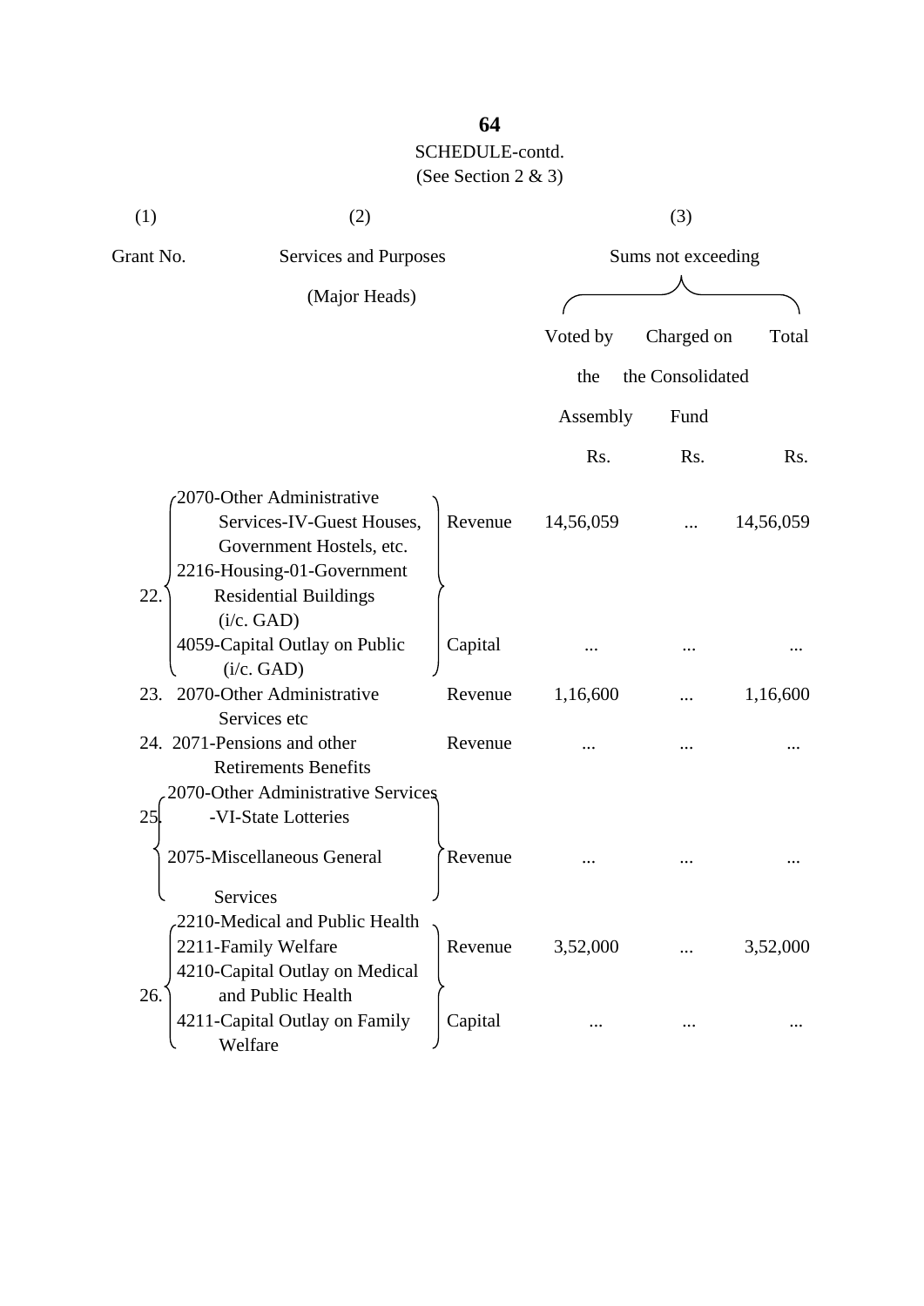SCHEDULE-contd.
(See Section 2 & 3)

| (1) | (2) | | (3) | | |
|---|---|---|---|---|---|
| Grant No. | Services and Purposes (Major Heads) | | Sums not exceeding | | |
| | | | Voted by the Assembly | Charged on the Consolidated Fund | Total |
| | | | Rs. | Rs. | Rs. |
| 22. | 2070-Other Administrative Services-IV-Guest Houses, Government Hostels, etc. 2216-Housing-01-Government Residential Buildings (i/c. GAD) | Revenue | 14,56,059 | ... | 14,56,059 |
| | 4059-Capital Outlay on Public (i/c. GAD) | Capital | ... | ... | ... |
| 23. | 2070-Other Administrative Services etc | Revenue | 1,16,600 | ... | 1,16,600 |
| 24. | 2071-Pensions and other Retirements Benefits | Revenue | ... | ... | ... |
| 25. | 2070-Other Administrative Services -VI-State Lotteries 2075-Miscellaneous General Services | Revenue | ... | ... | ... |
| 26. | 2210-Medical and Public Health 2211-Family Welfare | Revenue | 3,52,000 | ... | 3,52,000 |
| | 4210-Capital Outlay on Medical and Public Health 4211-Capital Outlay on Family Welfare | Capital | ... | ... | ... |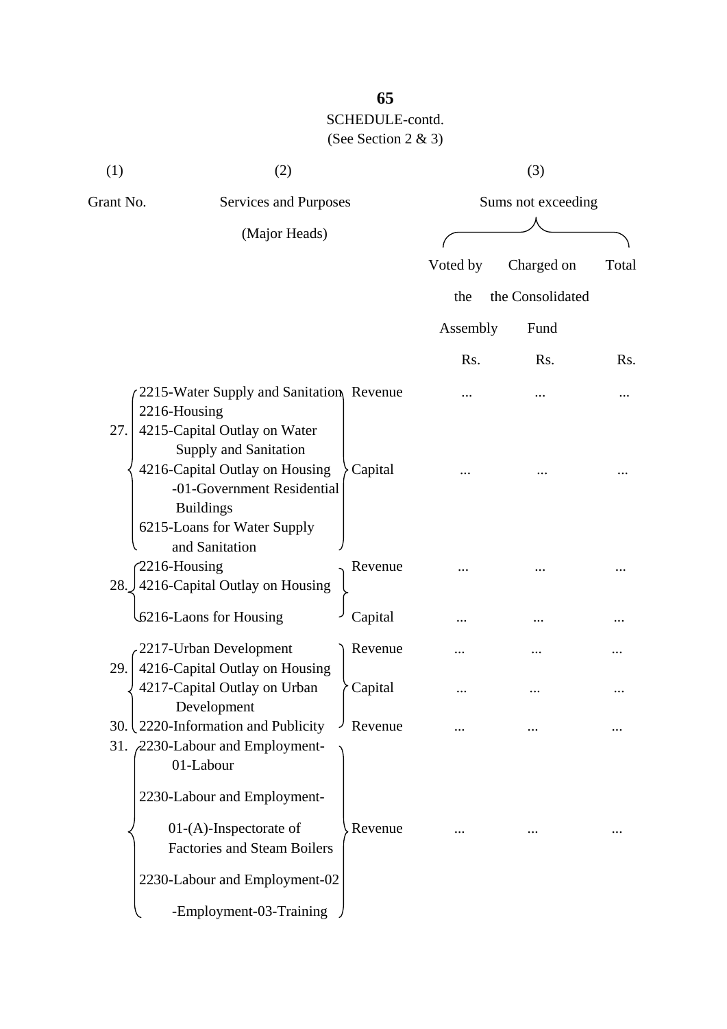SCHEDULE-contd.

(See Section 2 & 3)

| (1) | (2) | | (3) | | |
|---|---|---|---|---|---|
| Grant No. | Services and Purposes (Major Heads) | | Sums not exceeding | | |
| | | | Voted by the Assembly | Charged on the Consolidated Fund | Total |
| | | | Rs. | Rs. | Rs. |
| 27. | 2215-Water Supply and Sanitation<br>2216-Housing | Revenue | ... | ... | ... |
| | 4215-Capital Outlay on Water Supply and Sanitation<br>4216-Capital Outlay on Housing -01-Government Residential Buildings<br>6215-Loans for Water Supply and Sanitation | Capital | ... | ... | ... |
| 28. | 2216-Housing | Revenue | ... | ... | ... |
| | 4216-Capital Outlay on Housing<br>6216-Laons for Housing | Capital | ... | ... | ... |
| 29. | 2217-Urban Development | Revenue | ... | ... | ... |
| | 4216-Capital Outlay on Housing<br>4217-Capital Outlay on Urban Development | Capital | ... | ... | ... |
| 30. | 2220-Information and Publicity | Revenue | ... | ... | ... |
| 31. | 2230-Labour and Employment-01-Labour<br>2230-Labour and Employment-01-(A)-Inspectorate of Factories and Steam Boilers<br>2230-Labour and Employment-02-Employment-03-Training | Revenue | ... | ... | ... |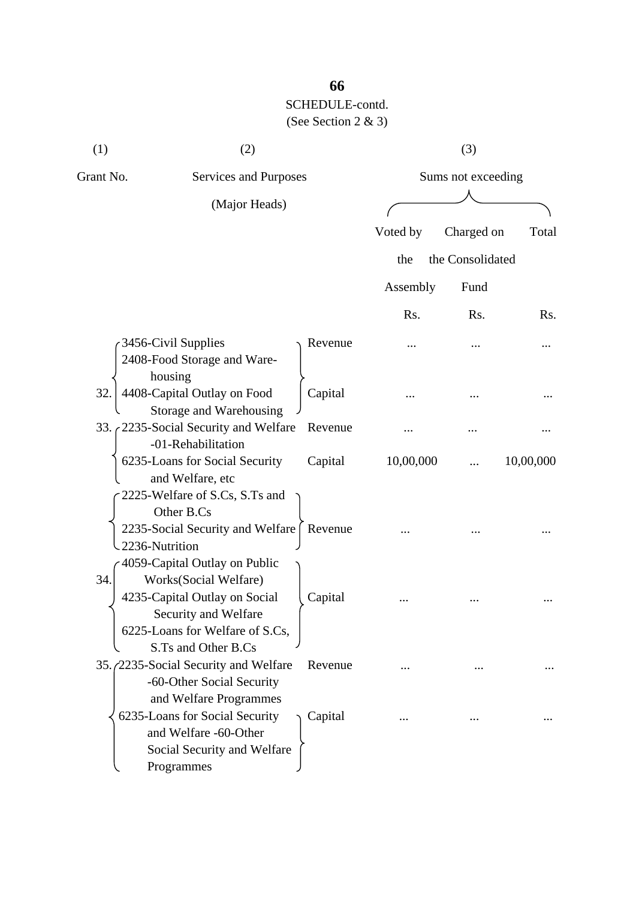SCHEDULE-contd.
(See Section 2 & 3)

| (1) | (2) | | (3) | | |
|---|---|---|---|---|---|
| Grant No. | Services and Purposes (Major Heads) | | Sums not exceeding | | |
| | | | Voted by the Assembly | Charged on the Consolidated Fund | Total |
| | | | Rs. | Rs. | Rs. |
| 32. | 3456-Civil Supplies<br>2408-Food Storage and Warehousing | Revenue | ... | ... | ... |
| | 4408-Capital Outlay on Food Storage and Warehousing | Capital | ... | ... | ... |
| 33. | 2235-Social Security and Welfare -01-Rehabilitation | Revenue | ... | ... | ... |
| | 6235-Loans for Social Security and Welfare, etc | Capital | 10,00,000 | ... | 10,00,000 |
| 34. | 2225-Welfare of S.Cs, S.Ts and Other B.Cs<br>2235-Social Security and Welfare<br>2236-Nutrition | Revenue | ... | ... | ... |
| | 4059-Capital Outlay on Public Works(Social Welfare)<br>4235-Capital Outlay on Social Security and Welfare<br>6225-Loans for Welfare of S.Cs, S.Ts and Other B.Cs | Capital | ... | ... | ... |
| 35. | 2235-Social Security and Welfare -60-Other Social Security and Welfare Programmes | Revenue | ... | ... | ... |
| | 6235-Loans for Social Security and Welfare -60-Other Social Security and Welfare Programmes | Capital | ... | ... | ... |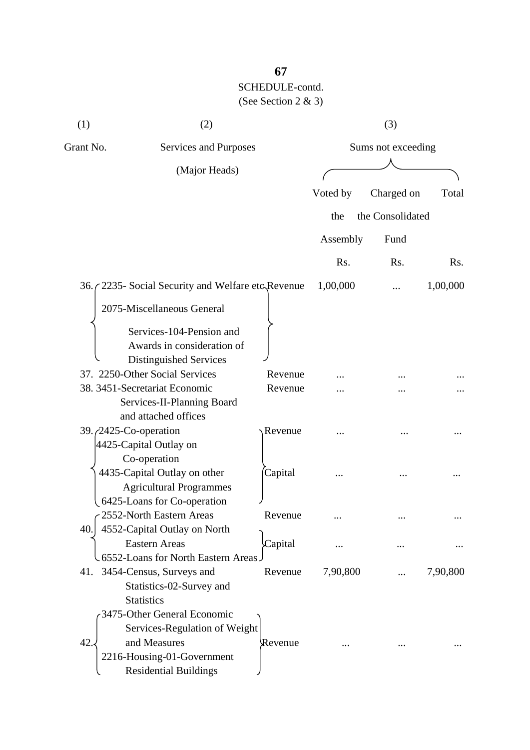SCHEDULE-contd.
(See Section 2 & 3)

| (1) | (2) | | (3) | | |
|---|---|---|---|---|---|
| Grant No. | Services and Purposes (Major Heads) | | Sums not exceeding | | |
| | | | Voted by the Assembly | Charged on the Consolidated Fund | Total |
| | | | Rs. | Rs. | Rs. |
| 36. | 2235- Social Security and Welfare etc. 2075-Miscellaneous General Services-104-Pension and Awards in consideration of Distinguished Services | Revenue | 1,00,000 | ... | 1,00,000 |
| 37. | 2250-Other Social Services | Revenue | ... | ... | ... |
| 38. | 3451-Secretariat Economic Services-II-Planning Board and attached offices | Revenue | ... | ... | ... |
| 39. | 2425-Co-operation | Revenue | ... | ... | ... |
| | 4425-Capital Outlay on Co-operation 4435-Capital Outlay on other Agricultural Programmes 6425-Loans for Co-operation | Capital | ... | ... | ... |
| 40. | 2552-North Eastern Areas | Revenue | ... | ... | ... |
| | 4552-Capital Outlay on North Eastern Areas 6552-Loans for North Eastern Areas | Capital | ... | ... | ... |
| 41. | 3454-Census, Surveys and Statistics-02-Survey and Statistics | Revenue | 7,90,800 | ... | 7,90,800 |
| 42. | 3475-Other General Economic Services-Regulation of Weight and Measures 2216-Housing-01-Government Residential Buildings | Revenue | ... | ... | ... |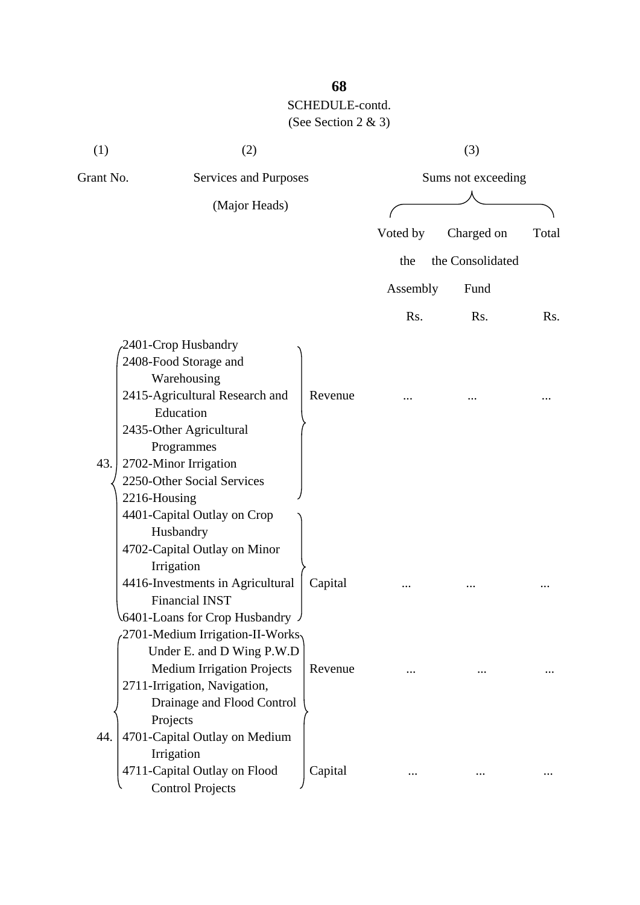SCHEDULE-contd.
(See Section 2 & 3)

| (1) | (2) | | (3) | | |
|---|---|---|---|---|---|
| Grant No. | Services and Purposes (Major Heads) | | Sums not exceeding | | |
| | | | Voted by the Assembly | Charged on the Consolidated Fund | Total |
| | | | Rs. | Rs. | Rs. |
| 43. | 2401-Crop Husbandry<br>2408-Food Storage and Warehousing<br>2415-Agricultural Research and Education<br>2435-Other Agricultural Programmes<br>2702-Minor Irrigation<br>2250-Other Social Services<br>2216-Housing | Revenue | ... | ... | ... |
| | 4401-Capital Outlay on Crop Husbandry<br>4702-Capital Outlay on Minor Irrigation<br>4416-Investments in Agricultural Financial INST<br>6401-Loans for Crop Husbandry | Capital | ... | ... | ... |
| 44. | 2701-Medium Irrigation-II-Works Under E. and D Wing P.W.D Medium Irrigation Projects<br>2711-Irrigation, Navigation, Drainage and Flood Control Projects | Revenue | ... | ... | ... |
| | 4701-Capital Outlay on Medium Irrigation<br>4711-Capital Outlay on Flood Control Projects | Capital | ... | ... | ... |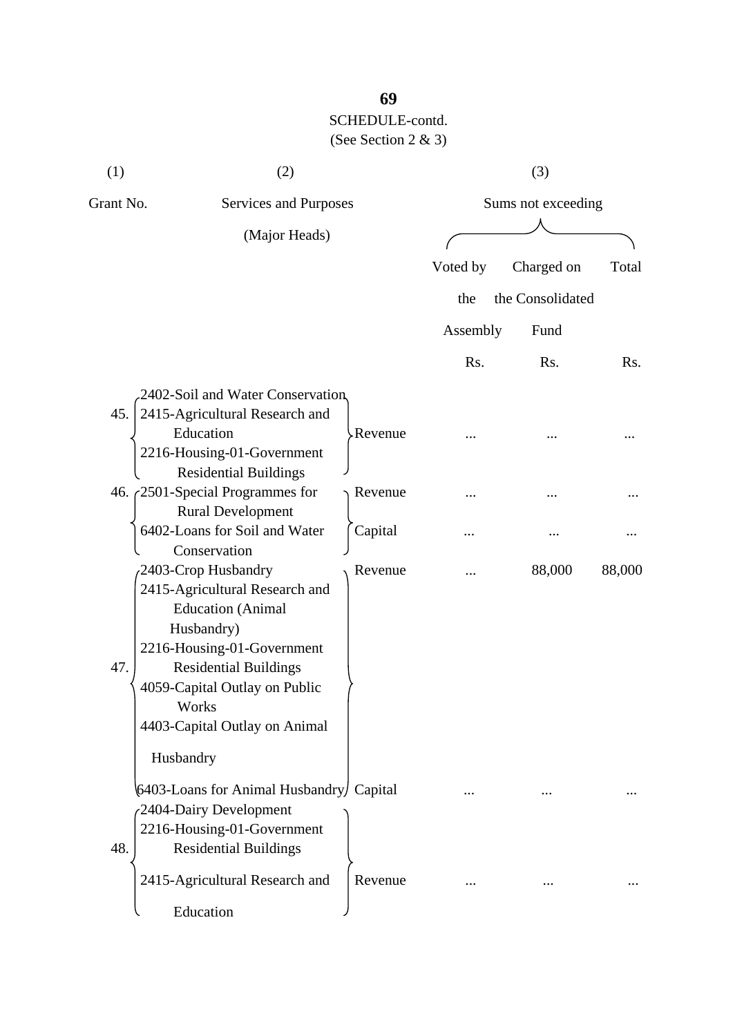SCHEDULE-contd.

(See Section 2 & 3)

| (1) | (2) | | (3) | | |
|---|---|---|---|---|---|
| Grant No. | Services and Purposes (Major Heads) | | Sums not exceeding | | |
| | | | Voted by the Assembly | Charged on the Consolidated Fund | Total |
| | | | Rs. | Rs. | Rs. |
| 45. | 2402-Soil and Water Conservation<br>2415-Agricultural Research and Education<br>2216-Housing-01-Government Residential Buildings | Revenue | ... | ... | ... |
| 46. | 2501-Special Programmes for Rural Development | Revenue | ... | ... | ... |
| | 6402-Loans for Soil and Water Conservation | Capital | ... | ... | ... |
| 47. | 2403-Crop Husbandry<br>2415-Agricultural Research and Education (Animal Husbandry)<br>2216-Housing-01-Government Residential Buildings | Revenue | ... | 88,000 | 88,000 |
| | 4059-Capital Outlay on Public Works<br>4403-Capital Outlay on Animal Husbandry<br>6403-Loans for Animal Husbandry | Capital | ... | ... | ... |
| 48. | 2404-Dairy Development<br>2216-Housing-01-Government Residential Buildings<br>2415-Agricultural Research and Education | Revenue | ... | ... | ... |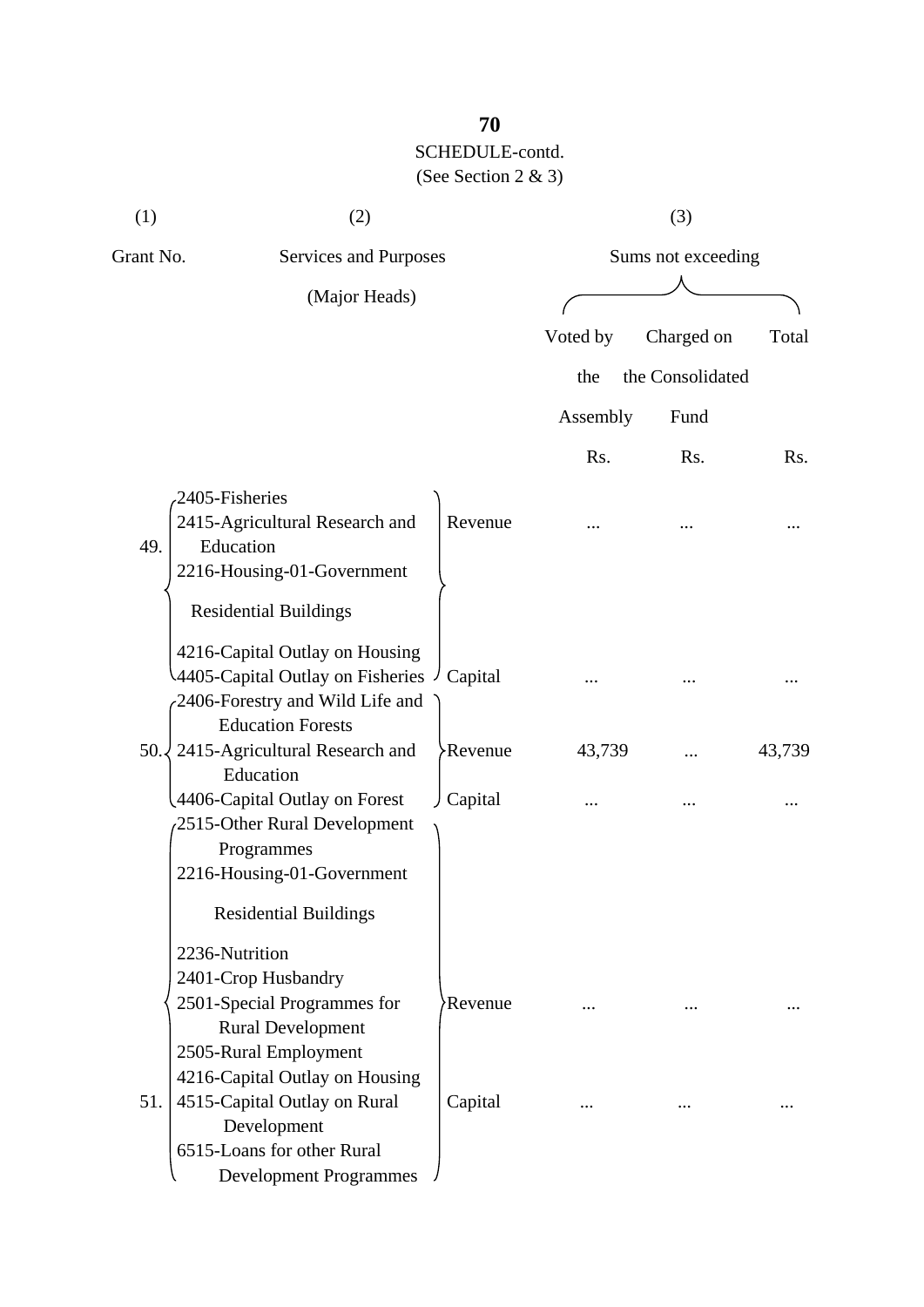SCHEDULE-contd.

(See Section 2 & 3)

| (1) | (2) | | (3) | | |
|---|---|---|---|---|---|
| Grant No. | Services and Purposes (Major Heads) | | Sums not exceeding | | |
| | | | Voted by the Assembly | Charged on the Consolidated Fund | Total |
| | | | Rs. | Rs. | Rs. |
| 49. | 2405-Fisheries<br>2415-Agricultural Research and Education<br>2216-Housing-01-Government Residential Buildings | Revenue | ... | ... | ... |
| | 4216-Capital Outlay on Housing<br>4405-Capital Outlay on Fisheries | Capital | ... | ... | ... |
| 50. | 2406-Forestry and Wild Life and Education Forests<br>2415-Agricultural Research and Education | Revenue | 43,739 | ... | 43,739 |
| | 4406-Capital Outlay on Forest | Capital | ... | ... | ... |
| 51. | 2515-Other Rural Development Programmes<br>2216-Housing-01-Government Residential Buildings<br>2236-Nutrition<br>2401-Crop Husbandry<br>2501-Special Programmes for Rural Development<br>2505-Rural Employment | Revenue | ... | ... | ... |
| | 4216-Capital Outlay on Housing<br>4515-Capital Outlay on Rural Development<br>6515-Loans for other Rural Development Programmes | Capital | ... | ... | ... |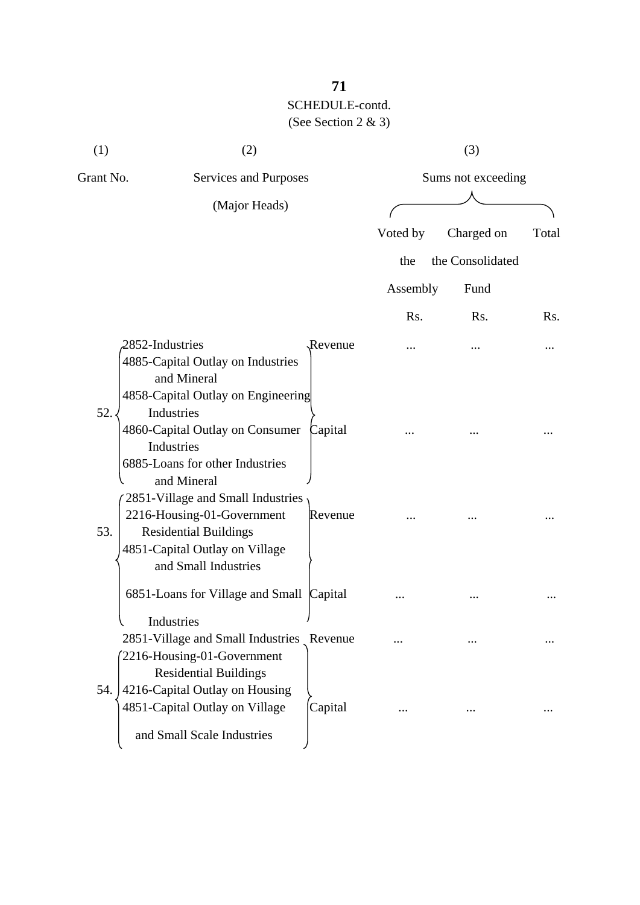SCHEDULE-contd.
(See Section 2 & 3)

| (1) | (2) | | (3) | | |
|---|---|---|---|---|---|
| Grant No. | Services and Purposes (Major Heads) | | Sums not exceeding | | |
| | | | Voted by the Assembly | Charged on the Consolidated Fund | Total |
| | | | Rs. | Rs. | Rs. |
| 52. | 2852-Industries | Revenue | ... | ... | ... |
| | 4885-Capital Outlay on Industries and Mineral<br>4858-Capital Outlay on Engineering Industries<br>4860-Capital Outlay on Consumer Industries<br>6885-Loans for other Industries and Mineral | Capital | ... | ... | ... |
| 53. | 2851-Village and Small Industries<br>2216-Housing-01-Government Residential Buildings | Revenue | ... | ... | ... |
| | 4851-Capital Outlay on Village and Small Industries<br>6851-Loans for Village and Small Industries | Capital | ... | ... | ... |
| 54. | 2851-Village and Small Industries | Revenue | ... | ... | ... |
| | 2216-Housing-01-Government Residential Buildings<br>4216-Capital Outlay on Housing<br>4851-Capital Outlay on Village and Small Scale Industries | Capital | ... | ... | ... |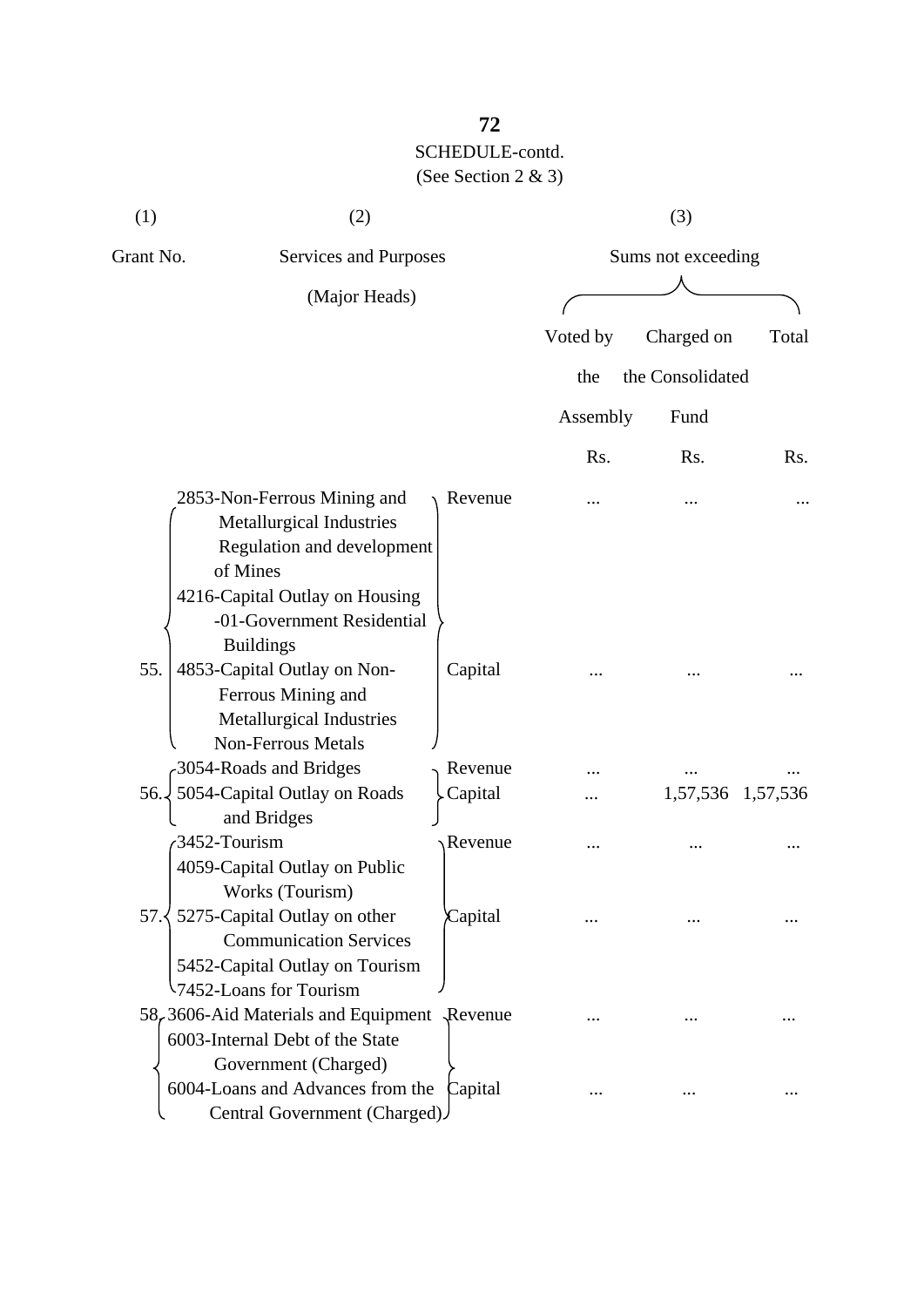SCHEDULE-contd.

(See Section 2 & 3)

| (1) | (2) | | (3) | | |
|---|---|---|---|---|---|
| Grant No. | Services and Purposes (Major Heads) | | Sums not exceeding | | |
| | | | Voted by the Assembly | Charged on the Consolidated Fund | Total |
| | | | Rs. | Rs. | Rs. |
| 55. | 2853-Non-Ferrous Mining and Metallurgical Industries Regulation and development of Mines | Revenue | ... | ... | ... |
| | 4216-Capital Outlay on Housing -01-Government Residential Buildings 4853-Capital Outlay on Non-Ferrous Mining and Metallurgical Industries Non-Ferrous Metals | Capital | ... | ... | ... |
| 56. | 3054-Roads and Bridges | Revenue | ... | ... | ... |
| | 5054-Capital Outlay on Roads and Bridges | Capital | ... | 1,57,536 | 1,57,536 |
| 57. | 3452-Tourism | Revenue | ... | ... | ... |
| | 4059-Capital Outlay on Public Works (Tourism) 5275-Capital Outlay on other Communication Services 5452-Capital Outlay on Tourism 7452-Loans for Tourism | Capital | ... | ... | ... |
| 58. | 3606-Aid Materials and Equipment | Revenue | ... | ... | ... |
| | 6003-Internal Debt of the State Government (Charged) 6004-Loans and Advances from the Central Government (Charged) | Capital | ... | ... | ... |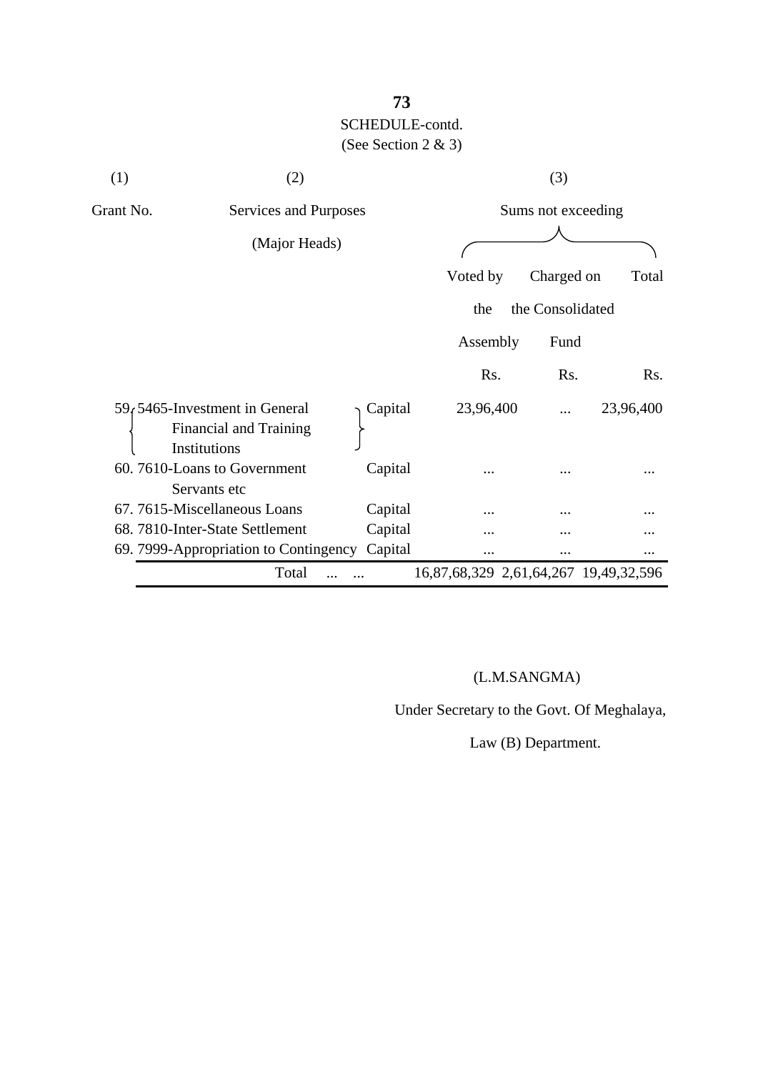SCHEDULE-contd.

(See Section 2 & 3)

| (1) | (2) | | (3) | | |
|---|---|---|---|---|---|
| Grant No. | Services and Purposes (Major Heads) | | Sums not exceeding | | |
| | | | Voted by the Assembly | Charged on the Consolidated Fund | Total |
| | | | Rs. | Rs. | Rs. |
| 59. | 5465-Investment in General Financial and Training Institutions | Capital | 23,96,400 | ... | 23,96,400 |
| 60. | 7610-Loans to Government Servants etc | Capital | ... | ... | ... |
| 67. | 7615-Miscellaneous Loans | Capital | ... | ... | ... |
| 68. | 7810-Inter-State Settlement | Capital | ... | ... | ... |
| 69. | 7999-Appropriation to Contingency | Capital | ... | ... | ... |
| | Total ... ... | | 16,87,68,329 | 2,61,64,267 | 19,49,32,596 |

(L.M.SANGMA)

Under Secretary to the Govt. Of Meghalaya,

Law (B) Department.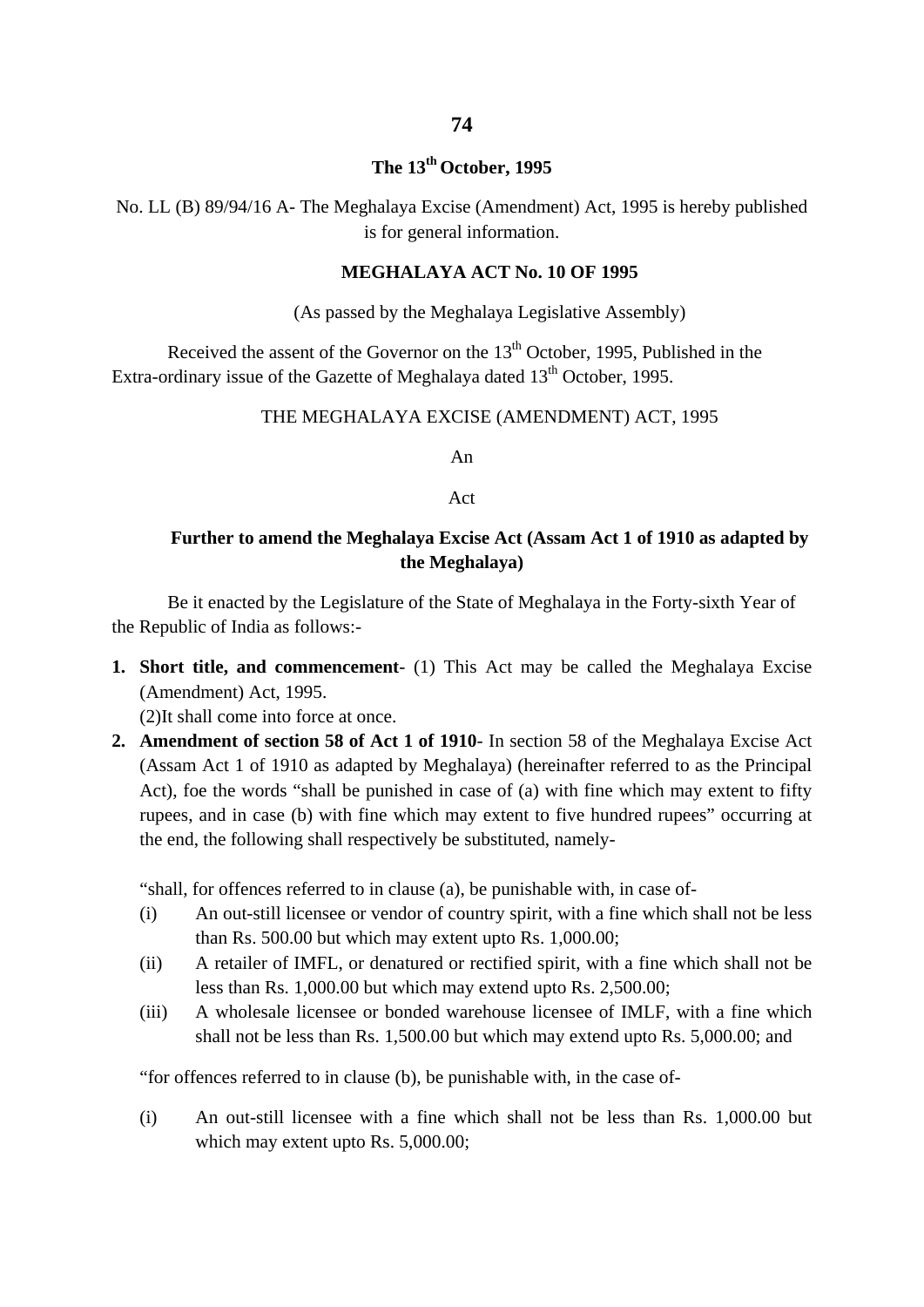**The 13th October, 1995**

No. LL (B) 89/94/16 A- The Meghalaya Excise (Amendment) Act, 1995 is hereby published is for general information.

**MEGHALAYA ACT No. 10 OF 1995**

(As passed by the Meghalaya Legislative Assembly)

Received the assent of the Governor on the 13th October, 1995, Published in the Extra-ordinary issue of the Gazette of Meghalaya dated 13th October, 1995.

THE MEGHALAYA EXCISE (AMENDMENT) ACT, 1995

An

Act

**Further to amend the Meghalaya Excise Act (Assam Act 1 of 1910 as adapted by the Meghalaya)**

Be it enacted by the Legislature of the State of Meghalaya in the Forty-sixth Year of the Republic of India as follows:-

1. **Short title, and commencement**- (1) This Act may be called the Meghalaya Excise (Amendment) Act, 1995.
   (2)It shall come into force at once.
2. **Amendment of section 58 of Act 1 of 1910**- In section 58 of the Meghalaya Excise Act (Assam Act 1 of 1910 as adapted by Meghalaya) (hereinafter referred to as the Principal Act), foe the words "shall be punished in case of (a) with fine which may extent to fifty rupees, and in case (b) with fine which may extent to five hundred rupees" occurring at the end, the following shall respectively be substituted, namely-

   "shall, for offences referred to in clause (a), be punishable with, in case of-

   (i) An out-still licensee or vendor of country spirit, with a fine which shall not be less than Rs. 500.00 but which may extent upto Rs. 1,000.00;
   (ii) A retailer of IMFL, or denatured or rectified spirit, with a fine which shall not be less than Rs. 1,000.00 but which may extend upto Rs. 2,500.00;
   (iii) A wholesale licensee or bonded warehouse licensee of IMLF, with a fine which shall not be less than Rs. 1,500.00 but which may extend upto Rs. 5,000.00; and

   "for offences referred to in clause (b), be punishable with, in the case of-

   (i) An out-still licensee with a fine which shall not be less than Rs. 1,000.00 but which may extent upto Rs. 5,000.00;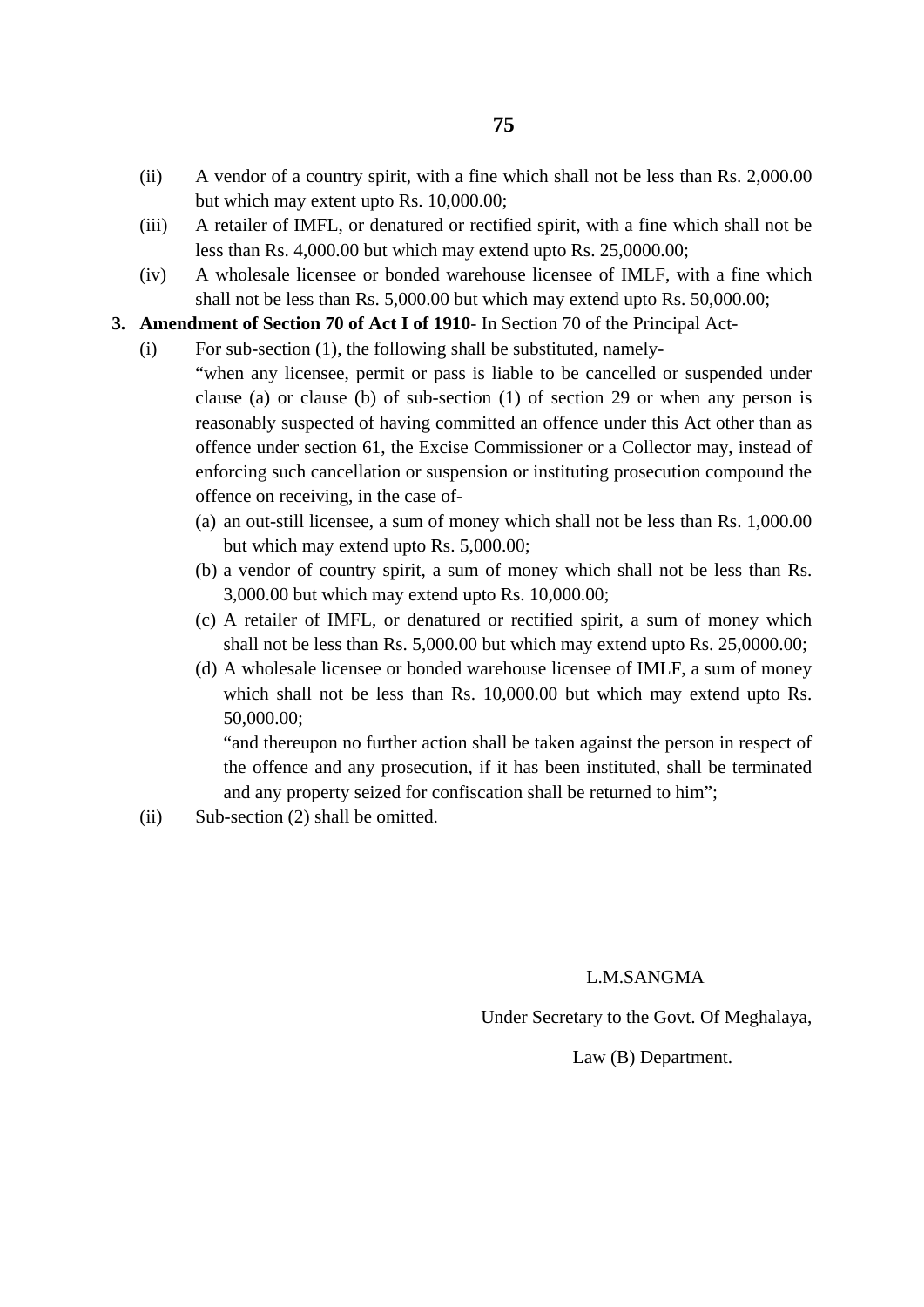(ii) A vendor of a country spirit, with a fine which shall not be less than Rs. 2,000.00 but which may extent upto Rs. 10,000.00;

(iii) A retailer of IMFL, or denatured or rectified spirit, with a fine which shall not be less than Rs. 4,000.00 but which may extend upto Rs. 25,0000.00;

(iv) A wholesale licensee or bonded warehouse licensee of IMLF, with a fine which shall not be less than Rs. 5,000.00 but which may extend upto Rs. 50,000.00;

**3. Amendment of Section 70 of Act I of 1910**- In Section 70 of the Principal Act-

(i) For sub-section (1), the following shall be substituted, namely-

"when any licensee, permit or pass is liable to be cancelled or suspended under clause (a) or clause (b) of sub-section (1) of section 29 or when any person is reasonably suspected of having committed an offence under this Act other than as offence under section 61, the Excise Commissioner or a Collector may, instead of enforcing such cancellation or suspension or instituting prosecution compound the offence on receiving, in the case of-

(a) an out-still licensee, a sum of money which shall not be less than Rs. 1,000.00 but which may extend upto Rs. 5,000.00;

(b) a vendor of country spirit, a sum of money which shall not be less than Rs. 3,000.00 but which may extend upto Rs. 10,000.00;

(c) A retailer of IMFL, or denatured or rectified spirit, a sum of money which shall not be less than Rs. 5,000.00 but which may extend upto Rs. 25,0000.00;

(d) A wholesale licensee or bonded warehouse licensee of IMLF, a sum of money which shall not be less than Rs. 10,000.00 but which may extend upto Rs. 50,000.00;

"and thereupon no further action shall be taken against the person in respect of the offence and any prosecution, if it has been instituted, shall be terminated and any property seized for confiscation shall be returned to him";

(ii) Sub-section (2) shall be omitted.

L.M.SANGMA

Under Secretary to the Govt. Of Meghalaya,

Law (B) Department.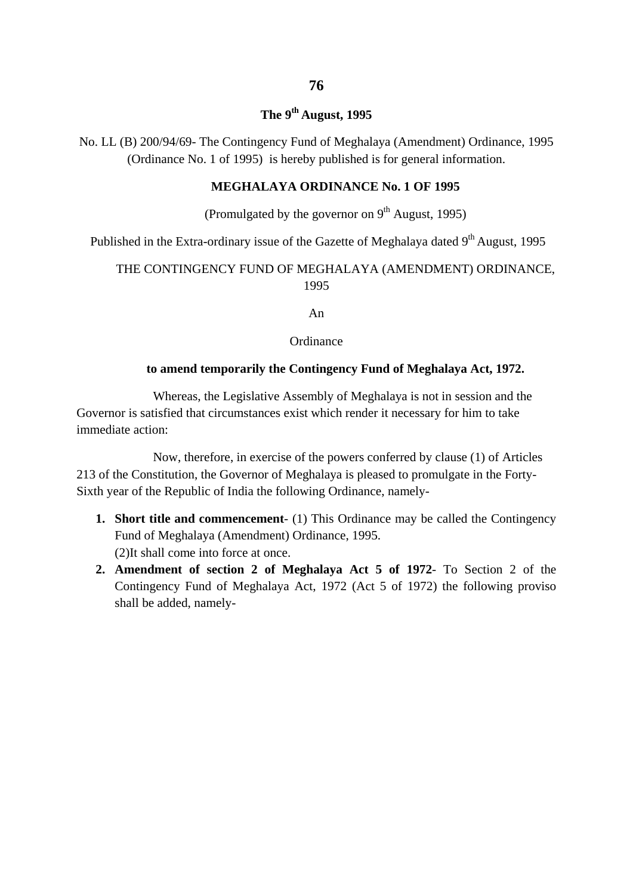**The 9th August, 1995**

No. LL (B) 200/94/69- The Contingency Fund of Meghalaya (Amendment) Ordinance, 1995 (Ordinance No. 1 of 1995) is hereby published is for general information.

**MEGHALAYA ORDINANCE No. 1 OF 1995**

(Promulgated by the governor on 9th August, 1995)

Published in the Extra-ordinary issue of the Gazette of Meghalaya dated 9th August, 1995

THE CONTINGENCY FUND OF MEGHALAYA (AMENDMENT) ORDINANCE, 1995

An

Ordinance

**to amend temporarily the Contingency Fund of Meghalaya Act, 1972.**

Whereas, the Legislative Assembly of Meghalaya is not in session and the Governor is satisfied that circumstances exist which render it necessary for him to take immediate action:

Now, therefore, in exercise of the powers conferred by clause (1) of Articles 213 of the Constitution, the Governor of Meghalaya is pleased to promulgate in the Forty-Sixth year of the Republic of India the following Ordinance, namely-

1. **Short title and commencement**- (1) This Ordinance may be called the Contingency Fund of Meghalaya (Amendment) Ordinance, 1995.
   (2)It shall come into force at once.
2. **Amendment of section 2 of Meghalaya Act 5 of 1972**- To Section 2 of the Contingency Fund of Meghalaya Act, 1972 (Act 5 of 1972) the following proviso shall be added, namely-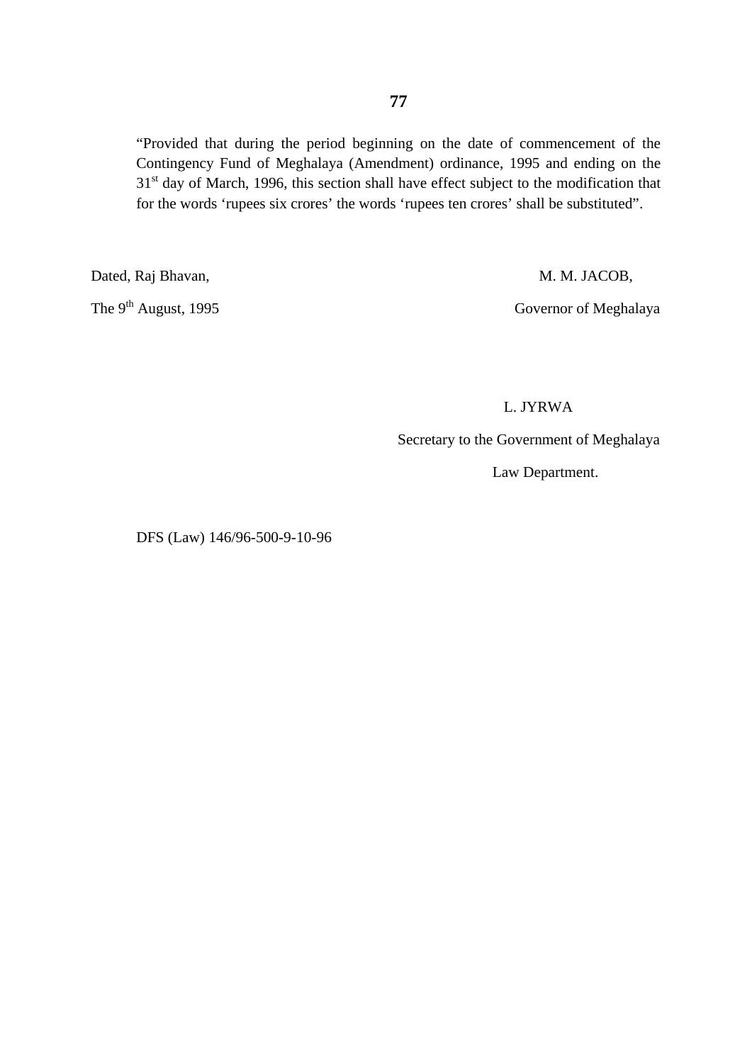"Provided that during the period beginning on the date of commencement of the Contingency Fund of Meghalaya (Amendment) ordinance, 1995 and ending on the 31st day of March, 1996, this section shall have effect subject to the modification that for the words 'rupees six crores' the words 'rupees ten crores' shall be substituted".

Dated, Raj Bhavan,

The 9th August, 1995

M. M. JACOB,

Governor of Meghalaya

L. JYRWA

Secretary to the Government of Meghalaya

Law Department.

DFS (Law) 146/96-500-9-10-96